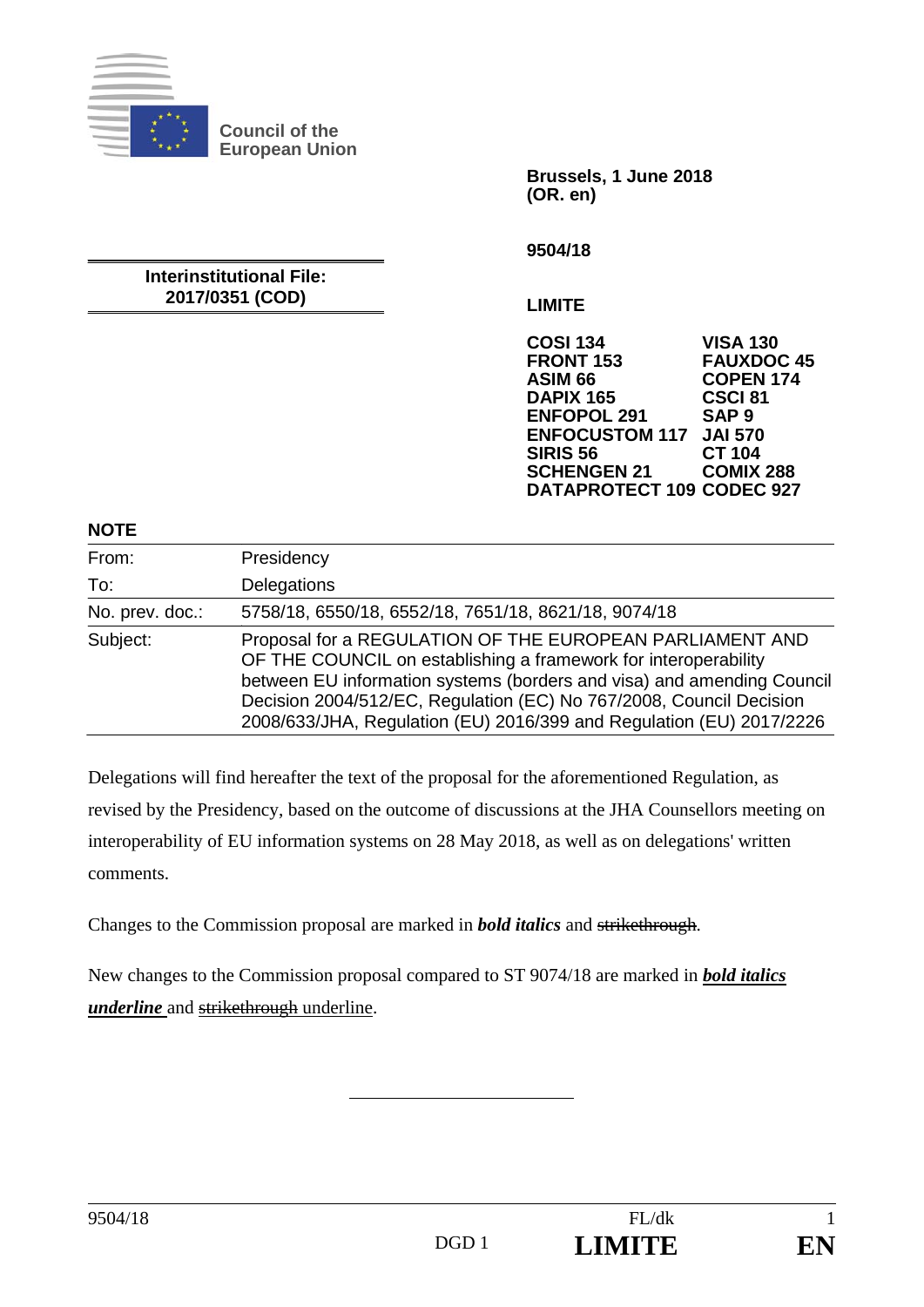**Council of the European Union**

**Brussels, 1 June 2018**
**(OR. en)**

**9504/18**

**Interinstitutional File:**
**2017/0351 (COD)**

**LIMITE**

| | |
|---|---|
| **COSI 134** | **VISA 130** |
| **FRONT 153** | **FAUXDOC 45** |
| **ASIM 66** | **COPEN 174** |
| **DAPIX 165** | **CSCI 81** |
| **ENFOPOL 291** | **SAP 9** |
| **ENFOCUSTOM 117** | **JAI 570** |
| **SIRIS 56** | **CT 104** |
| **SCHENGEN 21** | **COMIX 288** |
| **DATAPROTECT 109** | **CODEC 927** |

**NOTE**

| | |
|---|---|
| From: | Presidency |
| To: | Delegations |
| No. prev. doc.: | 5758/18, 6550/18, 6552/18, 7651/18, 8621/18, 9074/18 |
| Subject: | Proposal for a REGULATION OF THE EUROPEAN PARLIAMENT AND OF THE COUNCIL on establishing a framework for interoperability between EU information systems (borders and visa) and amending Council Decision 2004/512/EC, Regulation (EC) No 767/2008, Council Decision 2008/633/JHA, Regulation (EU) 2016/399 and Regulation (EU) 2017/2226 |

Delegations will find hereafter the text of the proposal for the aforementioned Regulation, as revised by the Presidency, based on the outcome of discussions at the JHA Counsellors meeting on interoperability of EU information systems on 28 May 2018, as well as on delegations' written comments.

Changes to the Commission proposal are marked in ***bold italics*** and ~~strikethrough~~.

New changes to the Commission proposal compared to ST 9074/18 are marked in <u>***bold italics underline***</u> and <u>~~strikethrough~~ underline</u>.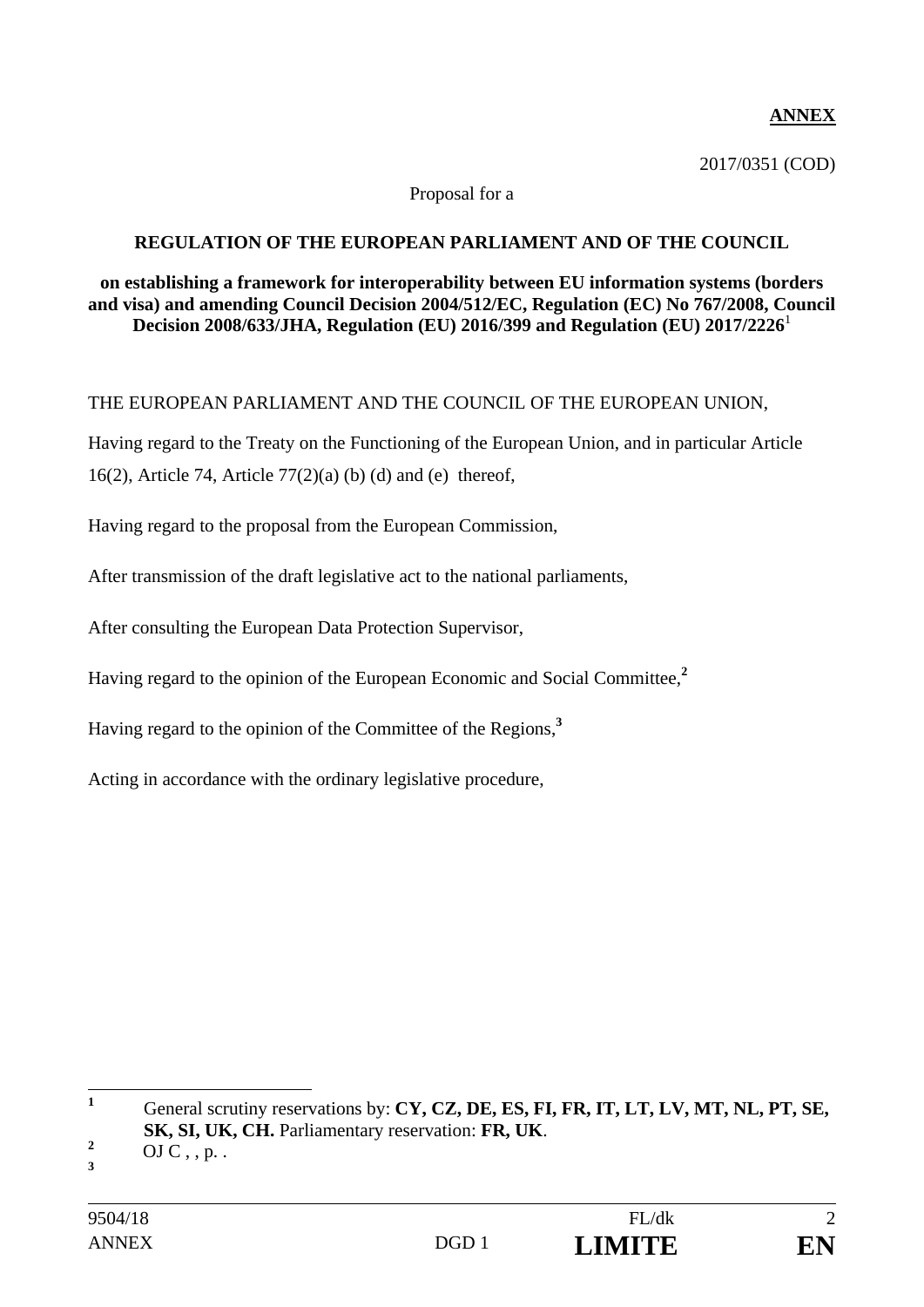**ANNEX**

2017/0351 (COD)

Proposal for a

**REGULATION OF THE EUROPEAN PARLIAMENT AND OF THE COUNCIL**

**on establishing a framework for interoperability between EU information systems (borders and visa) and amending Council Decision 2004/512/EC, Regulation (EC) No 767/2008, Council Decision 2008/633/JHA, Regulation (EU) 2016/399 and Regulation (EU) 2017/2226**[1]

THE EUROPEAN PARLIAMENT AND THE COUNCIL OF THE EUROPEAN UNION,

Having regard to the Treaty on the Functioning of the European Union, and in particular Article 16(2), Article 74, Article 77(2)(a) (b) (d) and (e) thereof,

Having regard to the proposal from the European Commission,

After transmission of the draft legislative act to the national parliaments,

After consulting the European Data Protection Supervisor,

Having regard to the opinion of the European Economic and Social Committee,[2]

Having regard to the opinion of the Committee of the Regions,[3]

Acting in accordance with the ordinary legislative procedure,

---

[1] General scrutiny reservations by: **CY, CZ, DE, ES, FI, FR, IT, LT, LV, MT, NL, PT, SE, SK, SI, UK, CH.** Parliamentary reservation: **FR, UK**.

[2] OJ C , , p. .

[3]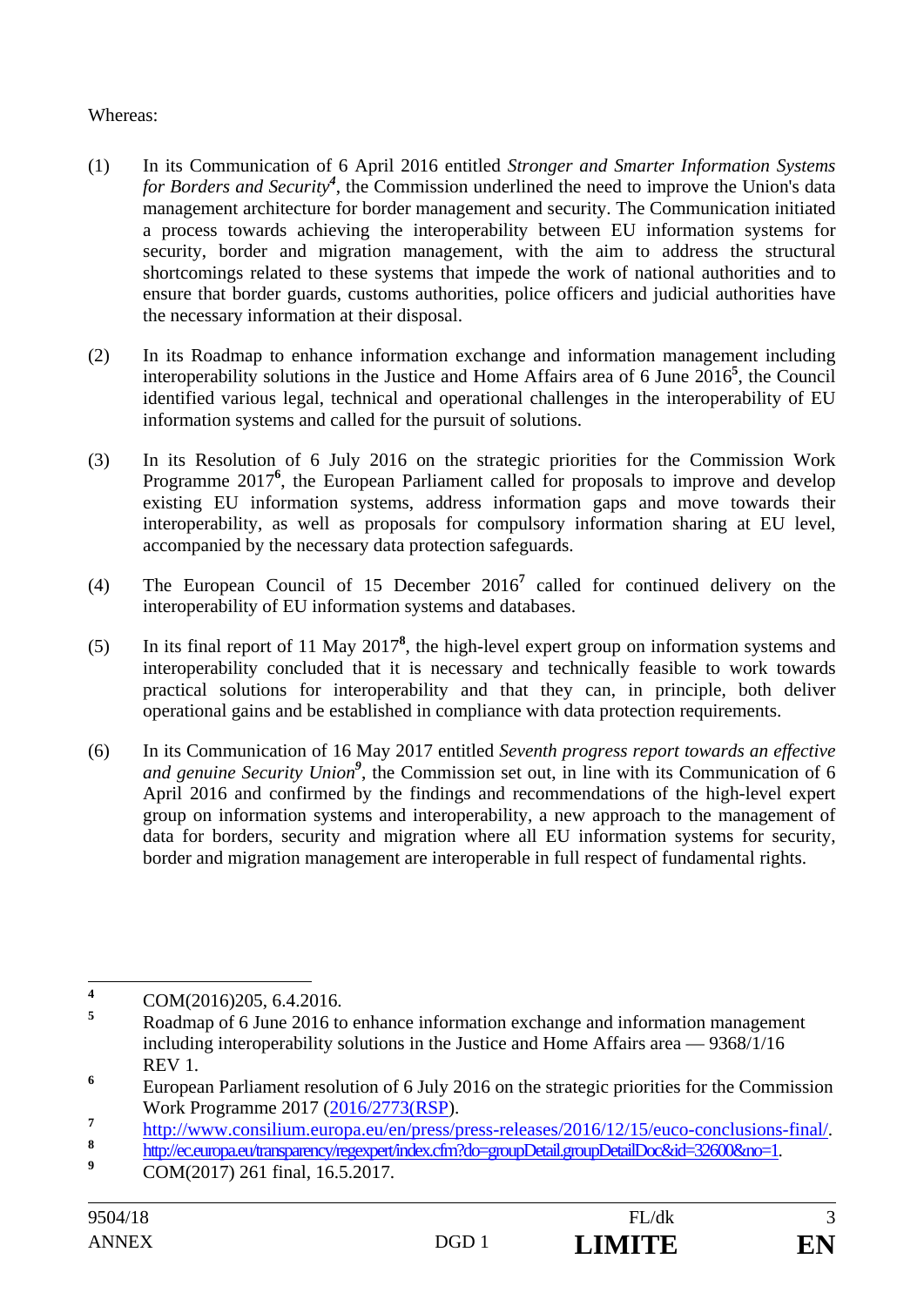Whereas:

(1) In its Communication of 6 April 2016 entitled *Stronger and Smarter Information Systems for Borders and Security*[4], the Commission underlined the need to improve the Union's data management architecture for border management and security. The Communication initiated a process towards achieving the interoperability between EU information systems for security, border and migration management, with the aim to address the structural shortcomings related to these systems that impede the work of national authorities and to ensure that border guards, customs authorities, police officers and judicial authorities have the necessary information at their disposal.

(2) In its Roadmap to enhance information exchange and information management including interoperability solutions in the Justice and Home Affairs area of 6 June 2016[5], the Council identified various legal, technical and operational challenges in the interoperability of EU information systems and called for the pursuit of solutions.

(3) In its Resolution of 6 July 2016 on the strategic priorities for the Commission Work Programme 2017[6], the European Parliament called for proposals to improve and develop existing EU information systems, address information gaps and move towards their interoperability, as well as proposals for compulsory information sharing at EU level, accompanied by the necessary data protection safeguards.

(4) The European Council of 15 December 2016[7] called for continued delivery on the interoperability of EU information systems and databases.

(5) In its final report of 11 May 2017[8], the high-level expert group on information systems and interoperability concluded that it is necessary and technically feasible to work towards practical solutions for interoperability and that they can, in principle, both deliver operational gains and be established in compliance with data protection requirements.

(6) In its Communication of 16 May 2017 entitled *Seventh progress report towards an effective and genuine Security Union*[9], the Commission set out, in line with its Communication of 6 April 2016 and confirmed by the findings and recommendations of the high-level expert group on information systems and interoperability, a new approach to the management of data for borders, security and migration where all EU information systems for security, border and migration management are interoperable in full respect of fundamental rights.

---

[4] COM(2016)205, 6.4.2016.

[5] Roadmap of 6 June 2016 to enhance information exchange and information management including interoperability solutions in the Justice and Home Affairs area — 9368/1/16 REV 1.

[6] European Parliament resolution of 6 July 2016 on the strategic priorities for the Commission Work Programme 2017 (2016/2773(RSP)).

[7] http://www.consilium.europa.eu/en/press/press-releases/2016/12/15/euco-conclusions-final/.

[8] http://ec.europa.eu/transparency/regexpert/index.cfm?do=groupDetail.groupDetailDoc&id=32600&no=1.

[9] COM(2017) 261 final, 16.5.2017.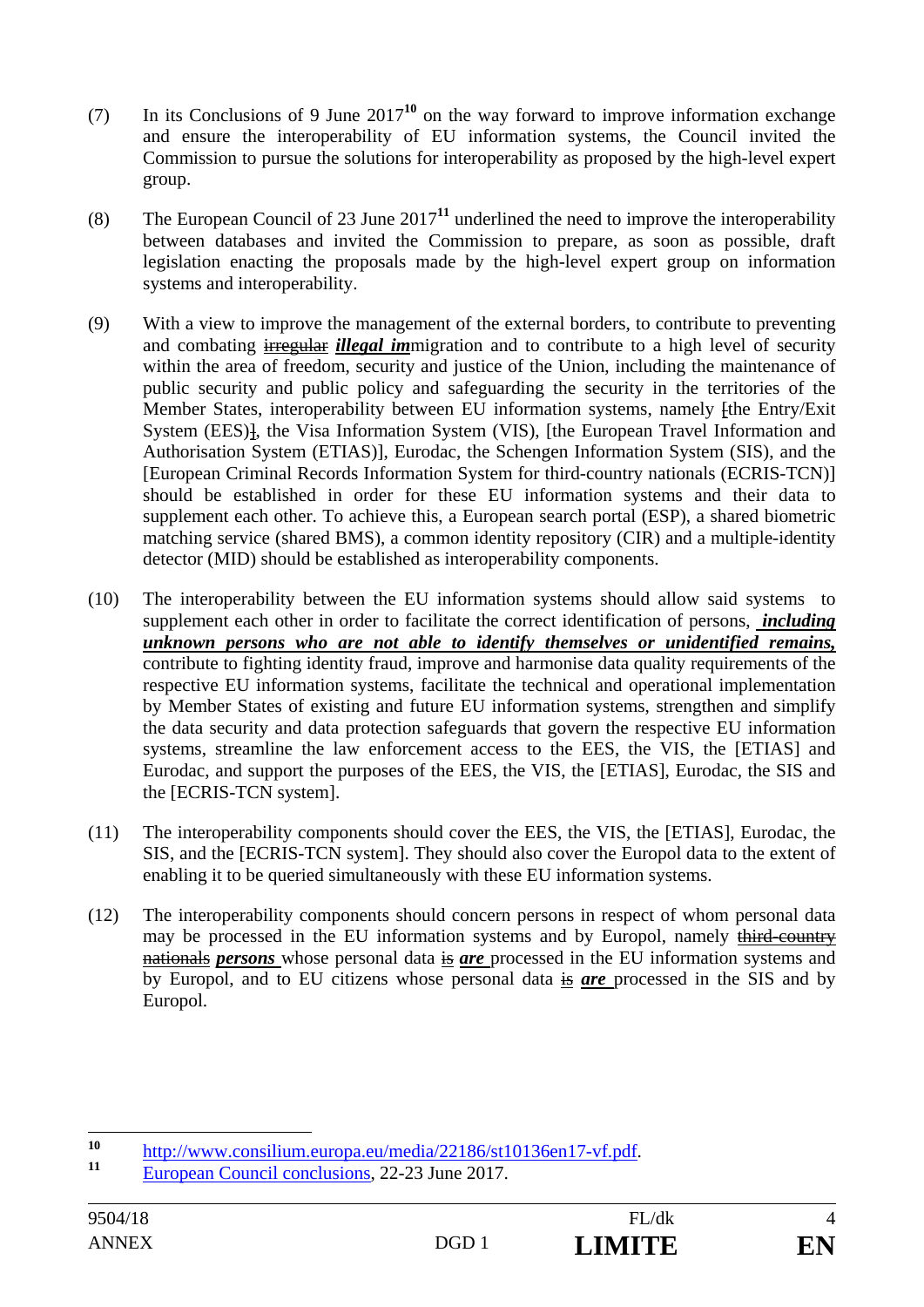(7) In its Conclusions of 9 June 2017[10] on the way forward to improve information exchange and ensure the interoperability of EU information systems, the Council invited the Commission to pursue the solutions for interoperability as proposed by the high-level expert group.

(8) The European Council of 23 June 2017[11] underlined the need to improve the interoperability between databases and invited the Commission to prepare, as soon as possible, draft legislation enacting the proposals made by the high-level expert group on information systems and interoperability.

(9) With a view to improve the management of the external borders, to contribute to preventing and combating ~~irregular~~ ***illegal im***migration and to contribute to a high level of security within the area of freedom, security and justice of the Union, including the maintenance of public security and public policy and safeguarding the security in the territories of the Member States, interoperability between EU information systems, namely ~~[~~the Entry/Exit System (EES)~~]~~, the Visa Information System (VIS), [the European Travel Information and Authorisation System (ETIAS)], Eurodac, the Schengen Information System (SIS), and the [European Criminal Records Information System for third-country nationals (ECRIS-TCN)] should be established in order for these EU information systems and their data to supplement each other. To achieve this, a European search portal (ESP), a shared biometric matching service (shared BMS), a common identity repository (CIR) and a multiple-identity detector (MID) should be established as interoperability components.

(10) The interoperability between the EU information systems should allow said systems to supplement each other in order to facilitate the correct identification of persons, ***including unknown persons who are not able to identify themselves or unidentified remains,*** contribute to fighting identity fraud, improve and harmonise data quality requirements of the respective EU information systems, facilitate the technical and operational implementation by Member States of existing and future EU information systems, strengthen and simplify the data security and data protection safeguards that govern the respective EU information systems, streamline the law enforcement access to the EES, the VIS, the [ETIAS] and Eurodac, and support the purposes of the EES, the VIS, the [ETIAS], Eurodac, the SIS and the [ECRIS-TCN system].

(11) The interoperability components should cover the EES, the VIS, the [ETIAS], Eurodac, the SIS, and the [ECRIS-TCN system]. They should also cover the Europol data to the extent of enabling it to be queried simultaneously with these EU information systems.

(12) The interoperability components should concern persons in respect of whom personal data may be processed in the EU information systems and by Europol, namely ~~third-country nationals~~ ***persons*** whose personal data ~~is~~ ***are*** processed in the EU information systems and by Europol, and to EU citizens whose personal data ~~is~~ ***are*** processed in the SIS and by Europol.

---

[10] http://www.consilium.europa.eu/media/22186/st10136en17-vf.pdf.

[11] European Council conclusions, 22-23 June 2017.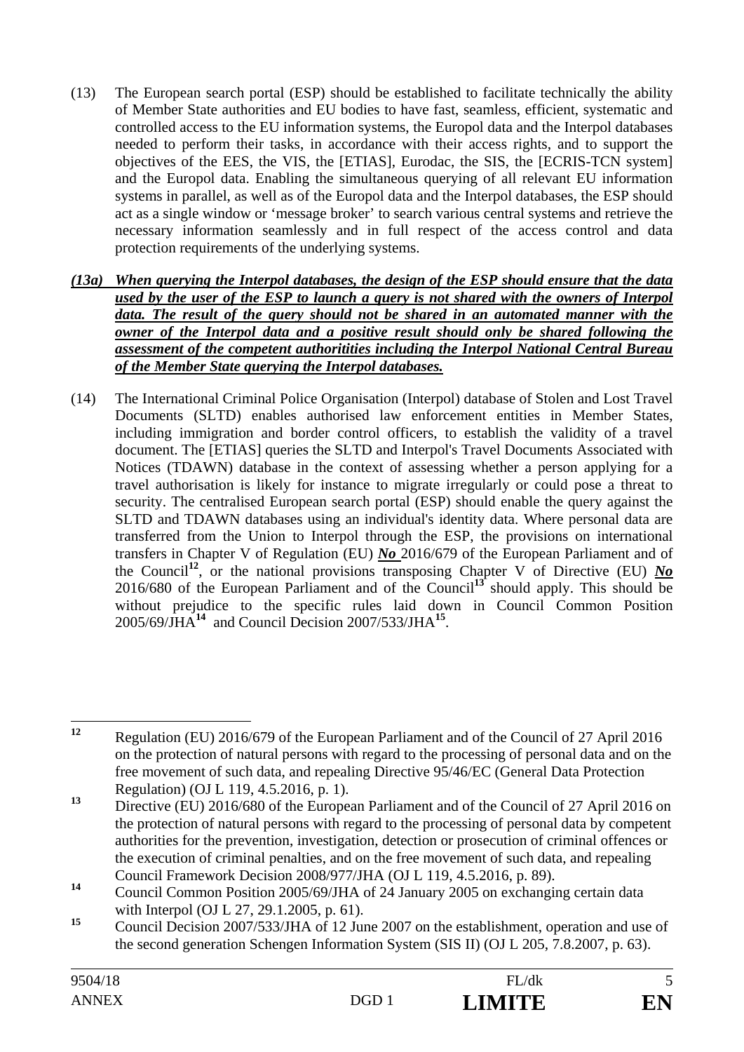(13) The European search portal (ESP) should be established to facilitate technically the ability of Member State authorities and EU bodies to have fast, seamless, efficient, systematic and controlled access to the EU information systems, the Europol data and the Interpol databases needed to perform their tasks, in accordance with their access rights, and to support the objectives of the EES, the VIS, the [ETIAS], Eurodac, the SIS, the [ECRIS-TCN system] and the Europol data. Enabling the simultaneous querying of all relevant EU information systems in parallel, as well as of the Europol data and the Interpol databases, the ESP should act as a single window or 'message broker' to search various central systems and retrieve the necessary information seamlessly and in full respect of the access control and data protection requirements of the underlying systems.

***(13a) When querying the Interpol databases, the design of the ESP should ensure that the data used by the user of the ESP to launch a query is not shared with the owners of Interpol data. The result of the query should not be shared in an automated manner with the owner of the Interpol data and a positive result should only be shared following the assessment of the competent authoritities including the Interpol National Central Bureau of the Member State querying the Interpol databases.***

(14) The International Criminal Police Organisation (Interpol) database of Stolen and Lost Travel Documents (SLTD) enables authorised law enforcement entities in Member States, including immigration and border control officers, to establish the validity of a travel document. The [ETIAS] queries the SLTD and Interpol's Travel Documents Associated with Notices (TDAWN) database in the context of assessing whether a person applying for a travel authorisation is likely for instance to migrate irregularly or could pose a threat to security. The centralised European search portal (ESP) should enable the query against the SLTD and TDAWN databases using an individual's identity data. Where personal data are transferred from the Union to Interpol through the ESP, the provisions on international transfers in Chapter V of Regulation (EU) ***No*** 2016/679 of the European Parliament and of the Council[12], or the national provisions transposing Chapter V of Directive (EU) ***No*** 2016/680 of the European Parliament and of the Council[13] should apply. This should be without prejudice to the specific rules laid down in Council Common Position 2005/69/JHA[14] and Council Decision 2007/533/JHA[15].

---

[12] Regulation (EU) 2016/679 of the European Parliament and of the Council of 27 April 2016 on the protection of natural persons with regard to the processing of personal data and on the free movement of such data, and repealing Directive 95/46/EC (General Data Protection Regulation) (OJ L 119, 4.5.2016, p. 1).

[13] Directive (EU) 2016/680 of the European Parliament and of the Council of 27 April 2016 on the protection of natural persons with regard to the processing of personal data by competent authorities for the prevention, investigation, detection or prosecution of criminal offences or the execution of criminal penalties, and on the free movement of such data, and repealing Council Framework Decision 2008/977/JHA (OJ L 119, 4.5.2016, p. 89).

[14] Council Common Position 2005/69/JHA of 24 January 2005 on exchanging certain data with Interpol (OJ L 27, 29.1.2005, p. 61).

[15] Council Decision 2007/533/JHA of 12 June 2007 on the establishment, operation and use of the second generation Schengen Information System (SIS II) (OJ L 205, 7.8.2007, p. 63).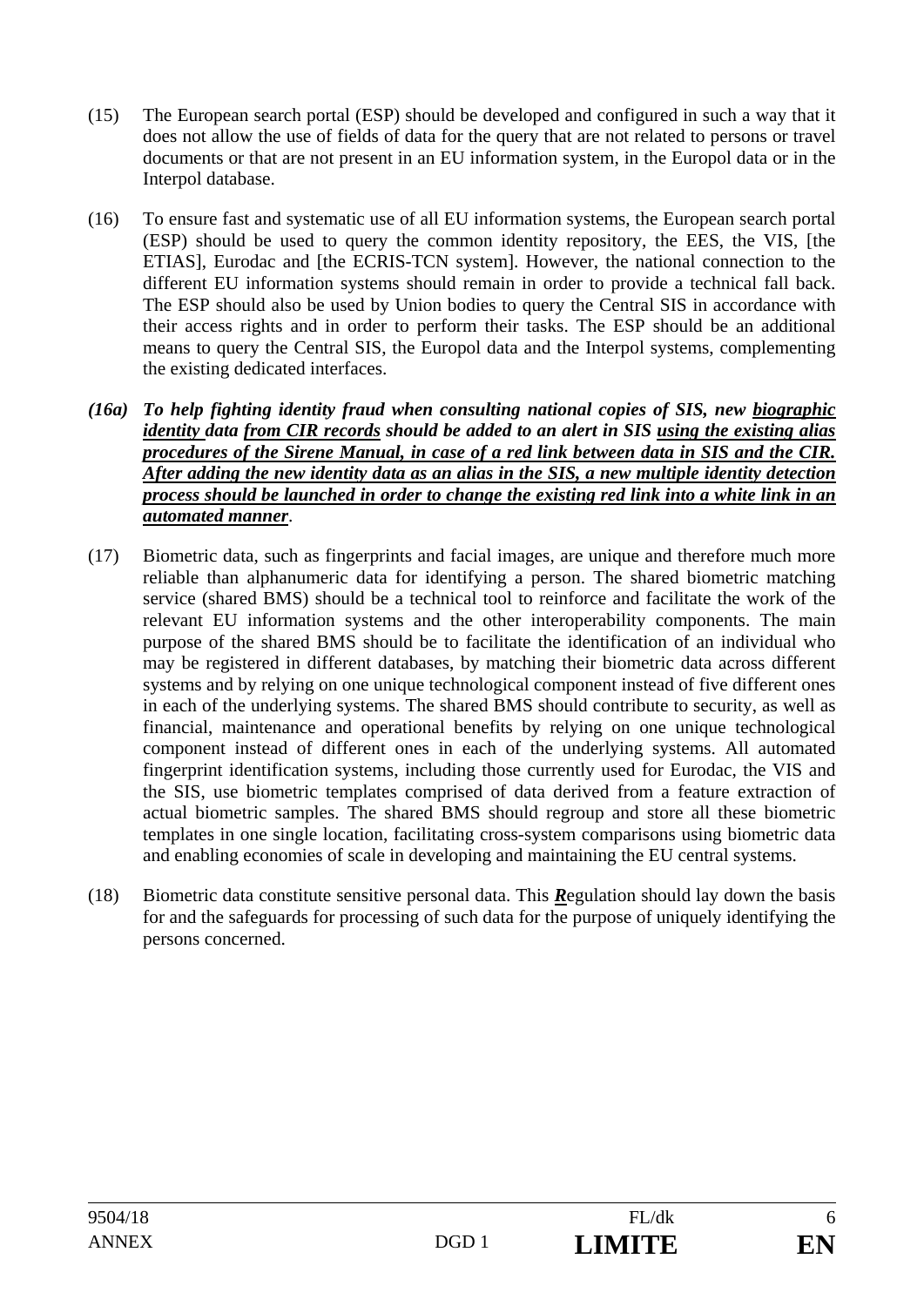(15) The European search portal (ESP) should be developed and configured in such a way that it does not allow the use of fields of data for the query that are not related to persons or travel documents or that are not present in an EU information system, in the Europol data or in the Interpol database.

(16) To ensure fast and systematic use of all EU information systems, the European search portal (ESP) should be used to query the common identity repository, the EES, the VIS, [the ETIAS], Eurodac and [the ECRIS-TCN system]. However, the national connection to the different EU information systems should remain in order to provide a technical fall back. The ESP should also be used by Union bodies to query the Central SIS in accordance with their access rights and in order to perform their tasks. The ESP should be an additional means to query the Central SIS, the Europol data and the Interpol systems, complementing the existing dedicated interfaces.

***(16a) To help fighting identity fraud when consulting national copies of SIS, new <u>biographic identity</u> data <u>from CIR records</u> should be added to an alert in SIS <u>using the existing alias procedures of the Sirene Manual, in case of a red link between data in SIS and the CIR. After adding the new identity data as an alias in the SIS, a new multiple identity detection process should be launched in order to change the existing red link into a white link in an automated manner</u>.***

(17) Biometric data, such as fingerprints and facial images, are unique and therefore much more reliable than alphanumeric data for identifying a person. The shared biometric matching service (shared BMS) should be a technical tool to reinforce and facilitate the work of the relevant EU information systems and the other interoperability components. The main purpose of the shared BMS should be to facilitate the identification of an individual who may be registered in different databases, by matching their biometric data across different systems and by relying on one unique technological component instead of five different ones in each of the underlying systems. The shared BMS should contribute to security, as well as financial, maintenance and operational benefits by relying on one unique technological component instead of different ones in each of the underlying systems. All automated fingerprint identification systems, including those currently used for Eurodac, the VIS and the SIS, use biometric templates comprised of data derived from a feature extraction of actual biometric samples. The shared BMS should regroup and store all these biometric templates in one single location, facilitating cross-system comparisons using biometric data and enabling economies of scale in developing and maintaining the EU central systems.

(18) Biometric data constitute sensitive personal data. This ***<u>R</u>***egulation should lay down the basis for and the safeguards for processing of such data for the purpose of uniquely identifying the persons concerned.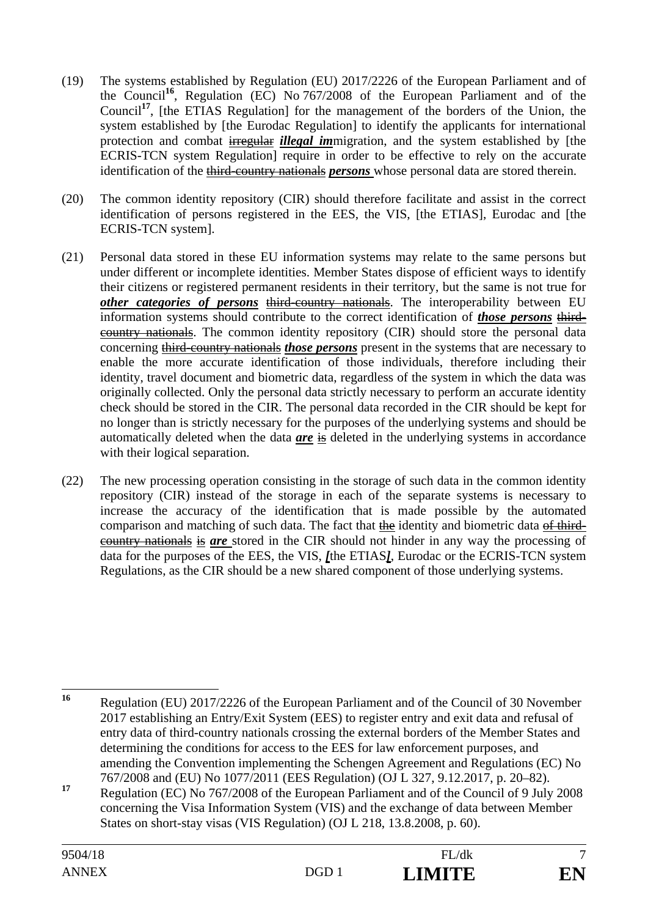(19) The systems established by Regulation (EU) 2017/2226 of the European Parliament and of the Council[16], Regulation (EC) No 767/2008 of the European Parliament and of the Council[17], [the ETIAS Regulation] for the management of the borders of the Union, the system established by [the Eurodac Regulation] to identify the applicants for international protection and combat ~~irregular~~ ***illegal im***migration, and the system established by [the ECRIS-TCN system Regulation] require in order to be effective to rely on the accurate identification of the ~~third-country nationals~~ ***persons*** whose personal data are stored therein.

(20) The common identity repository (CIR) should therefore facilitate and assist in the correct identification of persons registered in the EES, the VIS, [the ETIAS], Eurodac and [the ECRIS-TCN system].

(21) Personal data stored in these EU information systems may relate to the same persons but under different or incomplete identities. Member States dispose of efficient ways to identify their citizens or registered permanent residents in their territory, but the same is not true for ***other categories of persons*** ~~third-country nationals~~. The interoperability between EU information systems should contribute to the correct identification of ***those persons*** ~~third-country nationals~~. The common identity repository (CIR) should store the personal data concerning ~~third-country nationals~~ ***those persons*** present in the systems that are necessary to enable the more accurate identification of those individuals, therefore including their identity, travel document and biometric data, regardless of the system in which the data was originally collected. Only the personal data strictly necessary to perform an accurate identity check should be stored in the CIR. The personal data recorded in the CIR should be kept for no longer than is strictly necessary for the purposes of the underlying systems and should be automatically deleted when the data ***are*** ~~is~~ deleted in the underlying systems in accordance with their logical separation.

(22) The new processing operation consisting in the storage of such data in the common identity repository (CIR) instead of the storage in each of the separate systems is necessary to increase the accuracy of the identification that is made possible by the automated comparison and matching of such data. The fact that ~~the~~ identity and biometric data ~~of third-country nationals~~ ~~is~~ ***are*** stored in the CIR should not hinder in any way the processing of data for the purposes of the EES, the VIS, ***[***the ETIAS***]***, Eurodac or the ECRIS-TCN system Regulations, as the CIR should be a new shared component of those underlying systems.

---

[16] Regulation (EU) 2017/2226 of the European Parliament and of the Council of 30 November 2017 establishing an Entry/Exit System (EES) to register entry and exit data and refusal of entry data of third-country nationals crossing the external borders of the Member States and determining the conditions for access to the EES for law enforcement purposes, and amending the Convention implementing the Schengen Agreement and Regulations (EC) No 767/2008 and (EU) No 1077/2011 (EES Regulation) (OJ L 327, 9.12.2017, p. 20–82).

[17] Regulation (EC) No 767/2008 of the European Parliament and of the Council of 9 July 2008 concerning the Visa Information System (VIS) and the exchange of data between Member States on short-stay visas (VIS Regulation) (OJ L 218, 13.8.2008, p. 60).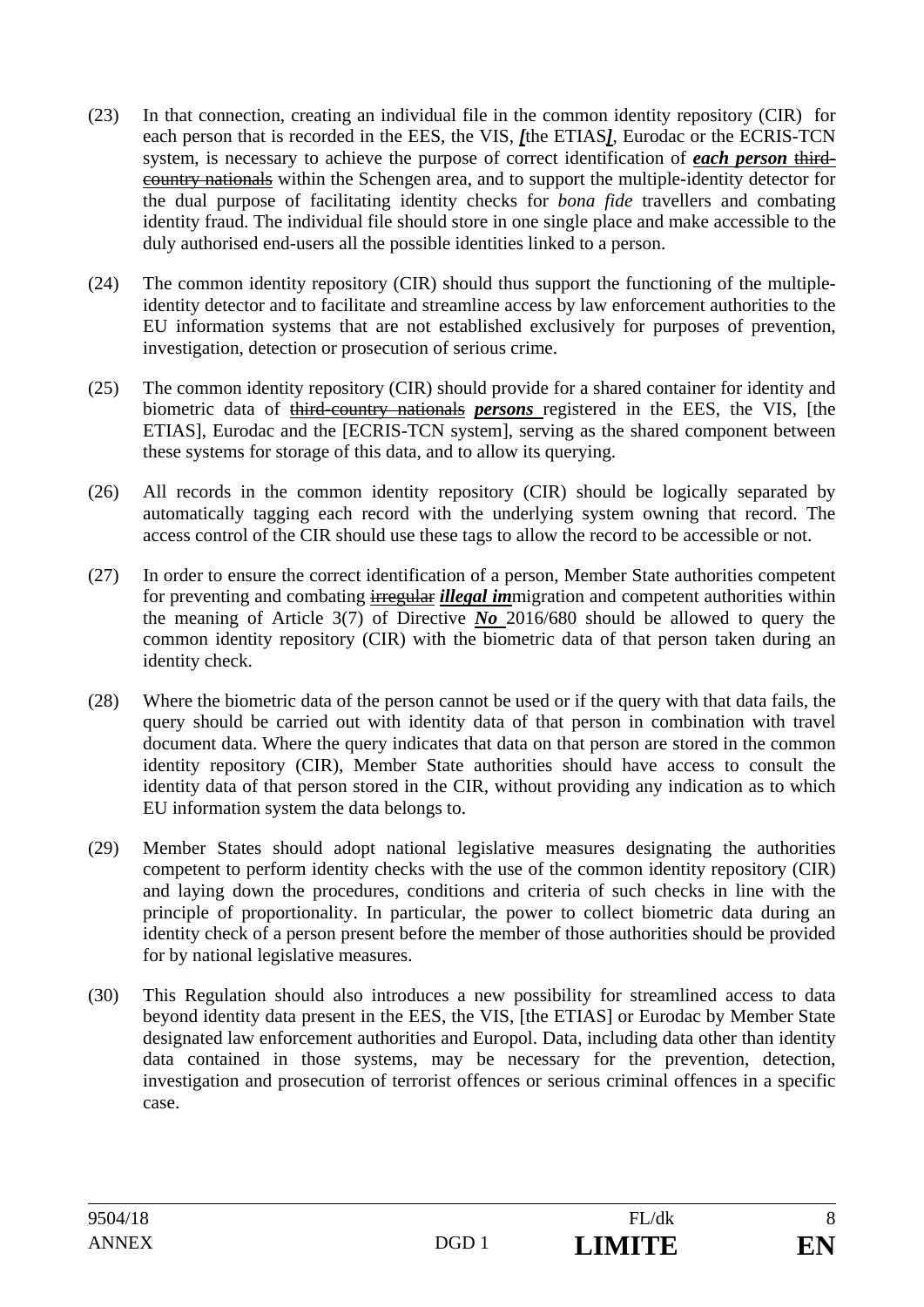(23) In that connection, creating an individual file in the common identity repository (CIR) for each person that is recorded in the EES, the VIS, ***[***the ETIAS***]***, Eurodac or the ECRIS-TCN system, is necessary to achieve the purpose of correct identification of ***each person*** ~~third-country nationals~~ within the Schengen area, and to support the multiple-identity detector for the dual purpose of facilitating identity checks for *bona fide* travellers and combating identity fraud. The individual file should store in one single place and make accessible to the duly authorised end-users all the possible identities linked to a person.

(24) The common identity repository (CIR) should thus support the functioning of the multiple-identity detector and to facilitate and streamline access by law enforcement authorities to the EU information systems that are not established exclusively for purposes of prevention, investigation, detection or prosecution of serious crime.

(25) The common identity repository (CIR) should provide for a shared container for identity and biometric data of ~~third-country nationals~~ ***persons*** registered in the EES, the VIS, [the ETIAS], Eurodac and the [ECRIS-TCN system], serving as the shared component between these systems for storage of this data, and to allow its querying.

(26) All records in the common identity repository (CIR) should be logically separated by automatically tagging each record with the underlying system owning that record. The access control of the CIR should use these tags to allow the record to be accessible or not.

(27) In order to ensure the correct identification of a person, Member State authorities competent for preventing and combating ~~irregular~~ ***illegal im***migration and competent authorities within the meaning of Article 3(7) of Directive ***No*** 2016/680 should be allowed to query the common identity repository (CIR) with the biometric data of that person taken during an identity check.

(28) Where the biometric data of the person cannot be used or if the query with that data fails, the query should be carried out with identity data of that person in combination with travel document data. Where the query indicates that data on that person are stored in the common identity repository (CIR), Member State authorities should have access to consult the identity data of that person stored in the CIR, without providing any indication as to which EU information system the data belongs to.

(29) Member States should adopt national legislative measures designating the authorities competent to perform identity checks with the use of the common identity repository (CIR) and laying down the procedures, conditions and criteria of such checks in line with the principle of proportionality. In particular, the power to collect biometric data during an identity check of a person present before the member of those authorities should be provided for by national legislative measures.

(30) This Regulation should also introduces a new possibility for streamlined access to data beyond identity data present in the EES, the VIS, [the ETIAS] or Eurodac by Member State designated law enforcement authorities and Europol. Data, including data other than identity data contained in those systems, may be necessary for the prevention, detection, investigation and prosecution of terrorist offences or serious criminal offences in a specific case.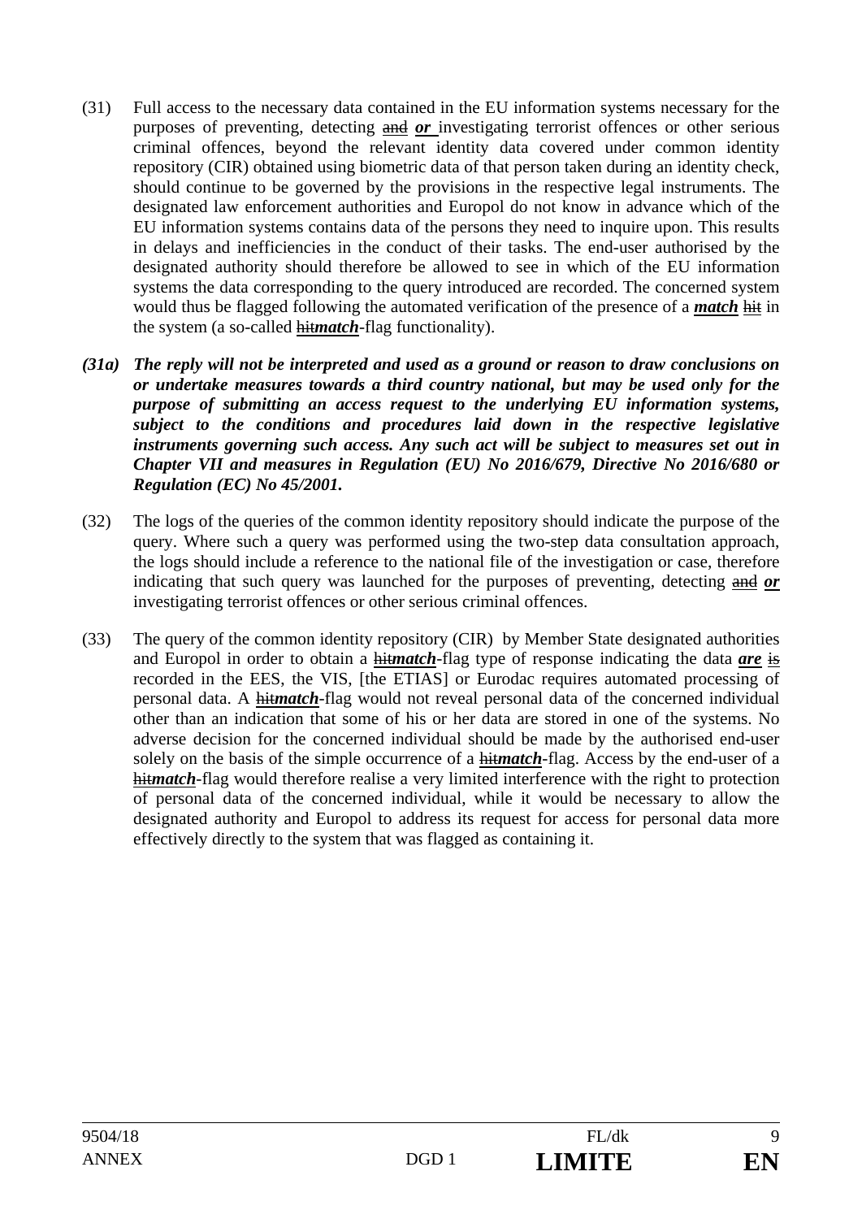(31) Full access to the necessary data contained in the EU information systems necessary for the purposes of preventing, detecting ~~and~~ ***or*** investigating terrorist offences or other serious criminal offences, beyond the relevant identity data covered under common identity repository (CIR) obtained using biometric data of that person taken during an identity check, should continue to be governed by the provisions in the respective legal instruments. The designated law enforcement authorities and Europol do not know in advance which of the EU information systems contains data of the persons they need to inquire upon. This results in delays and inefficiencies in the conduct of their tasks. The end-user authorised by the designated authority should therefore be allowed to see in which of the EU information systems the data corresponding to the query introduced are recorded. The concerned system would thus be flagged following the automated verification of the presence of a ***match*** ~~hit~~ in the system (a so-called ~~hit~~***match***-flag functionality).

***(31a) The reply will not be interpreted and used as a ground or reason to draw conclusions on or undertake measures towards a third country national, but may be used only for the purpose of submitting an access request to the underlying EU information systems, subject to the conditions and procedures laid down in the respective legislative instruments governing such access. Any such act will be subject to measures set out in Chapter VII and measures in Regulation (EU) No 2016/679, Directive No 2016/680 or Regulation (EC) No 45/2001.***

(32) The logs of the queries of the common identity repository should indicate the purpose of the query. Where such a query was performed using the two-step data consultation approach, the logs should include a reference to the national file of the investigation or case, therefore indicating that such query was launched for the purposes of preventing, detecting ~~and~~ ***or*** investigating terrorist offences or other serious criminal offences.

(33) The query of the common identity repository (CIR) by Member State designated authorities and Europol in order to obtain a ~~hit~~***match***-flag type of response indicating the data ***are*** ~~is~~ recorded in the EES, the VIS, [the ETIAS] or Eurodac requires automated processing of personal data. A ~~hit~~***match***-flag would not reveal personal data of the concerned individual other than an indication that some of his or her data are stored in one of the systems. No adverse decision for the concerned individual should be made by the authorised end-user solely on the basis of the simple occurrence of a ~~hit~~***match***-flag. Access by the end-user of a ~~hit~~***match***-flag would therefore realise a very limited interference with the right to protection of personal data of the concerned individual, while it would be necessary to allow the designated authority and Europol to address its request for access for personal data more effectively directly to the system that was flagged as containing it.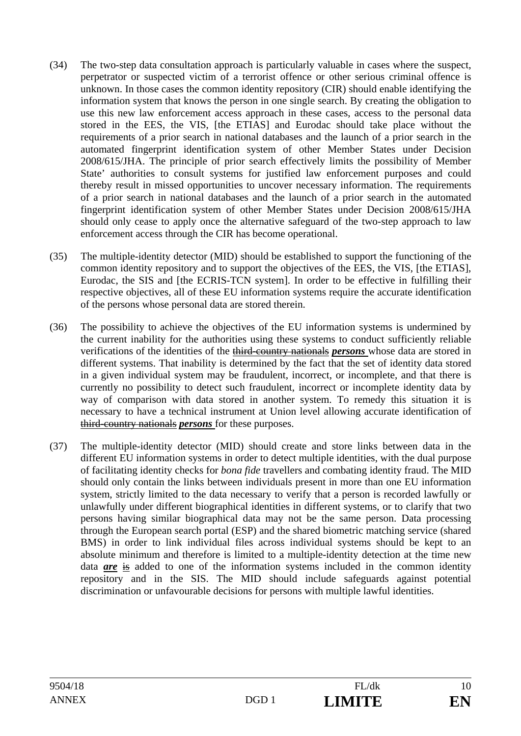(34) The two-step data consultation approach is particularly valuable in cases where the suspect, perpetrator or suspected victim of a terrorist offence or other serious criminal offence is unknown. In those cases the common identity repository (CIR) should enable identifying the information system that knows the person in one single search. By creating the obligation to use this new law enforcement access approach in these cases, access to the personal data stored in the EES, the VIS, [the ETIAS] and Eurodac should take place without the requirements of a prior search in national databases and the launch of a prior search in the automated fingerprint identification system of other Member States under Decision 2008/615/JHA. The principle of prior search effectively limits the possibility of Member State' authorities to consult systems for justified law enforcement purposes and could thereby result in missed opportunities to uncover necessary information. The requirements of a prior search in national databases and the launch of a prior search in the automated fingerprint identification system of other Member States under Decision 2008/615/JHA should only cease to apply once the alternative safeguard of the two-step approach to law enforcement access through the CIR has become operational.

(35) The multiple-identity detector (MID) should be established to support the functioning of the common identity repository and to support the objectives of the EES, the VIS, [the ETIAS], Eurodac, the SIS and [the ECRIS-TCN system]. In order to be effective in fulfilling their respective objectives, all of these EU information systems require the accurate identification of the persons whose personal data are stored therein.

(36) The possibility to achieve the objectives of the EU information systems is undermined by the current inability for the authorities using these systems to conduct sufficiently reliable verifications of the identities of the ~~third-country nationals~~ ***persons*** whose data are stored in different systems. That inability is determined by the fact that the set of identity data stored in a given individual system may be fraudulent, incorrect, or incomplete, and that there is currently no possibility to detect such fraudulent, incorrect or incomplete identity data by way of comparison with data stored in another system. To remedy this situation it is necessary to have a technical instrument at Union level allowing accurate identification of ~~third-country nationals~~ ***persons*** for these purposes.

(37) The multiple-identity detector (MID) should create and store links between data in the different EU information systems in order to detect multiple identities, with the dual purpose of facilitating identity checks for *bona fide* travellers and combating identity fraud. The MID should only contain the links between individuals present in more than one EU information system, strictly limited to the data necessary to verify that a person is recorded lawfully or unlawfully under different biographical identities in different systems, or to clarify that two persons having similar biographical data may not be the same person. Data processing through the European search portal (ESP) and the shared biometric matching service (shared BMS) in order to link individual files across individual systems should be kept to an absolute minimum and therefore is limited to a multiple-identity detection at the time new data ***are*** ~~is~~ added to one of the information systems included in the common identity repository and in the SIS. The MID should include safeguards against potential discrimination or unfavourable decisions for persons with multiple lawful identities.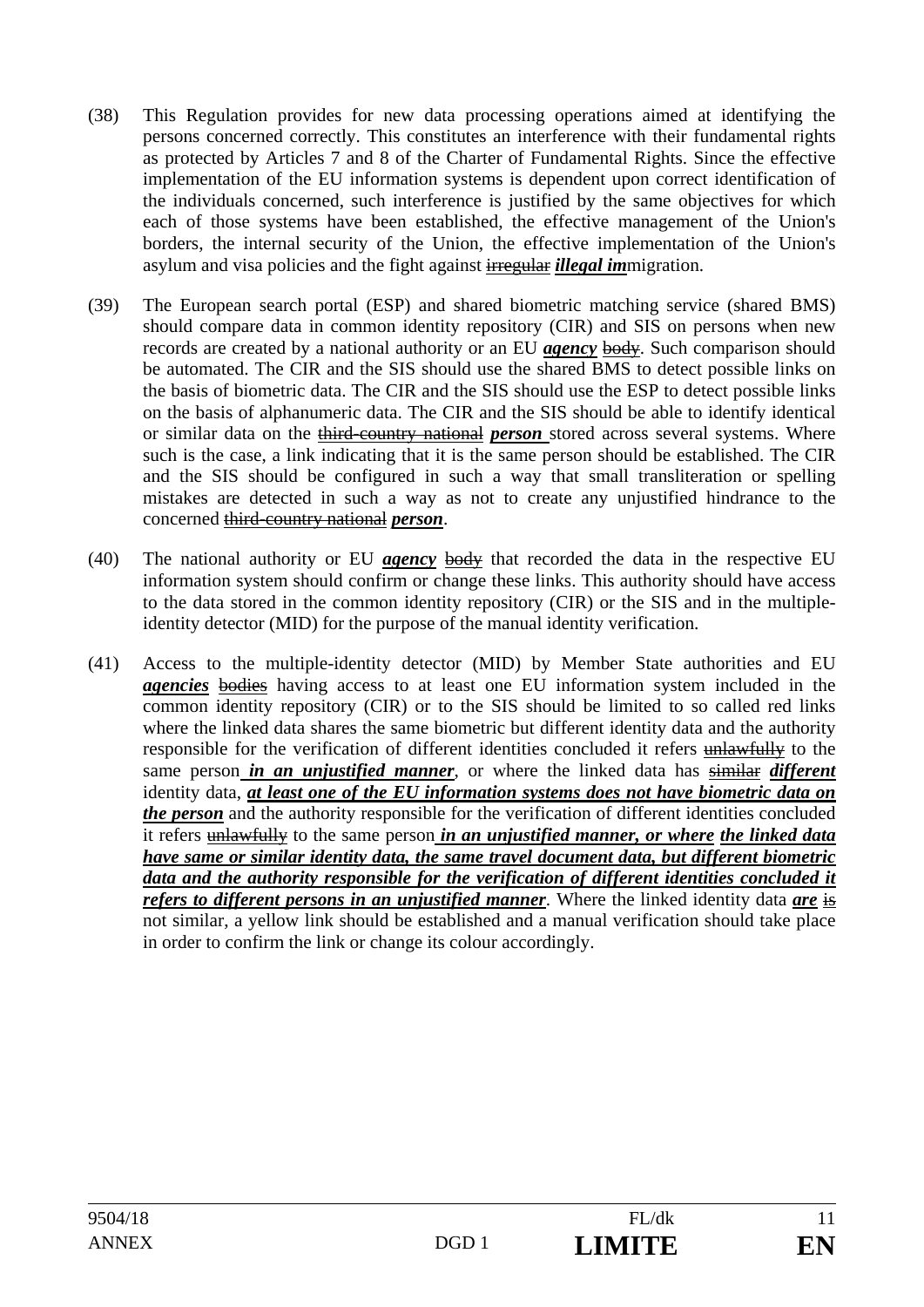(38) This Regulation provides for new data processing operations aimed at identifying the persons concerned correctly. This constitutes an interference with their fundamental rights as protected by Articles 7 and 8 of the Charter of Fundamental Rights. Since the effective implementation of the EU information systems is dependent upon correct identification of the individuals concerned, such interference is justified by the same objectives for which each of those systems have been established, the effective management of the Union's borders, the internal security of the Union, the effective implementation of the Union's asylum and visa policies and the fight against ~~irregular~~ ***illegal im***migration.

(39) The European search portal (ESP) and shared biometric matching service (shared BMS) should compare data in common identity repository (CIR) and SIS on persons when new records are created by a national authority or an EU ***agency*** ~~body~~. Such comparison should be automated. The CIR and the SIS should use the shared BMS to detect possible links on the basis of biometric data. The CIR and the SIS should use the ESP to detect possible links on the basis of alphanumeric data. The CIR and the SIS should be able to identify identical or similar data on the ~~third-country national~~ ***person*** stored across several systems. Where such is the case, a link indicating that it is the same person should be established. The CIR and the SIS should be configured in such a way that small transliteration or spelling mistakes are detected in such a way as not to create any unjustified hindrance to the concerned ~~third-country national~~ ***person***.

(40) The national authority or EU ***agency*** ~~body~~ that recorded the data in the respective EU information system should confirm or change these links. This authority should have access to the data stored in the common identity repository (CIR) or the SIS and in the multiple-identity detector (MID) for the purpose of the manual identity verification.

(41) Access to the multiple-identity detector (MID) by Member State authorities and EU ***agencies*** ~~bodies~~ having access to at least one EU information system included in the common identity repository (CIR) or to the SIS should be limited to so called red links where the linked data shares the same biometric but different identity data and the authority responsible for the verification of different identities concluded it refers ~~unlawfully~~ to the same person ***in an unjustified manner***, or where the linked data has ~~similar~~ ***different*** identity data, ***at least one of the EU information systems does not have biometric data on the person*** and the authority responsible for the verification of different identities concluded it refers ~~unlawfully~~ to the same person ***in an unjustified manner, or where the linked data have same or similar identity data, the same travel document data, but different biometric data and the authority responsible for the verification of different identities concluded it refers to different persons in an unjustified manner***. Where the linked identity data ***are*** ~~is~~ not similar, a yellow link should be established and a manual verification should take place in order to confirm the link or change its colour accordingly.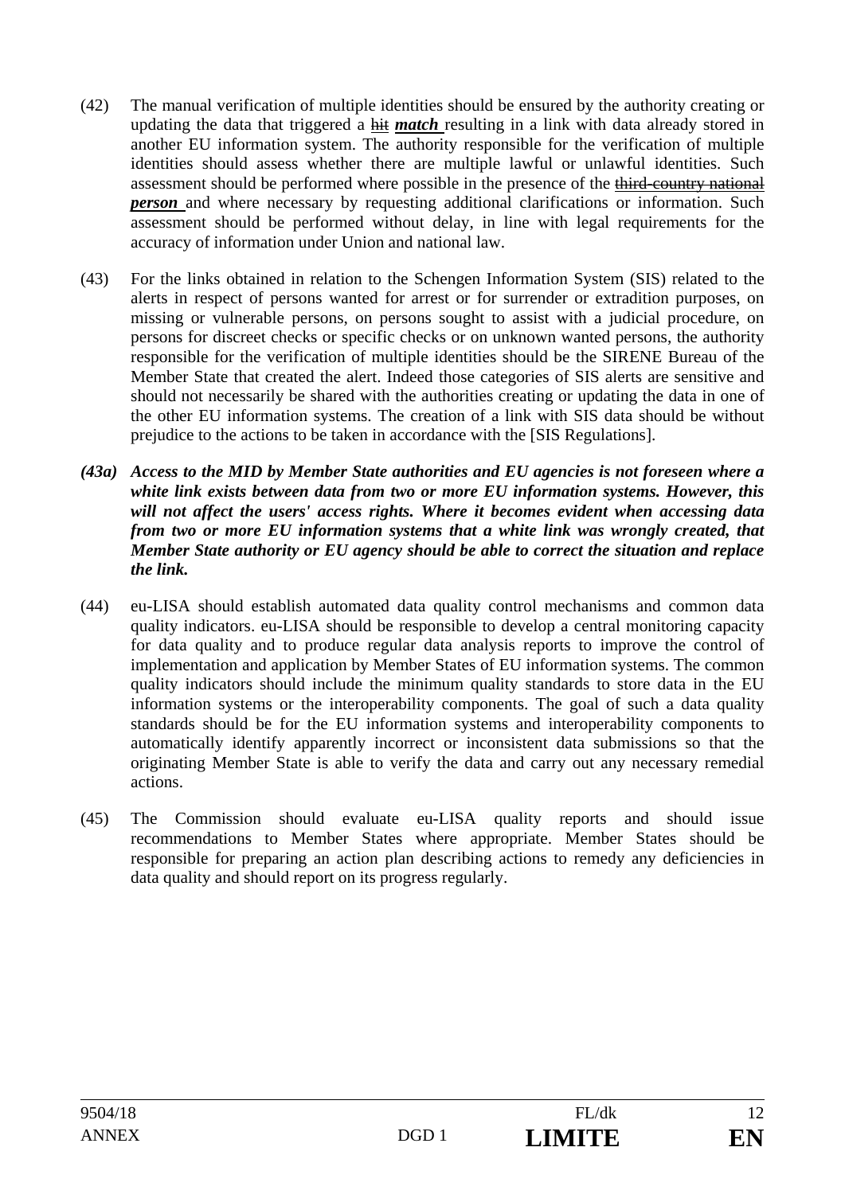(42) The manual verification of multiple identities should be ensured by the authority creating or updating the data that triggered a ~~hit~~ ***match*** resulting in a link with data already stored in another EU information system. The authority responsible for the verification of multiple identities should assess whether there are multiple lawful or unlawful identities. Such assessment should be performed where possible in the presence of the ~~third-country national~~ ***person*** and where necessary by requesting additional clarifications or information. Such assessment should be performed without delay, in line with legal requirements for the accuracy of information under Union and national law.

(43) For the links obtained in relation to the Schengen Information System (SIS) related to the alerts in respect of persons wanted for arrest or for surrender or extradition purposes, on missing or vulnerable persons, on persons sought to assist with a judicial procedure, on persons for discreet checks or specific checks or on unknown wanted persons, the authority responsible for the verification of multiple identities should be the SIRENE Bureau of the Member State that created the alert. Indeed those categories of SIS alerts are sensitive and should not necessarily be shared with the authorities creating or updating the data in one of the other EU information systems. The creation of a link with SIS data should be without prejudice to the actions to be taken in accordance with the [SIS Regulations].

***(43a) Access to the MID by Member State authorities and EU agencies is not foreseen where a white link exists between data from two or more EU information systems. However, this will not affect the users' access rights. Where it becomes evident when accessing data from two or more EU information systems that a white link was wrongly created, that Member State authority or EU agency should be able to correct the situation and replace the link.***

(44) eu-LISA should establish automated data quality control mechanisms and common data quality indicators. eu-LISA should be responsible to develop a central monitoring capacity for data quality and to produce regular data analysis reports to improve the control of implementation and application by Member States of EU information systems. The common quality indicators should include the minimum quality standards to store data in the EU information systems or the interoperability components. The goal of such a data quality standards should be for the EU information systems and interoperability components to automatically identify apparently incorrect or inconsistent data submissions so that the originating Member State is able to verify the data and carry out any necessary remedial actions.

(45) The Commission should evaluate eu-LISA quality reports and should issue recommendations to Member States where appropriate. Member States should be responsible for preparing an action plan describing actions to remedy any deficiencies in data quality and should report on its progress regularly.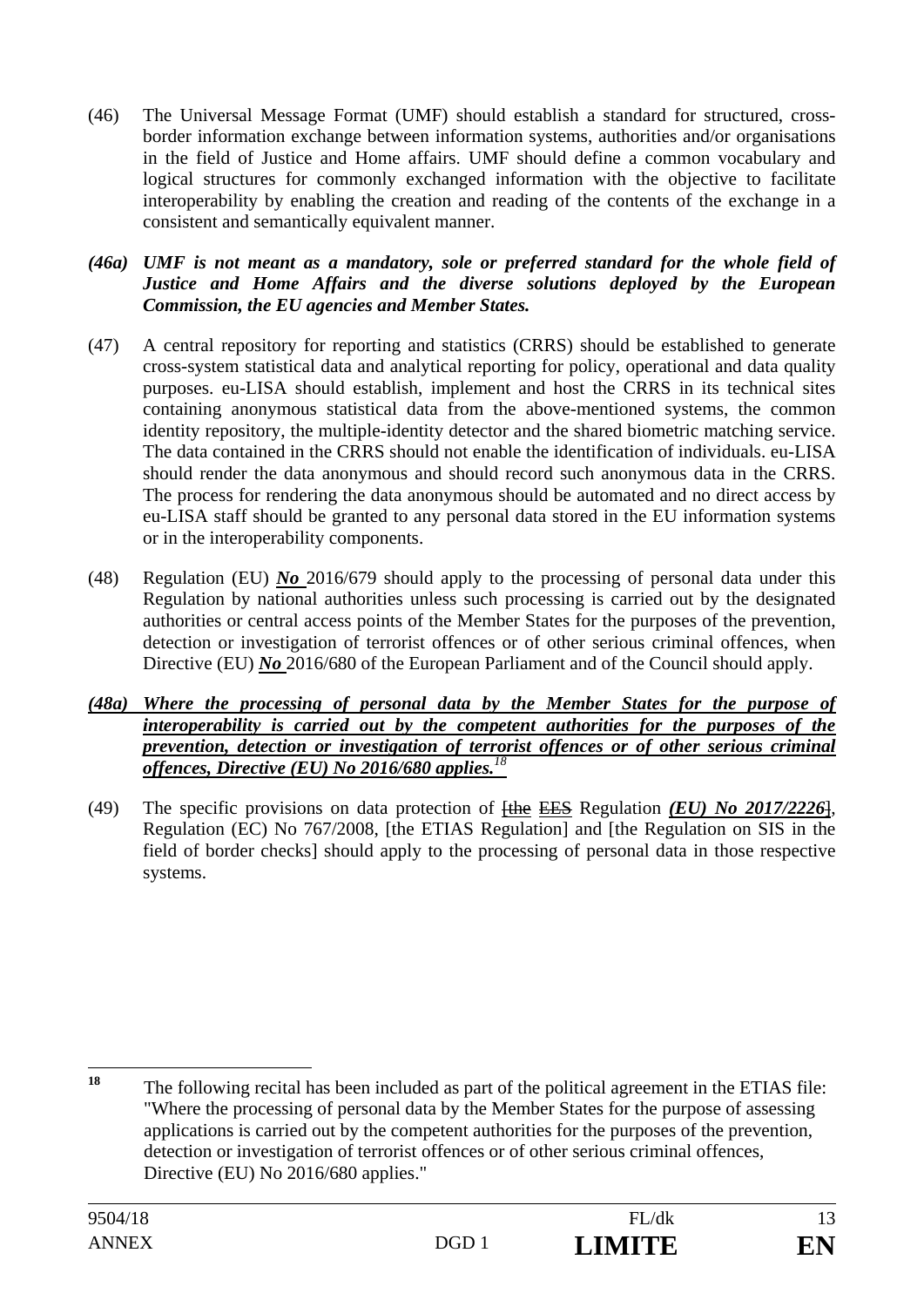(46) The Universal Message Format (UMF) should establish a standard for structured, cross-border information exchange between information systems, authorities and/or organisations in the field of Justice and Home affairs. UMF should define a common vocabulary and logical structures for commonly exchanged information with the objective to facilitate interoperability by enabling the creation and reading of the contents of the exchange in a consistent and semantically equivalent manner.

***(46a) UMF is not meant as a mandatory, sole or preferred standard for the whole field of Justice and Home Affairs and the diverse solutions deployed by the European Commission, the EU agencies and Member States.***

(47) A central repository for reporting and statistics (CRRS) should be established to generate cross-system statistical data and analytical reporting for policy, operational and data quality purposes. eu-LISA should establish, implement and host the CRRS in its technical sites containing anonymous statistical data from the above-mentioned systems, the common identity repository, the multiple-identity detector and the shared biometric matching service. The data contained in the CRRS should not enable the identification of individuals. eu-LISA should render the data anonymous and should record such anonymous data in the CRRS. The process for rendering the data anonymous should be automated and no direct access by eu-LISA staff should be granted to any personal data stored in the EU information systems or in the interoperability components.

(48) Regulation (EU) ***No*** 2016/679 should apply to the processing of personal data under this Regulation by national authorities unless such processing is carried out by the designated authorities or central access points of the Member States for the purposes of the prevention, detection or investigation of terrorist offences or of other serious criminal offences, when Directive (EU) ***No*** 2016/680 of the European Parliament and of the Council should apply.

***(48a) Where the processing of personal data by the Member States for the purpose of interoperability is carried out by the competent authorities for the purposes of the prevention, detection or investigation of terrorist offences or of other serious criminal offences, Directive (EU) No 2016/680 applies.***[18]

(49) The specific provisions on data protection of [~~the EES~~ Regulation ***(EU) No 2017/2226***], Regulation (EC) No 767/2008, [the ETIAS Regulation] and [the Regulation on SIS in the field of border checks] should apply to the processing of personal data in those respective systems.

---

[18] The following recital has been included as part of the political agreement in the ETIAS file: "Where the processing of personal data by the Member States for the purpose of assessing applications is carried out by the competent authorities for the purposes of the prevention, detection or investigation of terrorist offences or of other serious criminal offences, Directive (EU) No 2016/680 applies."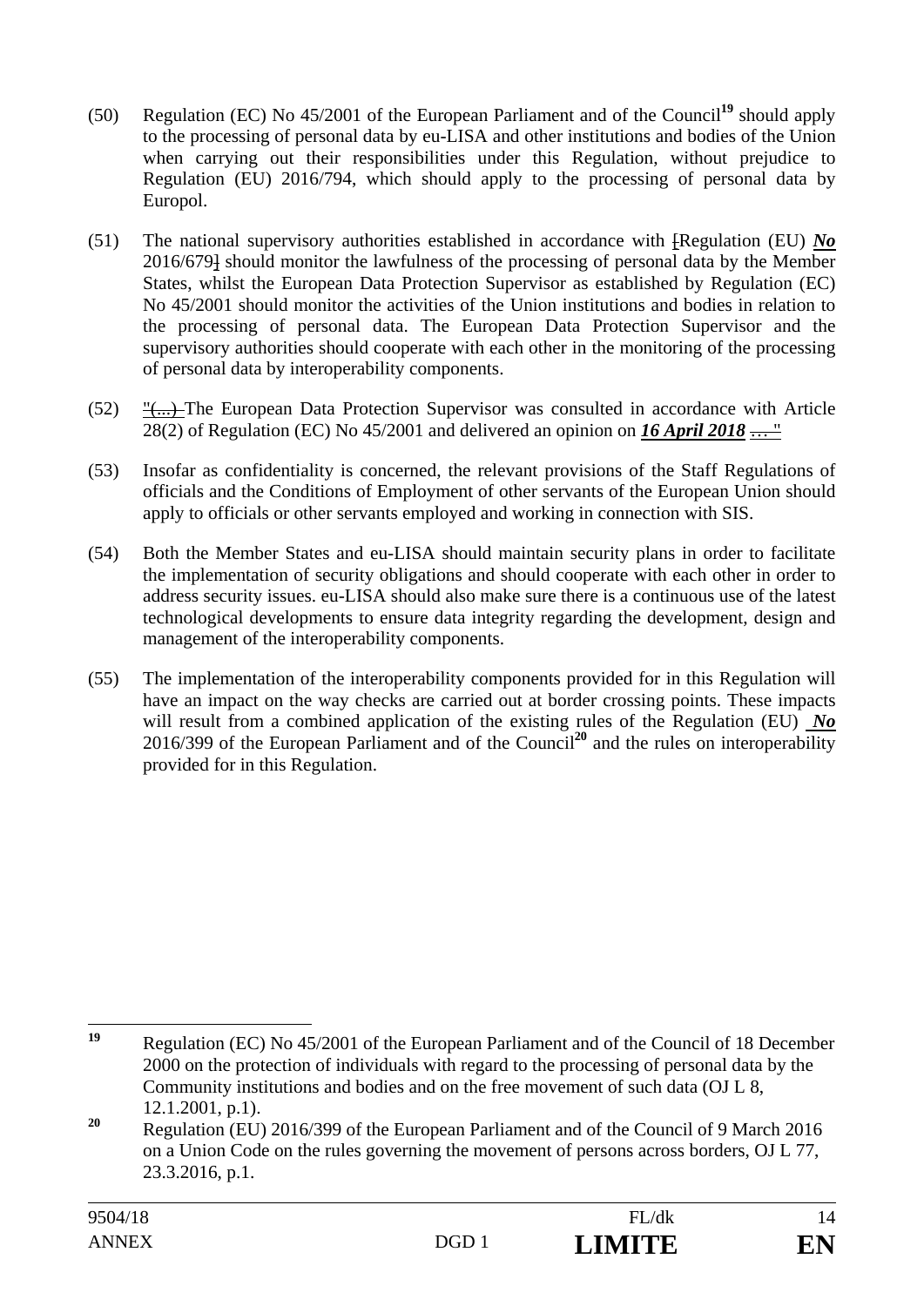(50) Regulation (EC) No 45/2001 of the European Parliament and of the Council[19] should apply to the processing of personal data by eu-LISA and other institutions and bodies of the Union when carrying out their responsibilities under this Regulation, without prejudice to Regulation (EU) 2016/794, which should apply to the processing of personal data by Europol.

(51) The national supervisory authorities established in accordance with [Regulation (EU) ***No*** 2016/679] should monitor the lawfulness of the processing of personal data by the Member States, whilst the European Data Protection Supervisor as established by Regulation (EC) No 45/2001 should monitor the activities of the Union institutions and bodies in relation to the processing of personal data. The European Data Protection Supervisor and the supervisory authorities should cooperate with each other in the monitoring of the processing of personal data by interoperability components.

(52) "(...) The European Data Protection Supervisor was consulted in accordance with Article 28(2) of Regulation (EC) No 45/2001 and delivered an opinion on ***16 April 2018*** … "

(53) Insofar as confidentiality is concerned, the relevant provisions of the Staff Regulations of officials and the Conditions of Employment of other servants of the European Union should apply to officials or other servants employed and working in connection with SIS.

(54) Both the Member States and eu-LISA should maintain security plans in order to facilitate the implementation of security obligations and should cooperate with each other in order to address security issues. eu-LISA should also make sure there is a continuous use of the latest technological developments to ensure data integrity regarding the development, design and management of the interoperability components.

(55) The implementation of the interoperability components provided for in this Regulation will have an impact on the way checks are carried out at border crossing points. These impacts will result from a combined application of the existing rules of the Regulation (EU) ***No*** 2016/399 of the European Parliament and of the Council[20] and the rules on interoperability provided for in this Regulation.

---

[19] Regulation (EC) No 45/2001 of the European Parliament and of the Council of 18 December 2000 on the protection of individuals with regard to the processing of personal data by the Community institutions and bodies and on the free movement of such data (OJ L 8, 12.1.2001, p.1).

[20] Regulation (EU) 2016/399 of the European Parliament and of the Council of 9 March 2016 on a Union Code on the rules governing the movement of persons across borders, OJ L 77, 23.3.2016, p.1.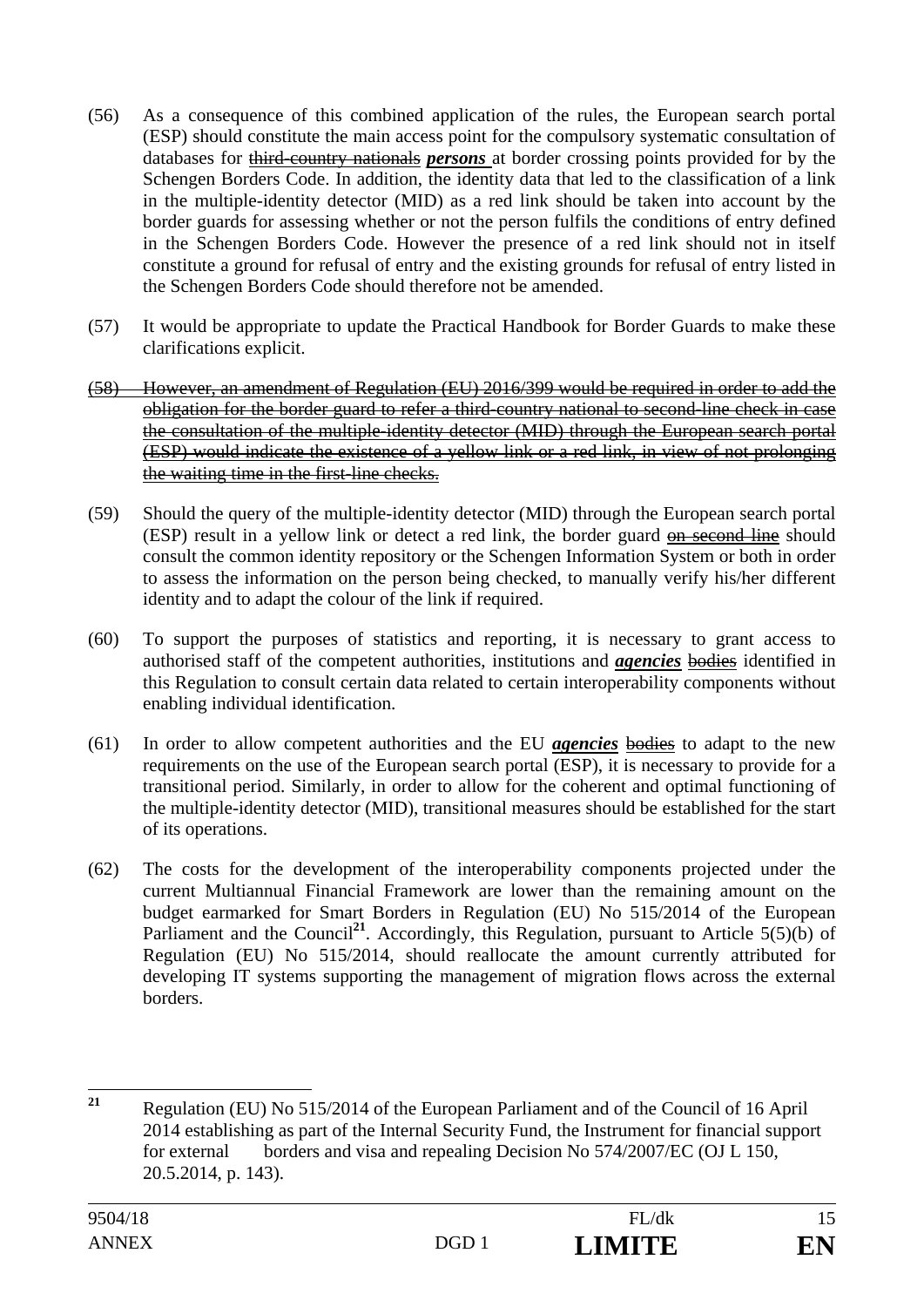(56) As a consequence of this combined application of the rules, the European search portal (ESP) should constitute the main access point for the compulsory systematic consultation of databases for ~~third-country nationals~~ ***persons*** at border crossing points provided for by the Schengen Borders Code. In addition, the identity data that led to the classification of a link in the multiple-identity detector (MID) as a red link should be taken into account by the border guards for assessing whether or not the person fulfils the conditions of entry defined in the Schengen Borders Code. However the presence of a red link should not in itself constitute a ground for refusal of entry and the existing grounds for refusal of entry listed in the Schengen Borders Code should therefore not be amended.

(57) It would be appropriate to update the Practical Handbook for Border Guards to make these clarifications explicit.

~~(58) However, an amendment of Regulation (EU) 2016/399 would be required in order to add the obligation for the border guard to refer a third-country national to second-line check in case the consultation of the multiple-identity detector (MID) through the European search portal (ESP) would indicate the existence of a yellow link or a red link, in view of not prolonging the waiting time in the first-line checks.~~

(59) Should the query of the multiple-identity detector (MID) through the European search portal (ESP) result in a yellow link or detect a red link, the border guard ~~on second line~~ should consult the common identity repository or the Schengen Information System or both in order to assess the information on the person being checked, to manually verify his/her different identity and to adapt the colour of the link if required.

(60) To support the purposes of statistics and reporting, it is necessary to grant access to authorised staff of the competent authorities, institutions and ***agencies*** ~~bodies~~ identified in this Regulation to consult certain data related to certain interoperability components without enabling individual identification.

(61) In order to allow competent authorities and the EU ***agencies*** ~~bodies~~ to adapt to the new requirements on the use of the European search portal (ESP), it is necessary to provide for a transitional period. Similarly, in order to allow for the coherent and optimal functioning of the multiple-identity detector (MID), transitional measures should be established for the start of its operations.

(62) The costs for the development of the interoperability components projected under the current Multiannual Financial Framework are lower than the remaining amount on the budget earmarked for Smart Borders in Regulation (EU) No 515/2014 of the European Parliament and the Council[21]. Accordingly, this Regulation, pursuant to Article 5(5)(b) of Regulation (EU) No 515/2014, should reallocate the amount currently attributed for developing IT systems supporting the management of migration flows across the external borders.

---

[21] Regulation (EU) No 515/2014 of the European Parliament and of the Council of 16 April 2014 establishing as part of the Internal Security Fund, the Instrument for financial support for external borders and visa and repealing Decision No 574/2007/EC (OJ L 150, 20.5.2014, p. 143).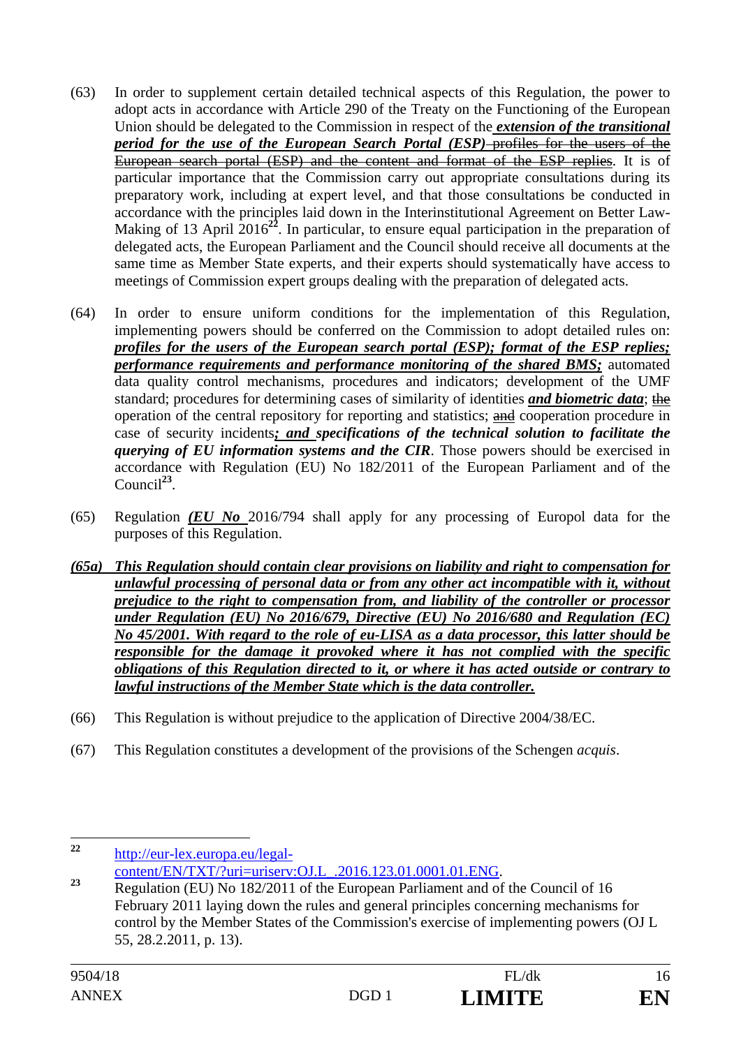(63) In order to supplement certain detailed technical aspects of this Regulation, the power to adopt acts in accordance with Article 290 of the Treaty on the Functioning of the European Union should be delegated to the Commission in respect of the ***extension of the transitional period for the use of the European Search Portal (ESP)*** ~~profiles for the users of the European search portal (ESP) and the content and format of the ESP replies~~. It is of particular importance that the Commission carry out appropriate consultations during its preparatory work, including at expert level, and that those consultations be conducted in accordance with the principles laid down in the Interinstitutional Agreement on Better Law-Making of 13 April 2016[22]. In particular, to ensure equal participation in the preparation of delegated acts, the European Parliament and the Council should receive all documents at the same time as Member State experts, and their experts should systematically have access to meetings of Commission expert groups dealing with the preparation of delegated acts.

(64) In order to ensure uniform conditions for the implementation of this Regulation, implementing powers should be conferred on the Commission to adopt detailed rules on: ***profiles for the users of the European search portal (ESP); format of the ESP replies; performance requirements and performance monitoring of the shared BMS;*** automated data quality control mechanisms, procedures and indicators; development of the UMF standard; procedures for determining cases of similarity of identities ***and biometric data***; ~~the~~ operation of the central repository for reporting and statistics; ~~and~~ cooperation procedure in case of security incidents***; and specifications of the technical solution to facilitate the querying of EU information systems and the CIR***. Those powers should be exercised in accordance with Regulation (EU) No 182/2011 of the European Parliament and of the Council[23].

(65) Regulation ***(EU No*** 2016/794 shall apply for any processing of Europol data for the purposes of this Regulation.

***(65a) This Regulation should contain clear provisions on liability and right to compensation for unlawful processing of personal data or from any other act incompatible with it, without prejudice to the right to compensation from, and liability of the controller or processor under Regulation (EU) No 2016/679, Directive (EU) No 2016/680 and Regulation (EC) No 45/2001. With regard to the role of eu-LISA as a data processor, this latter should be responsible for the damage it provoked where it has not complied with the specific obligations of this Regulation directed to it, or where it has acted outside or contrary to lawful instructions of the Member State which is the data controller.***

(66) This Regulation is without prejudice to the application of Directive 2004/38/EC.

(67) This Regulation constitutes a development of the provisions of the Schengen *acquis*.

---

[22] http://eur-lex.europa.eu/legal-content/EN/TXT/?uri=uriserv:OJ.L_.2016.123.01.0001.01.ENG.

[23] Regulation (EU) No 182/2011 of the European Parliament and of the Council of 16 February 2011 laying down the rules and general principles concerning mechanisms for control by the Member States of the Commission's exercise of implementing powers (OJ L 55, 28.2.2011, p. 13).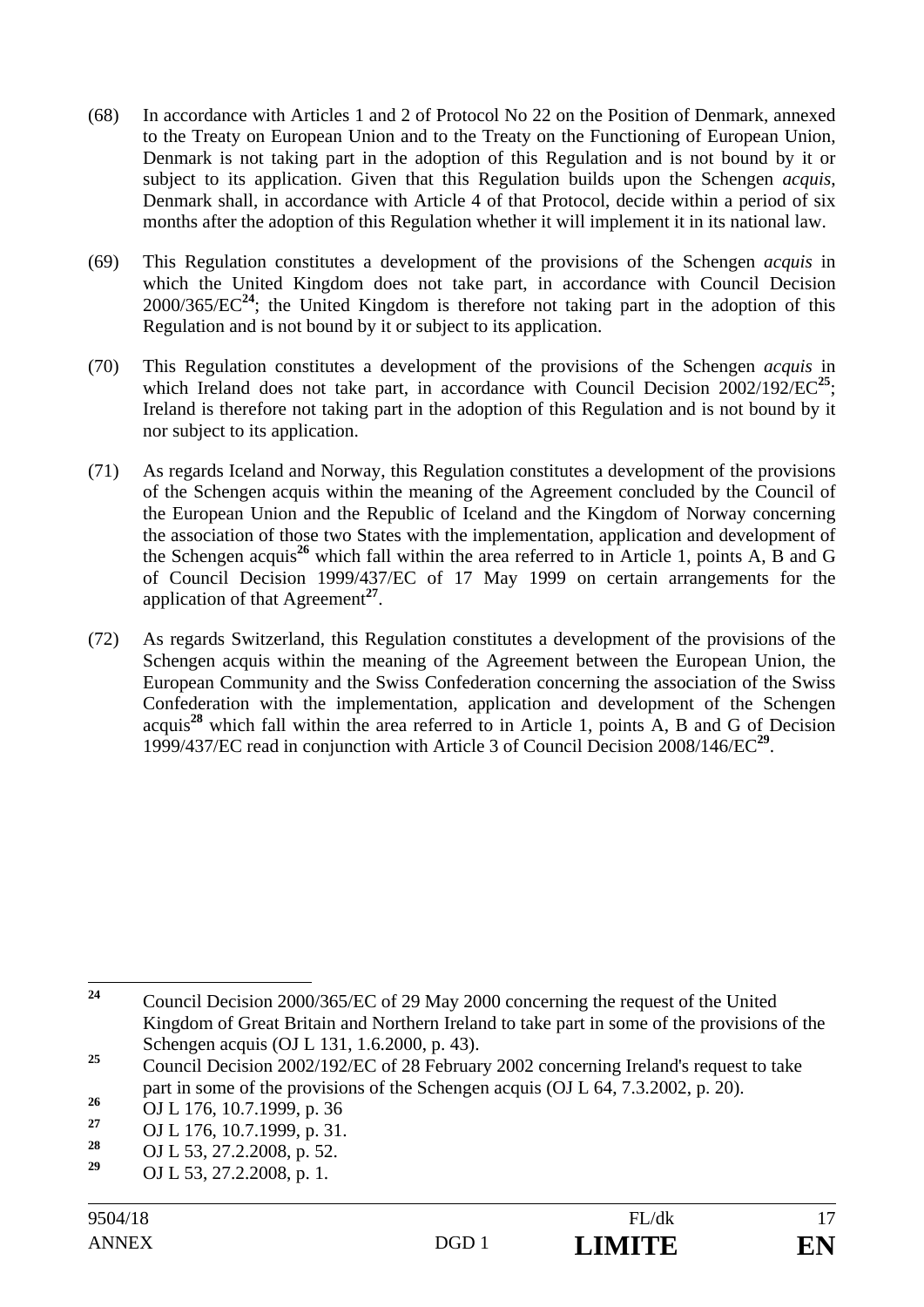(68) In accordance with Articles 1 and 2 of Protocol No 22 on the Position of Denmark, annexed to the Treaty on European Union and to the Treaty on the Functioning of European Union, Denmark is not taking part in the adoption of this Regulation and is not bound by it or subject to its application. Given that this Regulation builds upon the Schengen *acquis*, Denmark shall, in accordance with Article 4 of that Protocol, decide within a period of six months after the adoption of this Regulation whether it will implement it in its national law.

(69) This Regulation constitutes a development of the provisions of the Schengen *acquis* in which the United Kingdom does not take part, in accordance with Council Decision 2000/365/EC[24]; the United Kingdom is therefore not taking part in the adoption of this Regulation and is not bound by it or subject to its application.

(70) This Regulation constitutes a development of the provisions of the Schengen *acquis* in which Ireland does not take part, in accordance with Council Decision 2002/192/EC[25]; Ireland is therefore not taking part in the adoption of this Regulation and is not bound by it nor subject to its application.

(71) As regards Iceland and Norway, this Regulation constitutes a development of the provisions of the Schengen acquis within the meaning of the Agreement concluded by the Council of the European Union and the Republic of Iceland and the Kingdom of Norway concerning the association of those two States with the implementation, application and development of the Schengen acquis[26] which fall within the area referred to in Article 1, points A, B and G of Council Decision 1999/437/EC of 17 May 1999 on certain arrangements for the application of that Agreement[27].

(72) As regards Switzerland, this Regulation constitutes a development of the provisions of the Schengen acquis within the meaning of the Agreement between the European Union, the European Community and the Swiss Confederation concerning the association of the Swiss Confederation with the implementation, application and development of the Schengen acquis[28] which fall within the area referred to in Article 1, points A, B and G of Decision 1999/437/EC read in conjunction with Article 3 of Council Decision 2008/146/EC[29].

---

[24] Council Decision 2000/365/EC of 29 May 2000 concerning the request of the United Kingdom of Great Britain and Northern Ireland to take part in some of the provisions of the Schengen acquis (OJ L 131, 1.6.2000, p. 43).

[25] Council Decision 2002/192/EC of 28 February 2002 concerning Ireland's request to take part in some of the provisions of the Schengen acquis (OJ L 64, 7.3.2002, p. 20).

[26] OJ L 176, 10.7.1999, p. 36

[27] OJ L 176, 10.7.1999, p. 31.

[28] OJ L 53, 27.2.2008, p. 52.

[29] OJ L 53, 27.2.2008, p. 1.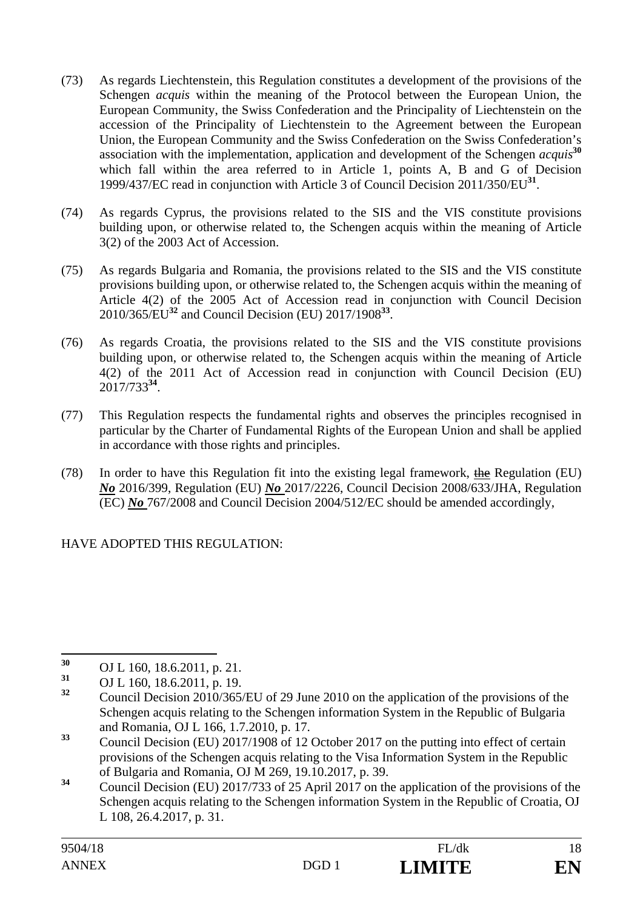(73) As regards Liechtenstein, this Regulation constitutes a development of the provisions of the Schengen *acquis* within the meaning of the Protocol between the European Union, the European Community, the Swiss Confederation and the Principality of Liechtenstein on the accession of the Principality of Liechtenstein to the Agreement between the European Union, the European Community and the Swiss Confederation on the Swiss Confederation's association with the implementation, application and development of the Schengen *acquis*[30] which fall within the area referred to in Article 1, points A, B and G of Decision 1999/437/EC read in conjunction with Article 3 of Council Decision 2011/350/EU[31].

(74) As regards Cyprus, the provisions related to the SIS and the VIS constitute provisions building upon, or otherwise related to, the Schengen acquis within the meaning of Article 3(2) of the 2003 Act of Accession.

(75) As regards Bulgaria and Romania, the provisions related to the SIS and the VIS constitute provisions building upon, or otherwise related to, the Schengen acquis within the meaning of Article 4(2) of the 2005 Act of Accession read in conjunction with Council Decision 2010/365/EU[32] and Council Decision (EU) 2017/1908[33].

(76) As regards Croatia, the provisions related to the SIS and the VIS constitute provisions building upon, or otherwise related to, the Schengen acquis within the meaning of Article 4(2) of the 2011 Act of Accession read in conjunction with Council Decision (EU) 2017/733[34].

(77) This Regulation respects the fundamental rights and observes the principles recognised in particular by the Charter of Fundamental Rights of the European Union and shall be applied in accordance with those rights and principles.

(78) In order to have this Regulation fit into the existing legal framework, ~~the~~ Regulation (EU) ***No*** 2016/399, Regulation (EU) ***No*** 2017/2226, Council Decision 2008/633/JHA, Regulation (EC) ***No*** 767/2008 and Council Decision 2004/512/EC should be amended accordingly,

HAVE ADOPTED THIS REGULATION:

---

[30] OJ L 160, 18.6.2011, p. 21.

[31] OJ L 160, 18.6.2011, p. 19.

[32] Council Decision 2010/365/EU of 29 June 2010 on the application of the provisions of the Schengen acquis relating to the Schengen information System in the Republic of Bulgaria and Romania, OJ L 166, 1.7.2010, p. 17.

[33] Council Decision (EU) 2017/1908 of 12 October 2017 on the putting into effect of certain provisions of the Schengen acquis relating to the Visa Information System in the Republic of Bulgaria and Romania, OJ M 269, 19.10.2017, p. 39.

[34] Council Decision (EU) 2017/733 of 25 April 2017 on the application of the provisions of the Schengen acquis relating to the Schengen information System in the Republic of Croatia, OJ L 108, 26.4.2017, p. 31.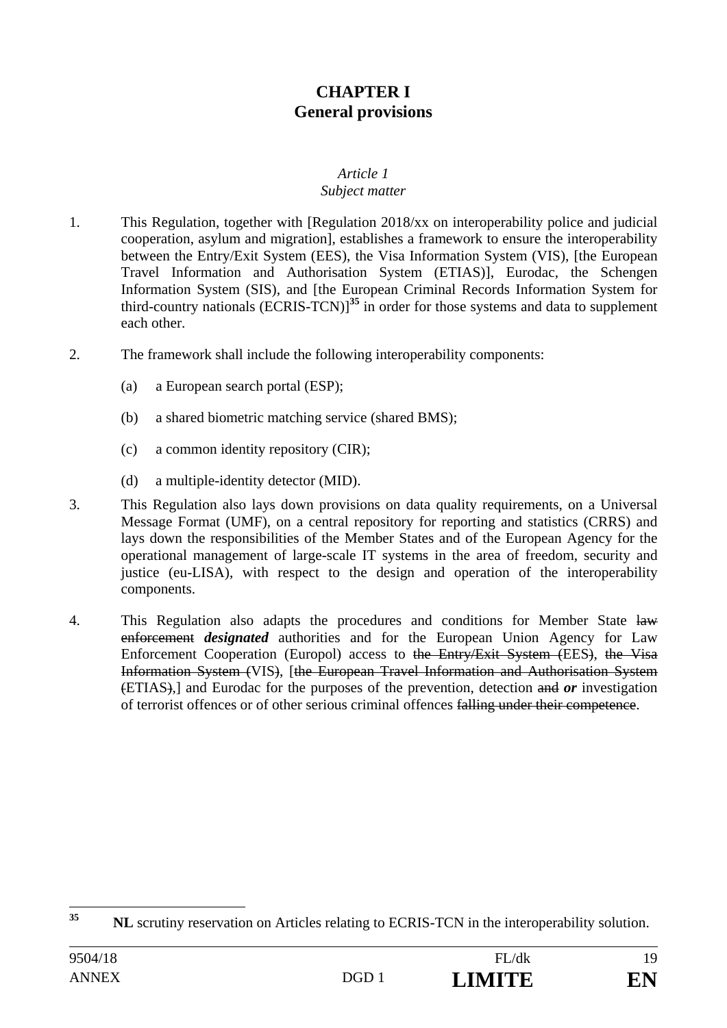# CHAPTER I
# General provisions

*Article 1*
*Subject matter*

1. This Regulation, together with [Regulation 2018/xx on interoperability police and judicial cooperation, asylum and migration], establishes a framework to ensure the interoperability between the Entry/Exit System (EES), the Visa Information System (VIS), [the European Travel Information and Authorisation System (ETIAS)], Eurodac, the Schengen Information System (SIS), and [the European Criminal Records Information System for third-country nationals (ECRIS-TCN)][35] in order for those systems and data to supplement each other.

2. The framework shall include the following interoperability components:

   (a) a European search portal (ESP);

   (b) a shared biometric matching service (shared BMS);

   (c) a common identity repository (CIR);

   (d) a multiple-identity detector (MID).

3. This Regulation also lays down provisions on data quality requirements, on a Universal Message Format (UMF), on a central repository for reporting and statistics (CRRS) and lays down the responsibilities of the Member States and of the European Agency for the operational management of large-scale IT systems in the area of freedom, security and justice (eu-LISA), with respect to the design and operation of the interoperability components.

4. This Regulation also adapts the procedures and conditions for Member State ~~law enforcement~~ ***designated*** authorities and for the European Union Agency for Law Enforcement Cooperation (Europol) access to ~~the Entry/Exit System (~~EES~~)~~, ~~the Visa Information System (~~VIS~~)~~, [~~the European Travel Information and Authorisation System (~~ETIAS~~)~~,] and Eurodac for the purposes of the prevention, detection ~~and~~ ***or*** investigation of terrorist offences or of other serious criminal offences ~~falling under their competence~~.

---

[35] **NL** scrutiny reservation on Articles relating to ECRIS-TCN in the interoperability solution.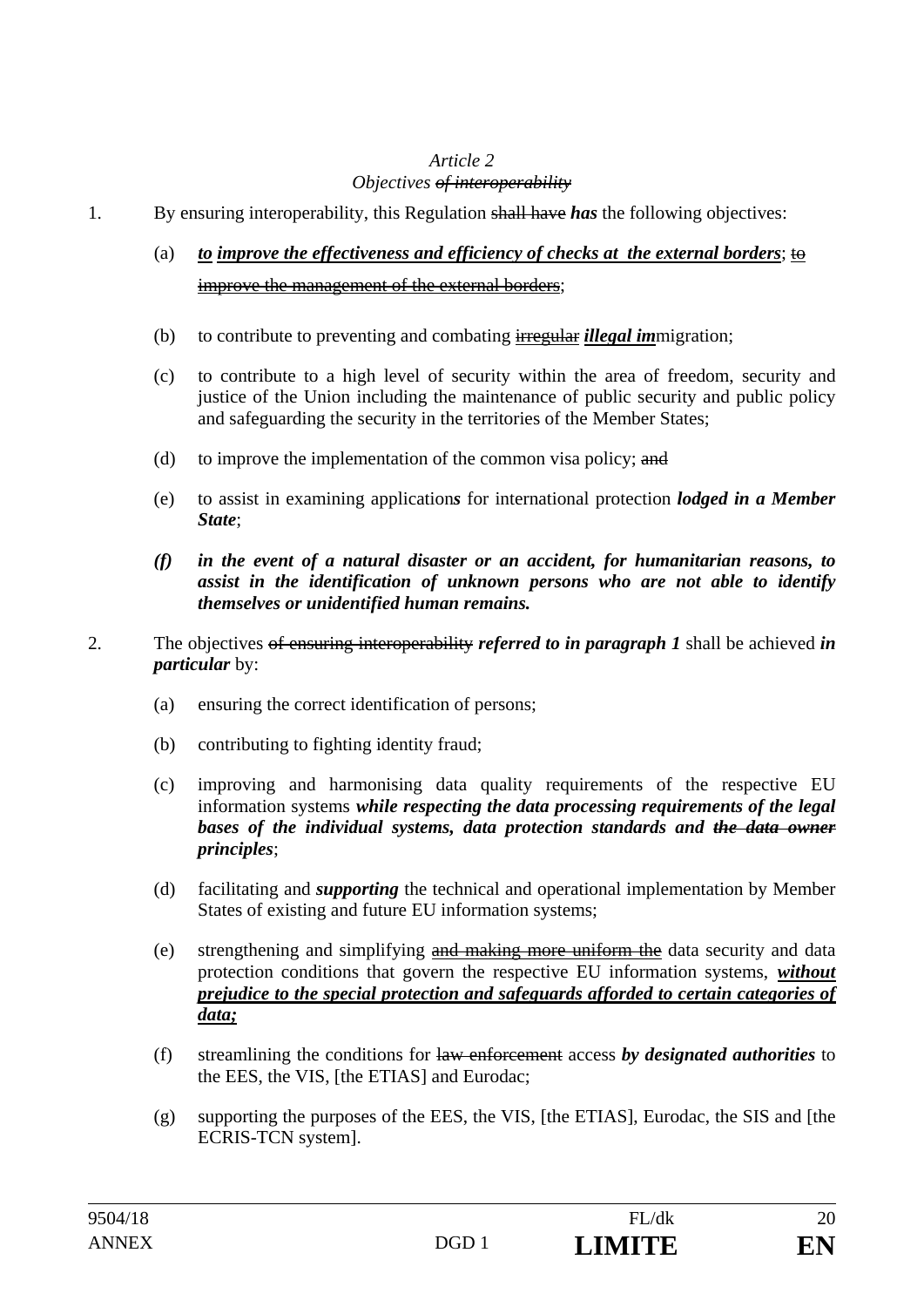*Article 2*
*Objectives ~~of interoperability~~*

1. By ensuring interoperability, this Regulation ~~shall have~~ ***has*** the following objectives:

   (a) ***to improve the effectiveness and efficiency of checks at the external borders***; ~~to improve the management of the external borders~~;

   (b) to contribute to preventing and combating ~~irregular~~ ***illegal im***migration;

   (c) to contribute to a high level of security within the area of freedom, security and justice of the Union including the maintenance of public security and public policy and safeguarding the security in the territories of the Member States;

   (d) to improve the implementation of the common visa policy; ~~and~~

   (e) to assist in examining application***s*** for international protection ***lodged in a Member State***;

   ***(f) in the event of a natural disaster or an accident, for humanitarian reasons, to assist in the identification of unknown persons who are not able to identify themselves or unidentified human remains.***

2. The objectives ~~of ensuring interoperability~~ ***referred to in paragraph 1*** shall be achieved ***in particular*** by:

   (a) ensuring the correct identification of persons;

   (b) contributing to fighting identity fraud;

   (c) improving and harmonising data quality requirements of the respective EU information systems ***while respecting the data processing requirements of the legal bases of the individual systems, data protection standards and ~~the data owner~~ principles***;

   (d) facilitating and ***supporting*** the technical and operational implementation by Member States of existing and future EU information systems;

   (e) strengthening and simplifying ~~and making more uniform the~~ data security and data protection conditions that govern the respective EU information systems, ***without prejudice to the special protection and safeguards afforded to certain categories of data;***

   (f) streamlining the conditions for ~~law enforcement~~ access ***by designated authorities*** to the EES, the VIS, [the ETIAS] and Eurodac;

   (g) supporting the purposes of the EES, the VIS, [the ETIAS], Eurodac, the SIS and [the ECRIS-TCN system].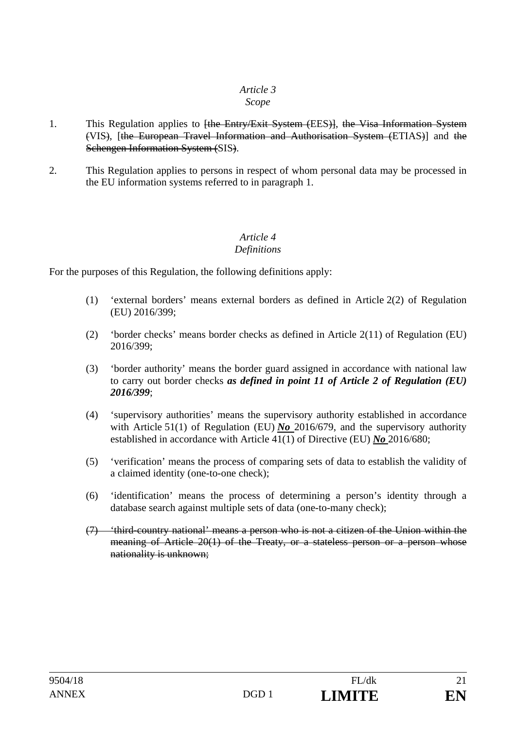*Article 3*
*Scope*

1. This Regulation applies to ~~[the Entry/Exit System (~~EES~~)]~~, ~~the Visa Information System (~~VIS~~)~~, [~~the European Travel Information and Authorisation System (~~ETIAS~~)~~] and ~~the Schengen Information System (~~SIS~~)~~.

2. This Regulation applies to persons in respect of whom personal data may be processed in the EU information systems referred to in paragraph 1.

*Article 4*
*Definitions*

For the purposes of this Regulation, the following definitions apply:

(1) 'external borders' means external borders as defined in Article 2(2) of Regulation (EU) 2016/399;

(2) 'border checks' means border checks as defined in Article 2(11) of Regulation (EU) 2016/399;

(3) 'border authority' means the border guard assigned in accordance with national law to carry out border checks ***as defined in point 11 of Article 2 of Regulation (EU) 2016/399***;

(4) 'supervisory authorities' means the supervisory authority established in accordance with Article 51(1) of Regulation (EU) ***No*** 2016/679, and the supervisory authority established in accordance with Article 41(1) of Directive (EU) ***No*** 2016/680;

(5) 'verification' means the process of comparing sets of data to establish the validity of a claimed identity (one-to-one check);

(6) 'identification' means the process of determining a person's identity through a database search against multiple sets of data (one-to-many check);

~~(7) 'third-country national' means a person who is not a citizen of the Union within the meaning of Article 20(1) of the Treaty, or a stateless person or a person whose nationality is unknown;~~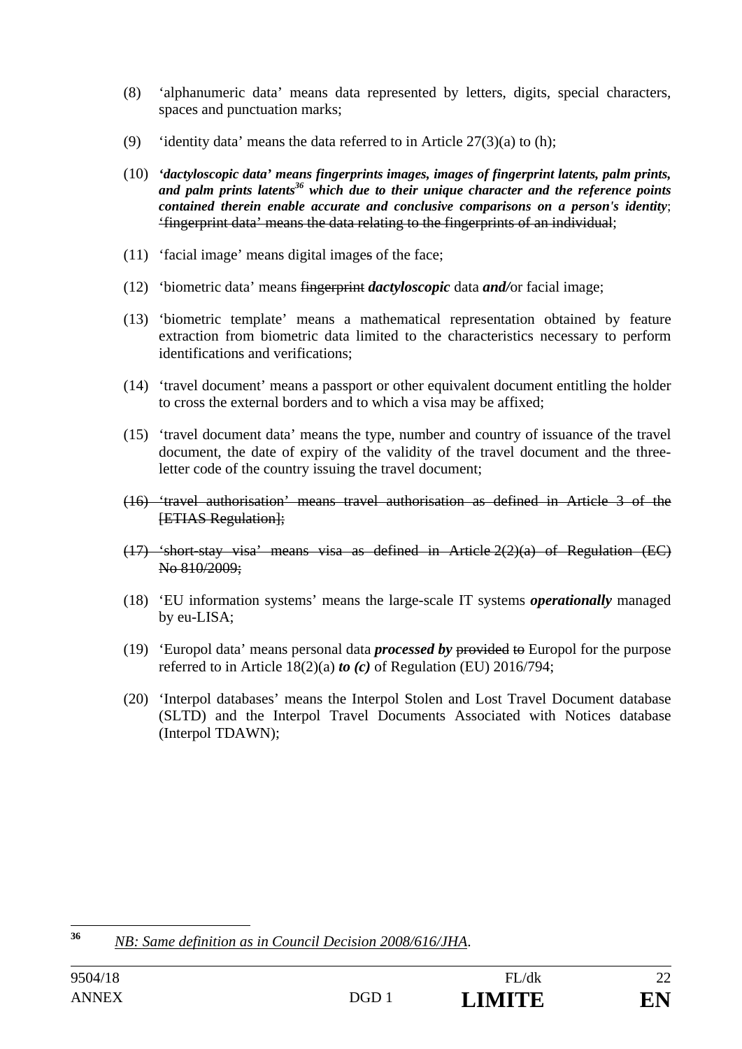(8) 'alphanumeric data' means data represented by letters, digits, special characters, spaces and punctuation marks;

(9) 'identity data' means the data referred to in Article 27(3)(a) to (h);

(10) ***'dactyloscopic data' means fingerprints images, images of fingerprint latents, palm prints, and palm prints latents[36] which due to their unique character and the reference points contained therein enable accurate and conclusive comparisons on a person's identity***; ~~'fingerprint data' means the data relating to the fingerprints of an individual~~;

(11) 'facial image' means digital image~~s~~ of the face;

(12) 'biometric data' means ~~fingerprint~~ ***dactyloscopic*** data ***and/***or facial image;

(13) 'biometric template' means a mathematical representation obtained by feature extraction from biometric data limited to the characteristics necessary to perform identifications and verifications;

(14) 'travel document' means a passport or other equivalent document entitling the holder to cross the external borders and to which a visa may be affixed;

(15) 'travel document data' means the type, number and country of issuance of the travel document, the date of expiry of the validity of the travel document and the three-letter code of the country issuing the travel document;

~~(16) 'travel authorisation' means travel authorisation as defined in Article 3 of the [ETIAS Regulation];~~

~~(17) 'short-stay visa' means visa as defined in Article 2(2)(a) of Regulation (EC) No 810/2009;~~

(18) 'EU information systems' means the large-scale IT systems ***operationally*** managed by eu-LISA;

(19) 'Europol data' means personal data ***processed by*** ~~provided to~~ Europol for the purpose referred to in Article 18(2)(a) ***to (c)*** of Regulation (EU) 2016/794;

(20) 'Interpol databases' means the Interpol Stolen and Lost Travel Document database (SLTD) and the Interpol Travel Documents Associated with Notices database (Interpol TDAWN);

---

[36] *NB: Same definition as in Council Decision 2008/616/JHA.*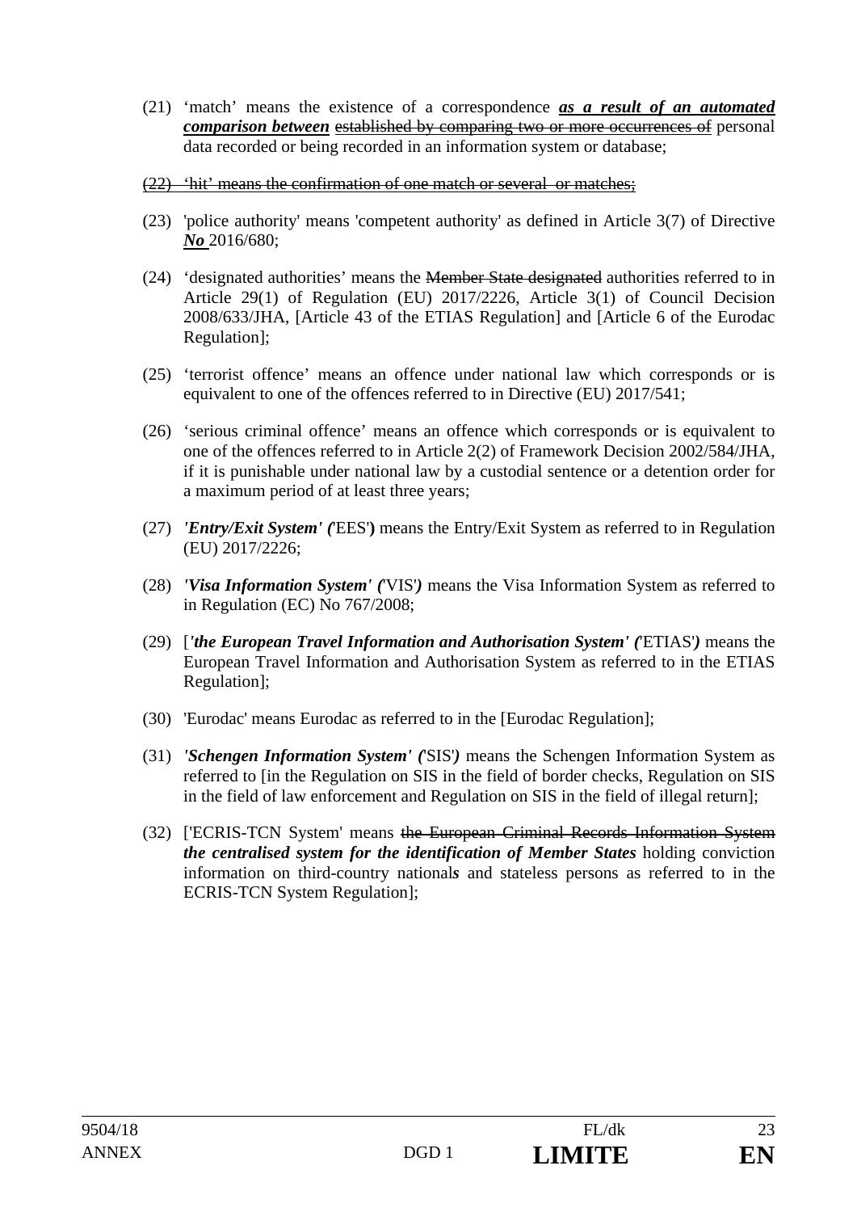(21) 'match' means the existence of a correspondence ***as a result of an automated comparison between*** ~~established by comparing two or more occurrences of~~ personal data recorded or being recorded in an information system or database;

~~(22) 'hit' means the confirmation of one match or several or matches;~~

(23) 'police authority' means 'competent authority' as defined in Article 3(7) of Directive ***No*** 2016/680;

(24) 'designated authorities' means the ~~Member State designated~~ authorities referred to in Article 29(1) of Regulation (EU) 2017/2226, Article 3(1) of Council Decision 2008/633/JHA, [Article 43 of the ETIAS Regulation] and [Article 6 of the Eurodac Regulation];

(25) 'terrorist offence' means an offence under national law which corresponds or is equivalent to one of the offences referred to in Directive (EU) 2017/541;

(26) 'serious criminal offence' means an offence which corresponds or is equivalent to one of the offences referred to in Article 2(2) of Framework Decision 2002/584/JHA, if it is punishable under national law by a custodial sentence or a detention order for a maximum period of at least three years;

(27) ***'Entry/Exit System' (***'EES'**)** means the Entry/Exit System as referred to in Regulation (EU) 2017/2226;

(28) ***'Visa Information System' (***'VIS'***)*** means the Visa Information System as referred to in Regulation (EC) No 767/2008;

(29) [***'the European Travel Information and Authorisation System' (***'ETIAS'***)*** means the European Travel Information and Authorisation System as referred to in the ETIAS Regulation];

(30) 'Eurodac' means Eurodac as referred to in the [Eurodac Regulation];

(31) ***'Schengen Information System' (***'SIS'***)*** means the Schengen Information System as referred to [in the Regulation on SIS in the field of border checks, Regulation on SIS in the field of law enforcement and Regulation on SIS in the field of illegal return];

(32) ['ECRIS-TCN System' means ~~the European Criminal Records Information System~~ ***the centralised system for the identification of Member States*** holding conviction information on third-country national***s*** and stateless persons as referred to in the ECRIS-TCN System Regulation];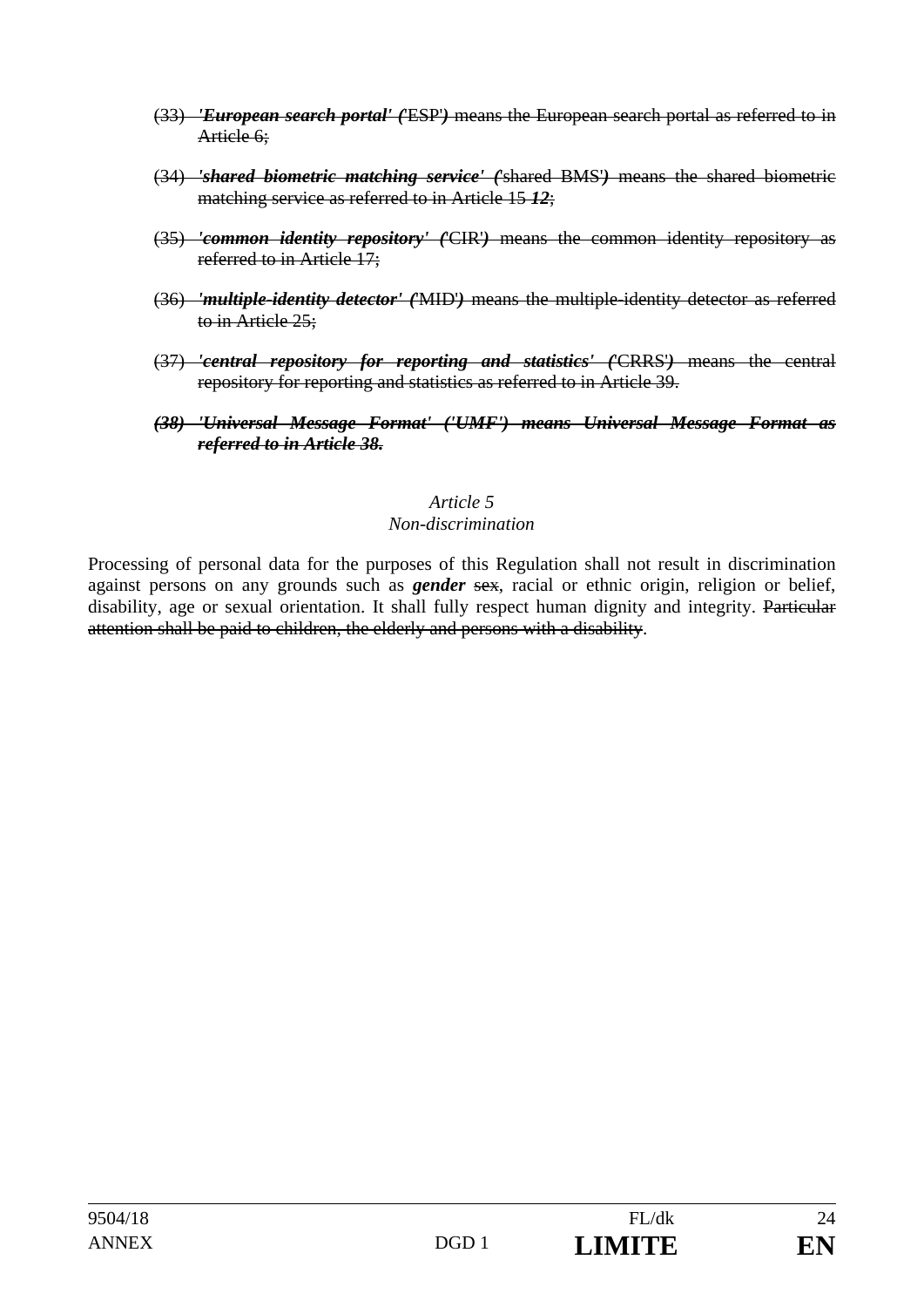~~(33) *'European search portal' ('*ESP'*)* means the European search portal as referred to in Article 6;~~

~~(34) *'shared biometric matching service' ('*shared BMS'*)* means the shared biometric matching service as referred to in Article 15 ***12***;~~

~~(35) *'common identity repository' ('*CIR'*)* means the common identity repository as referred to in Article 17;~~

~~(36) *'multiple-identity detector' ('*MID'*)* means the multiple-identity detector as referred to in Article 25;~~

~~(37) *'central repository for reporting and statistics' ('*CRRS'*)* means the central repository for reporting and statistics as referred to in Article 39.~~

~~***(38) 'Universal Message Format' ('UMF') means Universal Message Format as referred to in Article 38.***~~

*Article 5*
*Non-discrimination*

Processing of personal data for the purposes of this Regulation shall not result in discrimination against persons on any grounds such as ***gender*** ~~sex~~, racial or ethnic origin, religion or belief, disability, age or sexual orientation. It shall fully respect human dignity and integrity. ~~Particular attention shall be paid to children, the elderly and persons with a disability~~.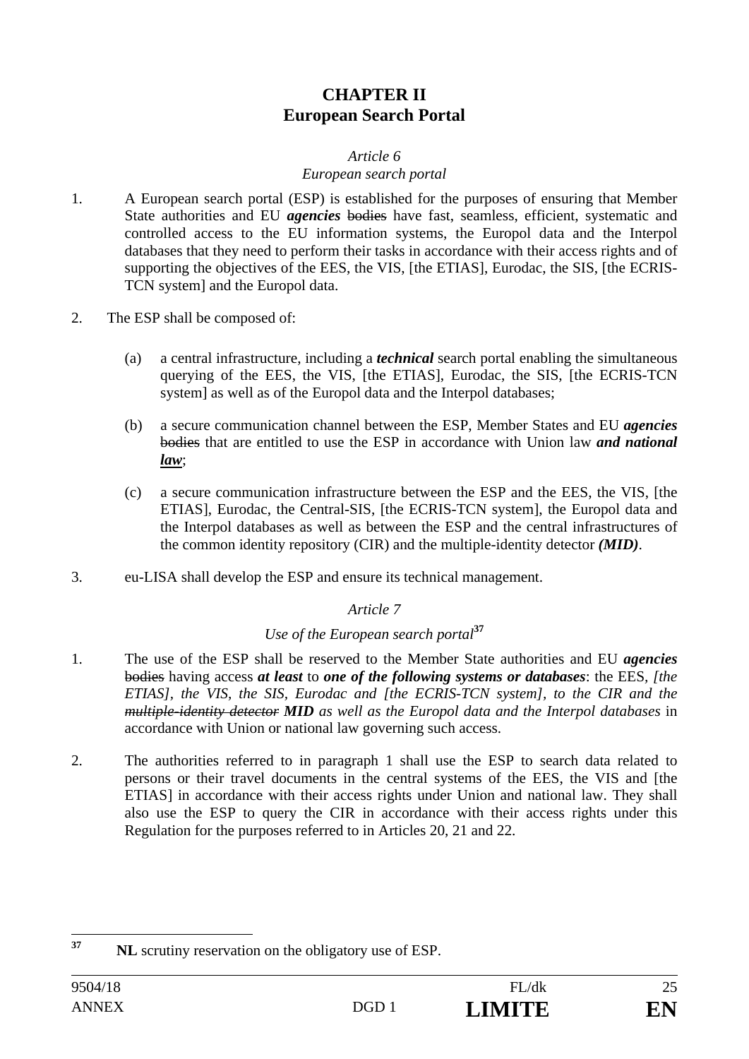# CHAPTER II
# European Search Portal

*Article 6*

*European search portal*

1. A European search portal (ESP) is established for the purposes of ensuring that Member State authorities and EU ***agencies*** ~~bodies~~ have fast, seamless, efficient, systematic and controlled access to the EU information systems, the Europol data and the Interpol databases that they need to perform their tasks in accordance with their access rights and of supporting the objectives of the EES, the VIS, [the ETIAS], Eurodac, the SIS, [the ECRIS-TCN system] and the Europol data.

2. The ESP shall be composed of:

   (a) a central infrastructure, including a ***technical*** search portal enabling the simultaneous querying of the EES, the VIS, [the ETIAS], Eurodac, the SIS, [the ECRIS-TCN system] as well as of the Europol data and the Interpol databases;

   (b) a secure communication channel between the ESP, Member States and EU ***agencies*** ~~bodies~~ that are entitled to use the ESP in accordance with Union law ***and national <u>law</u>***;

   (c) a secure communication infrastructure between the ESP and the EES, the VIS, [the ETIAS], Eurodac, the Central-SIS, [the ECRIS-TCN system], the Europol data and the Interpol databases as well as between the ESP and the central infrastructures of the common identity repository (CIR) and the multiple-identity detector ***(MID)***.

3. eu-LISA shall develop the ESP and ensure its technical management.

*Article 7*

*Use of the European search portal*[37]

1. The use of the ESP shall be reserved to the Member State authorities and EU ***agencies*** ~~bodies~~ having access ***at least*** to ***one of the following systems or databases***: the EES, *[the ETIAS], the VIS, the SIS, Eurodac and [the ECRIS-TCN system], to the CIR and the ~~multiple-identity detector~~* ***MID*** *as well as the Europol data and the Interpol databases* in accordance with Union or national law governing such access.

2. The authorities referred to in paragraph 1 shall use the ESP to search data related to persons or their travel documents in the central systems of the EES, the VIS and [the ETIAS] in accordance with their access rights under Union and national law. They shall also use the ESP to query the CIR in accordance with their access rights under this Regulation for the purposes referred to in Articles 20, 21 and 22.

---

[37] **NL** scrutiny reservation on the obligatory use of ESP.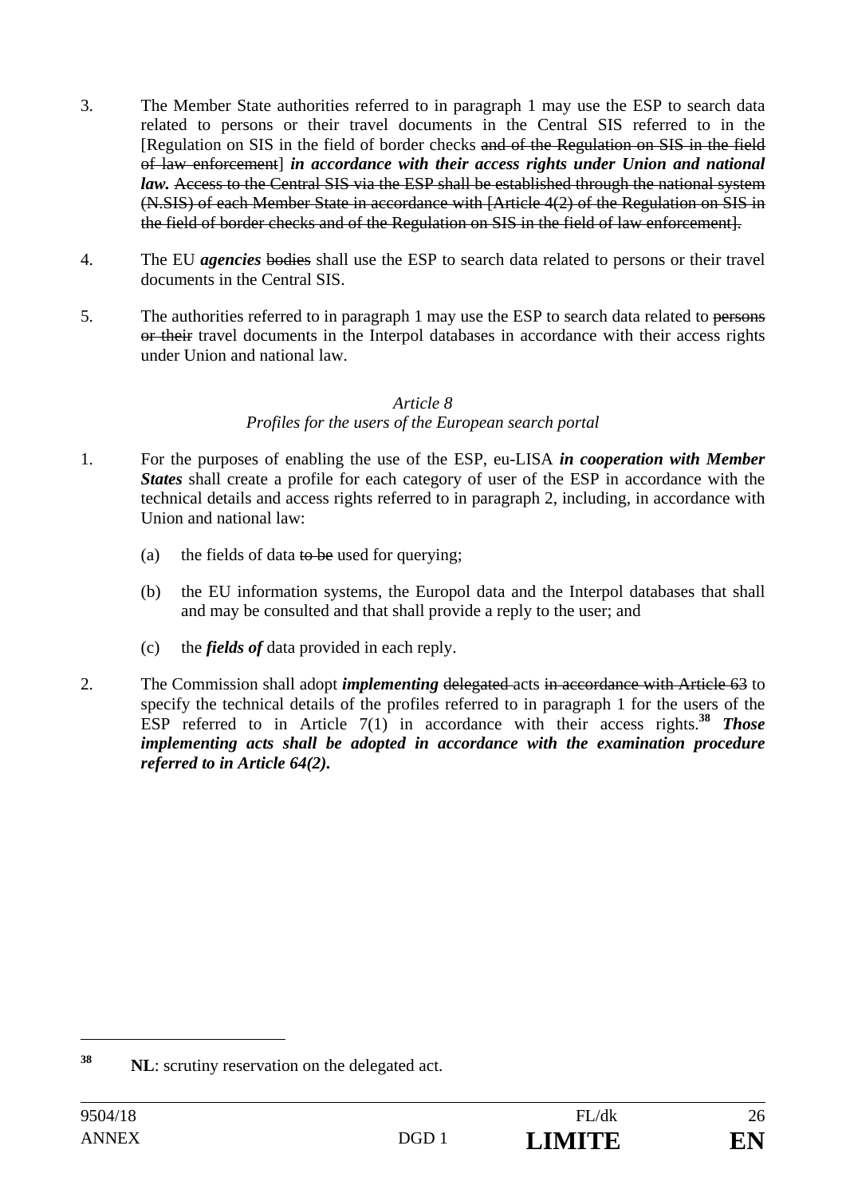3. The Member State authorities referred to in paragraph 1 may use the ESP to search data related to persons or their travel documents in the Central SIS referred to in the [Regulation on SIS in the field of border checks ~~and of the Regulation on SIS in the field of law enforcement~~] ***in accordance with their access rights under Union and national law.*** ~~Access to the Central SIS via the ESP shall be established through the national system (N.SIS) of each Member State in accordance with [Article 4(2) of the Regulation on SIS in the field of border checks and of the Regulation on SIS in the field of law enforcement].~~

4. The EU ***agencies*** ~~bodies~~ shall use the ESP to search data related to persons or their travel documents in the Central SIS.

5. The authorities referred to in paragraph 1 may use the ESP to search data related to ~~persons or their~~ travel documents in the Interpol databases in accordance with their access rights under Union and national law.

*Article 8*

*Profiles for the users of the European search portal*

1. For the purposes of enabling the use of the ESP, eu-LISA ***in cooperation with Member States*** shall create a profile for each category of user of the ESP in accordance with the technical details and access rights referred to in paragraph 2, including, in accordance with Union and national law:

   (a) the fields of data ~~to be~~ used for querying;

   (b) the EU information systems, the Europol data and the Interpol databases that shall and may be consulted and that shall provide a reply to the user; and

   (c) the ***fields of*** data provided in each reply.

2. The Commission shall adopt ***implementing*** ~~delegated~~ acts ~~in accordance with Article 63~~ to specify the technical details of the profiles referred to in paragraph 1 for the users of the ESP referred to in Article 7(1) in accordance with their access rights.[38] ***Those implementing acts shall be adopted in accordance with the examination procedure referred to in Article 64(2).***

---

[38] **NL**: scrutiny reservation on the delegated act.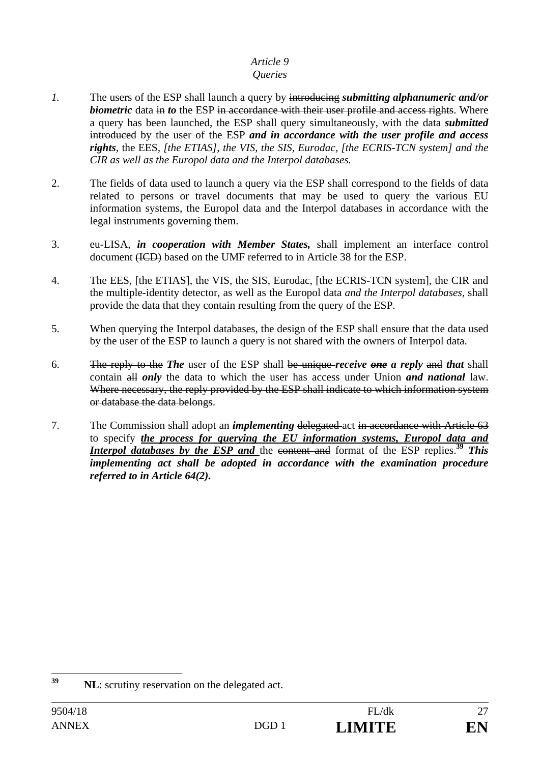*Article 9*
*Queries*

*1.* The users of the ESP shall launch a query by ~~introducing~~ ***submitting alphanumeric and/or biometric*** data ~~in~~ ***to*** the ESP ~~in accordance with their user profile and access rights~~. Where a query has been launched, the ESP shall query simultaneously, with the data ***submitted*** ~~introduced~~ by the user of the ESP ***and in accordance with the user profile and access rights***, the EES, *[the ETIAS], the VIS, the SIS, Eurodac, [the ECRIS-TCN system] and the CIR as well as the Europol data and the Interpol databases.*

2. The fields of data used to launch a query via the ESP shall correspond to the fields of data related to persons or travel documents that may be used to query the various EU information systems, the Europol data and the Interpol databases in accordance with the legal instruments governing them.

3. eu-LISA, ***in cooperation with Member States,*** shall implement an interface control document ~~(ICD)~~ based on the UMF referred to in Article 38 for the ESP.

4. The EES, [the ETIAS], the VIS, the SIS, Eurodac, [the ECRIS-TCN system], the CIR and the multiple-identity detector, as well as the Europol data *and the Interpol databases*, shall provide the data that they contain resulting from the query of the ESP.

5. When querying the Interpol databases, the design of the ESP shall ensure that the data used by the user of the ESP to launch a query is not shared with the owners of Interpol data.

6. ~~The reply to the~~ ***The*** user of the ESP shall ~~be unique~~ ***receive*** ~~***one***~~ ***a reply*** ~~and~~ ***that*** shall contain ~~all~~ ***only*** the data to which the user has access under Union ***and national*** law. ~~Where necessary, the reply provided by the ESP shall indicate to which information system or database the data belongs~~.

7. The Commission shall adopt an ***implementing*** ~~delegated~~ act ~~in accordance with Article 63~~ to specify ***the process for querying the EU information systems, Europol data and Interpol databases by the ESP and*** the ~~content and~~ format of the ESP replies.[39] ***This implementing act shall be adopted in accordance with the examination procedure referred to in Article 64(2).***

---

[39] **NL**: scrutiny reservation on the delegated act.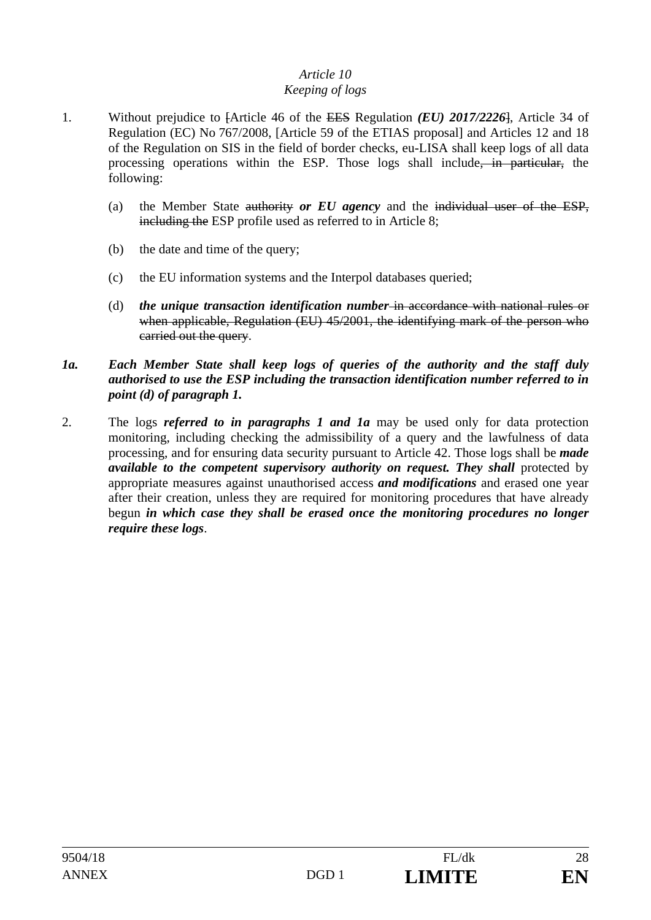*Article 10*
*Keeping of logs*

1. Without prejudice to ~~[~~Article 46 of the ~~EES~~ Regulation ***(EU) 2017/2226***~~]~~, Article 34 of Regulation (EC) No 767/2008, [Article 59 of the ETIAS proposal] and Articles 12 and 18 of the Regulation on SIS in the field of border checks, eu-LISA shall keep logs of all data processing operations within the ESP. Those logs shall include~~, in particular,~~ the following:

   (a) the Member State ~~authority~~ ***or EU agency*** and the ~~individual user of the ESP, including the~~ ESP profile used as referred to in Article 8;

   (b) the date and time of the query;

   (c) the EU information systems and the Interpol databases queried;

   (d) ***the unique transaction identification number*** ~~in accordance with national rules or when applicable, Regulation (EU) 45/2001, the identifying mark of the person who carried out the query~~.

***1a. Each Member State shall keep logs of queries of the authority and the staff duly authorised to use the ESP including the transaction identification number referred to in point (d) of paragraph 1.***

2. The logs ***referred to in paragraphs 1 and 1a*** may be used only for data protection monitoring, including checking the admissibility of a query and the lawfulness of data processing, and for ensuring data security pursuant to Article 42. Those logs shall be ***made available to the competent supervisory authority on request. They shall*** protected by appropriate measures against unauthorised access ***and modifications*** and erased one year after their creation, unless they are required for monitoring procedures that have already begun ***in which case they shall be erased once the monitoring procedures no longer require these logs***.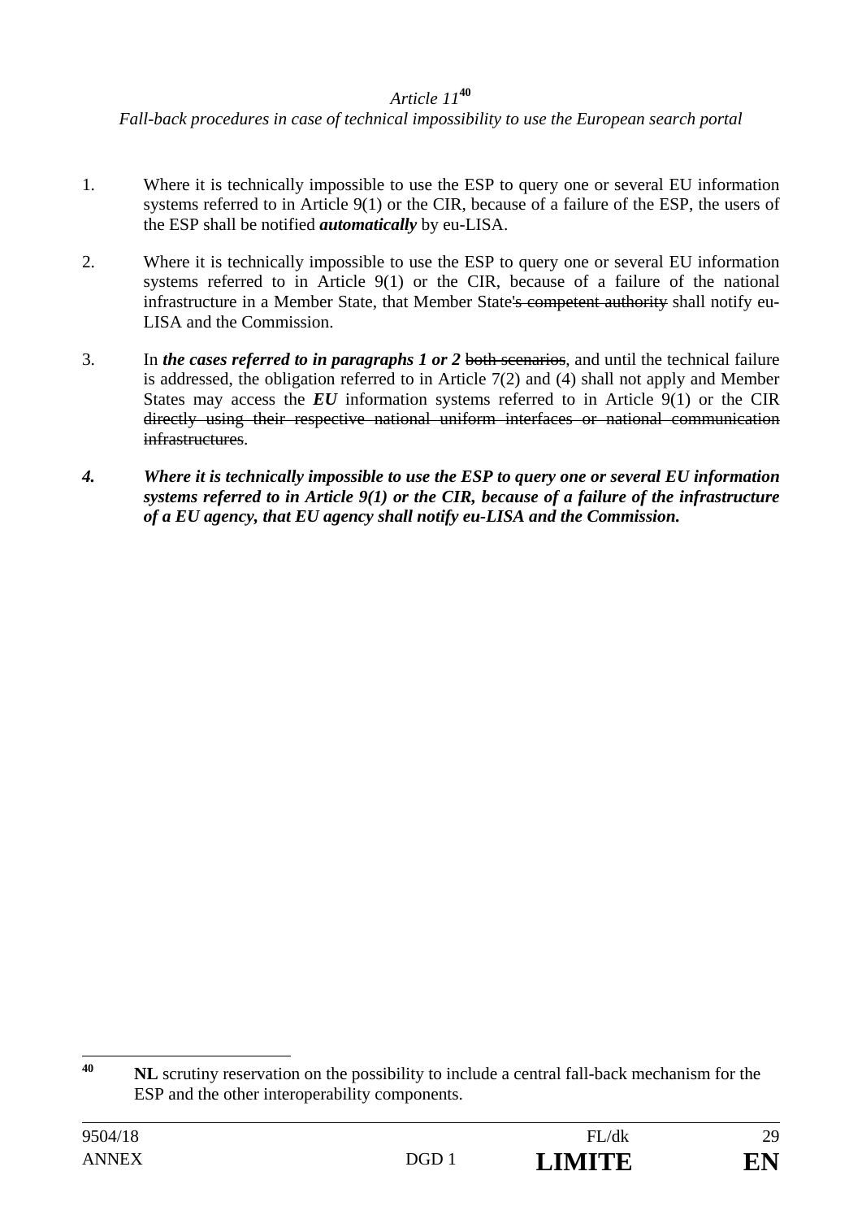*Article 11*[40]

*Fall-back procedures in case of technical impossibility to use the European search portal*

1. Where it is technically impossible to use the ESP to query one or several EU information systems referred to in Article 9(1) or the CIR, because of a failure of the ESP, the users of the ESP shall be notified ***automatically*** by eu-LISA.

2. Where it is technically impossible to use the ESP to query one or several EU information systems referred to in Article 9(1) or the CIR, because of a failure of the national infrastructure in a Member State, that Member State~~'s competent authority~~ shall notify eu-LISA and the Commission.

3. In ***the cases referred to in paragraphs 1 or 2*** ~~both scenarios~~, and until the technical failure is addressed, the obligation referred to in Article 7(2) and (4) shall not apply and Member States may access the ***EU*** information systems referred to in Article 9(1) or the CIR ~~directly using their respective national uniform interfaces or national communication infrastructures~~.

***4. Where it is technically impossible to use the ESP to query one or several EU information systems referred to in Article 9(1) or the CIR, because of a failure of the infrastructure of a EU agency, that EU agency shall notify eu-LISA and the Commission.***

---

[40] **NL** scrutiny reservation on the possibility to include a central fall-back mechanism for the ESP and the other interoperability components.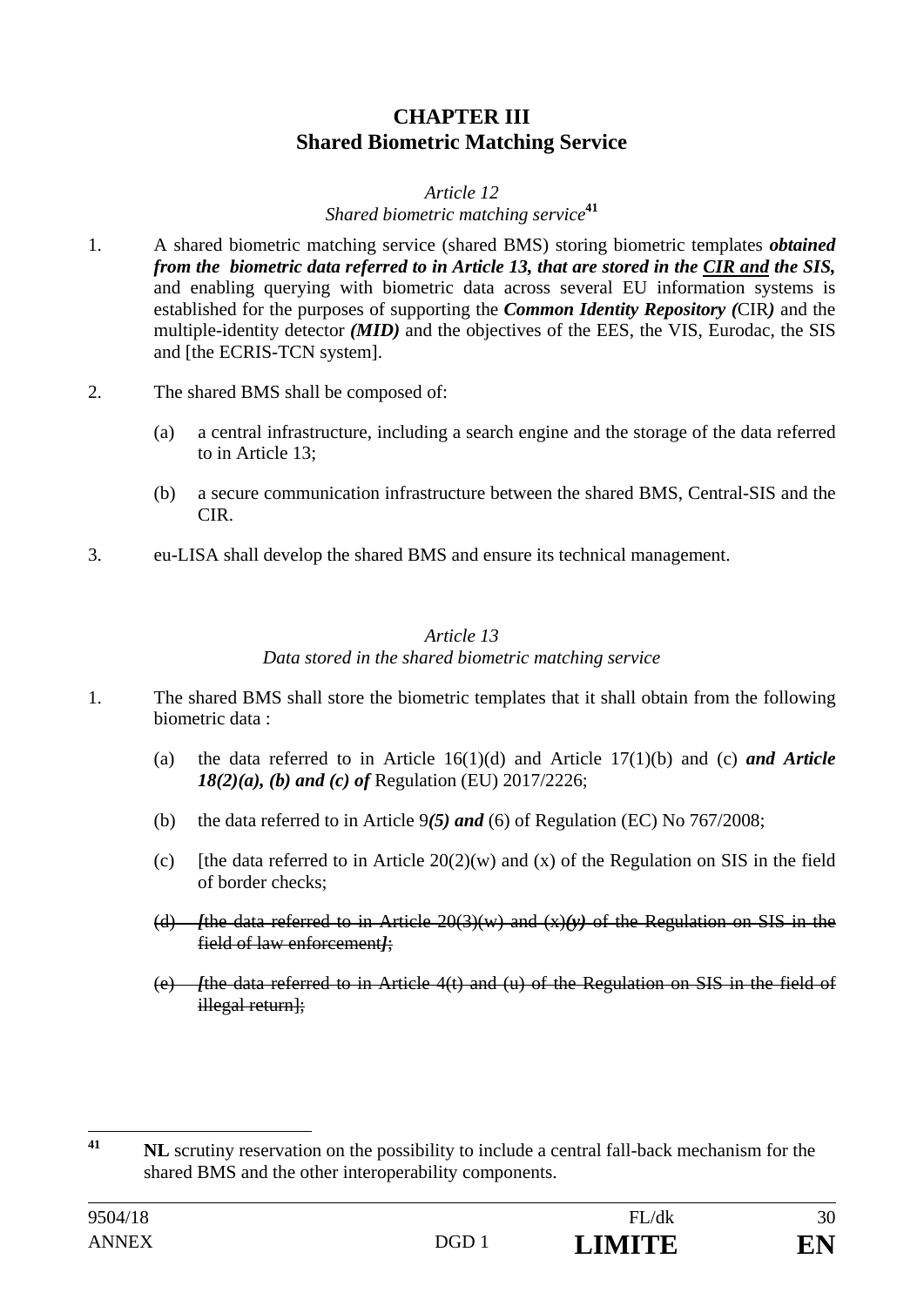# CHAPTER III
# Shared Biometric Matching Service

*Article 12*
*Shared biometric matching service*[41]

1. A shared biometric matching service (shared BMS) storing biometric templates ***obtained from the biometric data referred to in Article 13, that are stored in the <u>CIR and</u> the SIS,*** and enabling querying with biometric data across several EU information systems is established for the purposes of supporting the ***Common Identity Repository (***CIR***)*** and the multiple-identity detector ***(MID)*** and the objectives of the EES, the VIS, Eurodac, the SIS and [the ECRIS-TCN system].

2. The shared BMS shall be composed of:

   (a) a central infrastructure, including a search engine and the storage of the data referred to in Article 13;

   (b) a secure communication infrastructure between the shared BMS, Central-SIS and the CIR.

3. eu-LISA shall develop the shared BMS and ensure its technical management.

*Article 13*
*Data stored in the shared biometric matching service*

1. The shared BMS shall store the biometric templates that it shall obtain from the following biometric data :

   (a) the data referred to in Article 16(1)(d) and Article 17(1)(b) and (c) ***and Article 18(2)(a), (b) and (c) of*** Regulation (EU) 2017/2226;

   (b) the data referred to in Article 9***(5) and*** (6) of Regulation (EC) No 767/2008;

   (c) [the data referred to in Article 20(2)(w) and (x) of the Regulation on SIS in the field of border checks;

   ~~(d) ***[***the data referred to in Article 20(3)(w) and (x)***(y)*** of the Regulation on SIS in the field of law enforcement***]***;~~

   ~~(e) ***[***the data referred to in Article 4(t) and (u) of the Regulation on SIS in the field of illegal return];~~

---

[41] **NL** scrutiny reservation on the possibility to include a central fall-back mechanism for the shared BMS and the other interoperability components.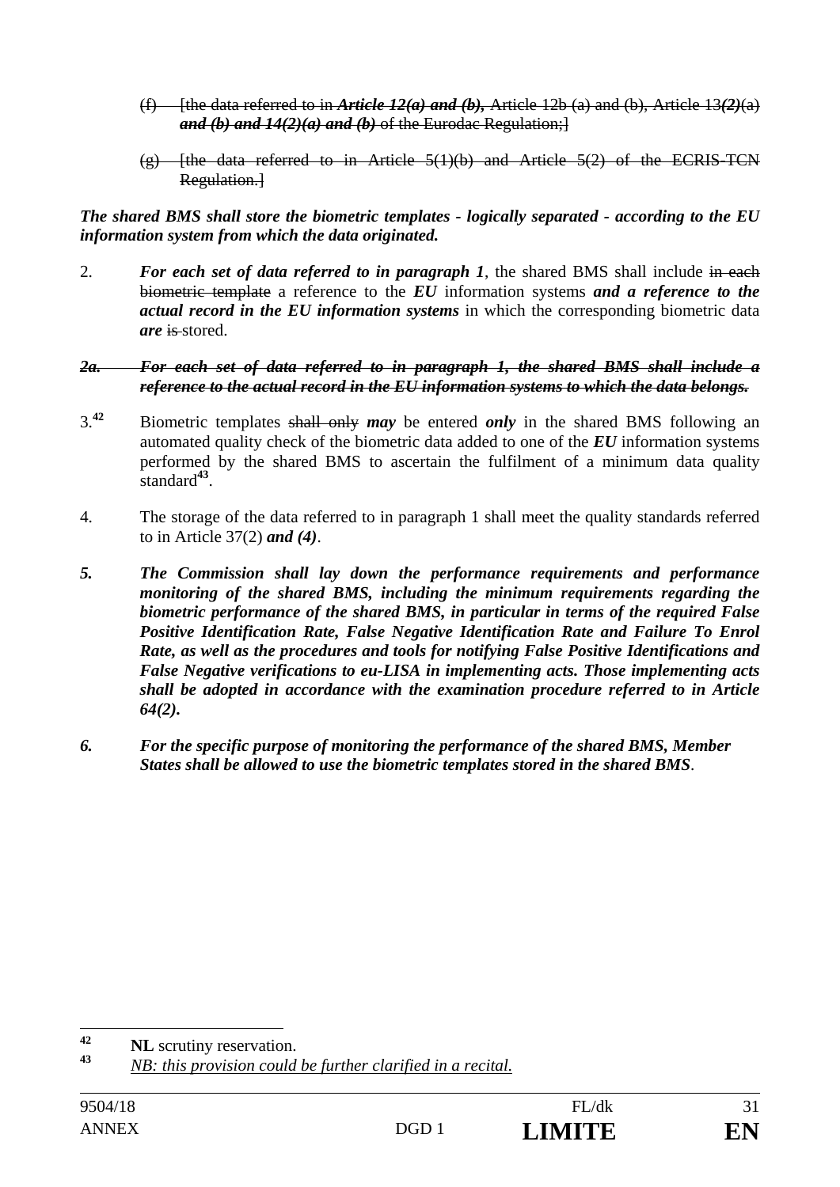(f) ~~[the data referred to in ***Article 12(a) and (b),*** Article 12b (a) and (b), Article 13***(2)***(a) ***and (b) and 14(2)(a) and (b)*** of the Eurodac Regulation;]~~

(g) ~~[the data referred to in Article 5(1)(b) and Article 5(2) of the ECRIS-TCN Regulation.]~~

***The shared BMS shall store the biometric templates - logically separated - according to the EU information system from which the data originated.***

2. ***For each set of data referred to in paragraph 1***, the shared BMS shall include ~~in each biometric template~~ a reference to the ***EU*** information systems ***and a reference to the actual record in the EU information systems*** in which the corresponding biometric data ***are*** ~~is~~ stored.

~~***2a. For each set of data referred to in paragraph 1, the shared BMS shall include a reference to the actual record in the EU information systems to which the data belongs.***~~

3.[42] Biometric templates ~~shall only~~ ***may*** be entered ***only*** in the shared BMS following an automated quality check of the biometric data added to one of the ***EU*** information systems performed by the shared BMS to ascertain the fulfilment of a minimum data quality standard[43].

4. The storage of the data referred to in paragraph 1 shall meet the quality standards referred to in Article 37(2) ***and (4)***.

***5. The Commission shall lay down the performance requirements and performance monitoring of the shared BMS, including the minimum requirements regarding the biometric performance of the shared BMS, in particular in terms of the required False Positive Identification Rate, False Negative Identification Rate and Failure To Enrol Rate, as well as the procedures and tools for notifying False Positive Identifications and False Negative verifications to eu-LISA in implementing acts. Those implementing acts shall be adopted in accordance with the examination procedure referred to in Article 64(2).***

***6. For the specific purpose of monitoring the performance of the shared BMS, Member States shall be allowed to use the biometric templates stored in the shared BMS***.

---

[42] **NL** scrutiny reservation.

[43] *NB: this provision could be further clarified in a recital.*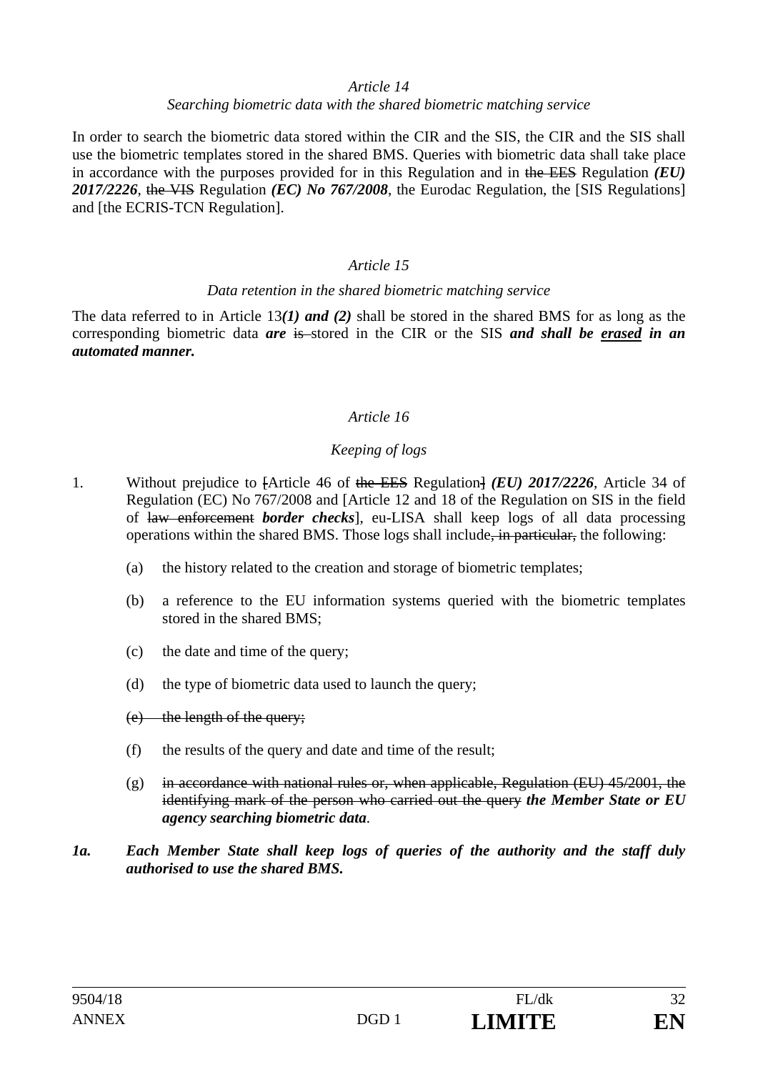*Article 14*

*Searching biometric data with the shared biometric matching service*

In order to search the biometric data stored within the CIR and the SIS, the CIR and the SIS shall use the biometric templates stored in the shared BMS. Queries with biometric data shall take place in accordance with the purposes provided for in this Regulation and in ~~the EES~~ Regulation ***(EU) 2017/2226***, ~~the VIS~~ Regulation ***(EC) No 767/2008***, the Eurodac Regulation, the [SIS Regulations] and [the ECRIS-TCN Regulation].

*Article 15*

*Data retention in the shared biometric matching service*

The data referred to in Article 13***(1) and (2)*** shall be stored in the shared BMS for as long as the corresponding biometric data ***are*** ~~is~~ stored in the CIR or the SIS ***and shall be <u>erased</u> in an automated manner.***

*Article 16*

*Keeping of logs*

1. Without prejudice to ~~[~~Article 46 of ~~the EES~~ Regulation~~]~~ ***(EU) 2017/2226***, Article 34 of Regulation (EC) No 767/2008 and [Article 12 and 18 of the Regulation on SIS in the field of ~~law enforcement~~ ***border checks***], eu-LISA shall keep logs of all data processing operations within the shared BMS. Those logs shall include~~, in particular,~~ the following:

   (a) the history related to the creation and storage of biometric templates;

   (b) a reference to the EU information systems queried with the biometric templates stored in the shared BMS;

   (c) the date and time of the query;

   (d) the type of biometric data used to launch the query;

   ~~(e) the length of the query;~~

   (f) the results of the query and date and time of the result;

   (g) ~~in accordance with national rules or, when applicable, Regulation (EU) 45/2001, the identifying mark of the person who carried out the query~~ ***the Member State or EU agency searching biometric data***.

***1a. Each Member State shall keep logs of queries of the authority and the staff duly authorised to use the shared BMS.***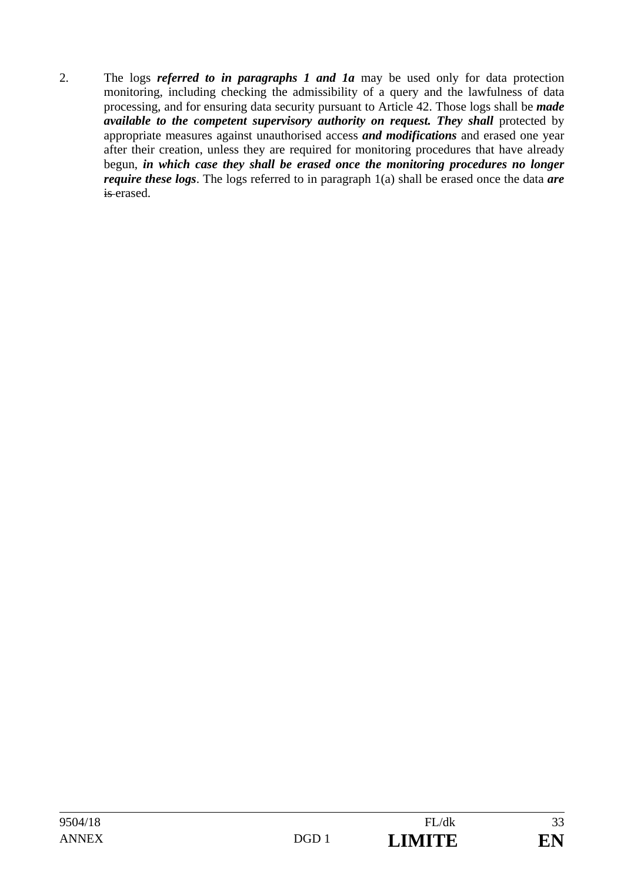2. The logs ***referred to in paragraphs 1 and 1a*** may be used only for data protection monitoring, including checking the admissibility of a query and the lawfulness of data processing, and for ensuring data security pursuant to Article 42. Those logs shall be ***made available to the competent supervisory authority on request. They shall*** protected by appropriate measures against unauthorised access ***and modifications*** and erased one year after their creation, unless they are required for monitoring procedures that have already begun, ***in which case they shall be erased once the monitoring procedures no longer require these logs***. The logs referred to in paragraph 1(a) shall be erased once the data ***are*** ~~is~~ erased.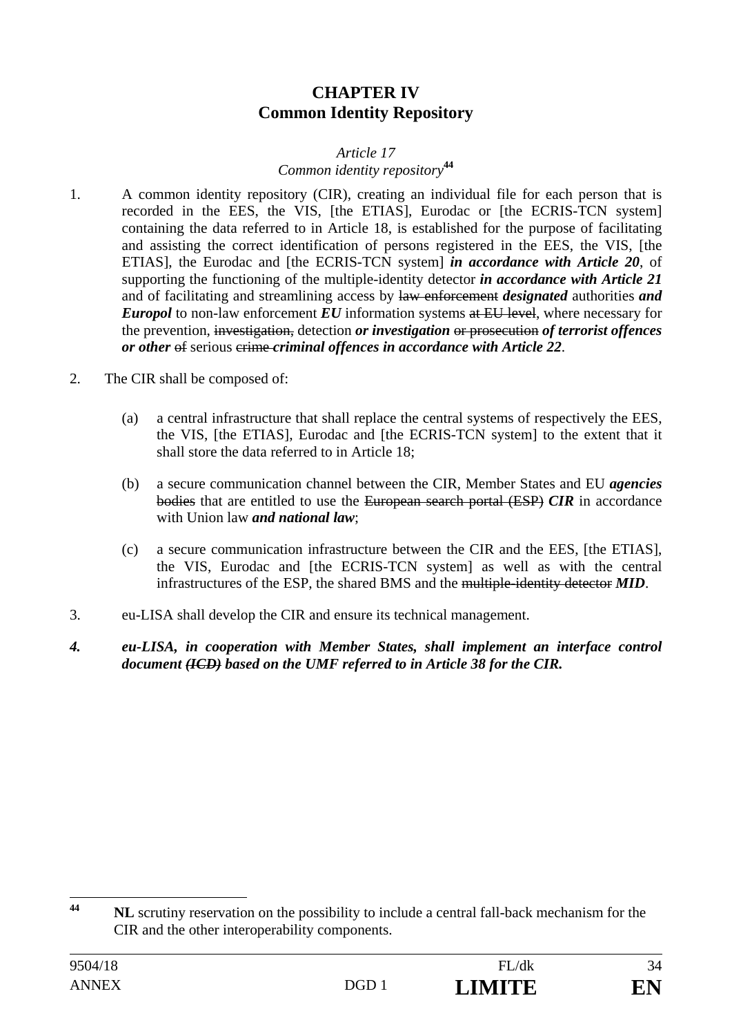# CHAPTER IV
# Common Identity Repository

*Article 17*
*Common identity repository*[44]

1. A common identity repository (CIR), creating an individual file for each person that is recorded in the EES, the VIS, [the ETIAS], Eurodac or [the ECRIS-TCN system] containing the data referred to in Article 18, is established for the purpose of facilitating and assisting the correct identification of persons registered in the EES, the VIS, [the ETIAS], the Eurodac and [the ECRIS-TCN system] ***in accordance with Article 20***, of supporting the functioning of the multiple-identity detector ***in accordance with Article 21*** and of facilitating and streamlining access by ~~law enforcement~~ ***designated*** authorities ***and Europol*** to non-law enforcement ***EU*** information systems ~~at EU level~~, where necessary for the prevention, ~~investigation,~~ detection ***or investigation*** ~~or prosecution~~ ***of terrorist offences or other*** ~~of~~ serious ~~crime~~ ***criminal offences in accordance with Article 22***.

2. The CIR shall be composed of:

   (a) a central infrastructure that shall replace the central systems of respectively the EES, the VIS, [the ETIAS], Eurodac and [the ECRIS-TCN system] to the extent that it shall store the data referred to in Article 18;

   (b) a secure communication channel between the CIR, Member States and EU ***agencies*** ~~bodies~~ that are entitled to use the ~~European search portal (ESP)~~ ***CIR*** in accordance with Union law ***and national law***;

   (c) a secure communication infrastructure between the CIR and the EES, [the ETIAS], the VIS, Eurodac and [the ECRIS-TCN system] as well as with the central infrastructures of the ESP, the shared BMS and the ~~multiple-identity detector~~ ***MID***.

3. eu-LISA shall develop the CIR and ensure its technical management.

***4. eu-LISA, in cooperation with Member States, shall implement an interface control document ~~(ICD)~~ based on the UMF referred to in Article 38 for the CIR.***

---

[44] **NL** scrutiny reservation on the possibility to include a central fall-back mechanism for the CIR and the other interoperability components.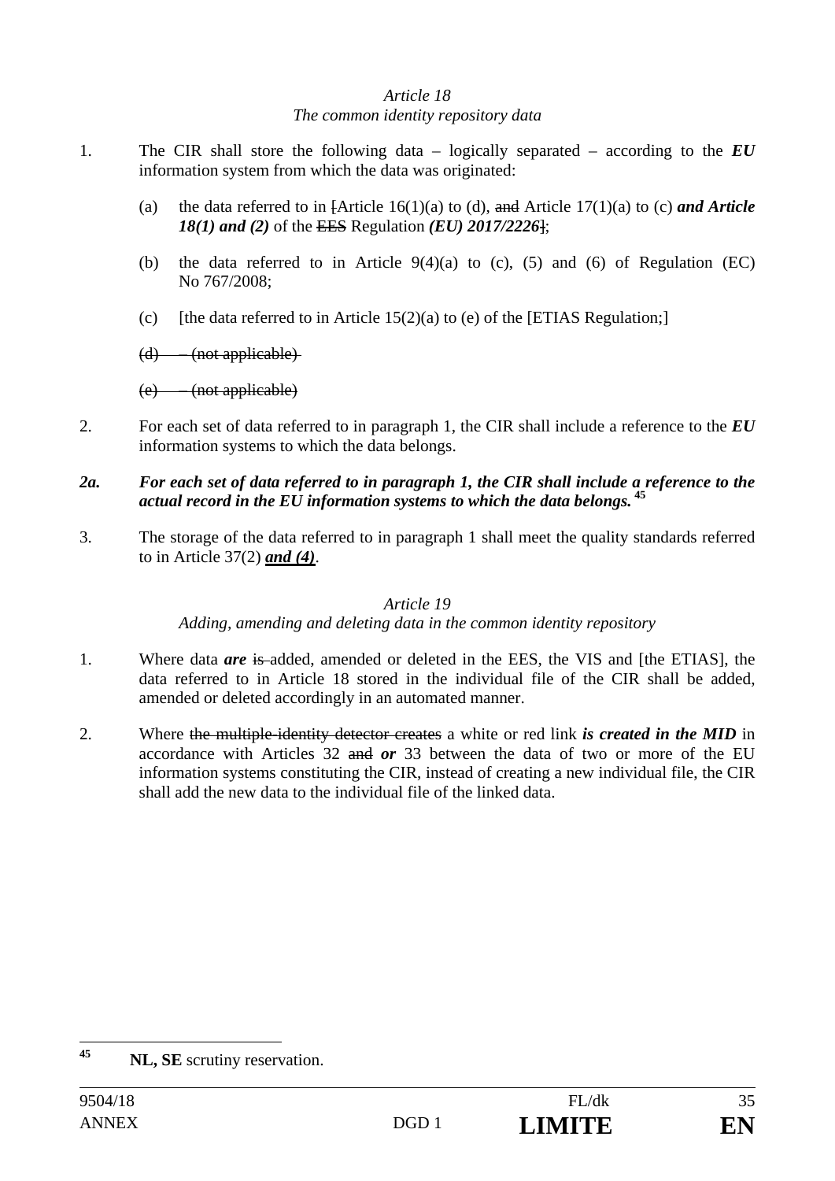*Article 18*
*The common identity repository data*

1. The CIR shall store the following data – logically separated – according to the ***EU*** information system from which the data was originated:

   (a) the data referred to in ~~[~~Article 16(1)(a) to (d), ~~and~~ Article 17(1)(a) to (c) ***and Article 18(1) and (2)*** of the ~~EES~~ Regulation ***(EU) 2017/2226***~~]~~;

   (b) the data referred to in Article 9(4)(a) to (c), (5) and (6) of Regulation (EC) No 767/2008;

   (c) [the data referred to in Article 15(2)(a) to (e) of the [ETIAS Regulation;]

   ~~(d) – (not applicable)~~

   ~~(e) – (not applicable)~~

2. For each set of data referred to in paragraph 1, the CIR shall include a reference to the ***EU*** information systems to which the data belongs.

***2a. For each set of data referred to in paragraph 1, the CIR shall include a reference to the actual record in the EU information systems to which the data belongs.*** [45]

3. The storage of the data referred to in paragraph 1 shall meet the quality standards referred to in Article 37(2) ***and (4)***.

*Article 19*
*Adding, amending and deleting data in the common identity repository*

1. Where data ***are*** ~~is~~ added, amended or deleted in the EES, the VIS and [the ETIAS], the data referred to in Article 18 stored in the individual file of the CIR shall be added, amended or deleted accordingly in an automated manner.

2. Where ~~the multiple-identity detector creates~~ a white or red link ***is created in the MID*** in accordance with Articles 32 ~~and~~ ***or*** 33 between the data of two or more of the EU information systems constituting the CIR, instead of creating a new individual file, the CIR shall add the new data to the individual file of the linked data.

---

[45] **NL, SE** scrutiny reservation.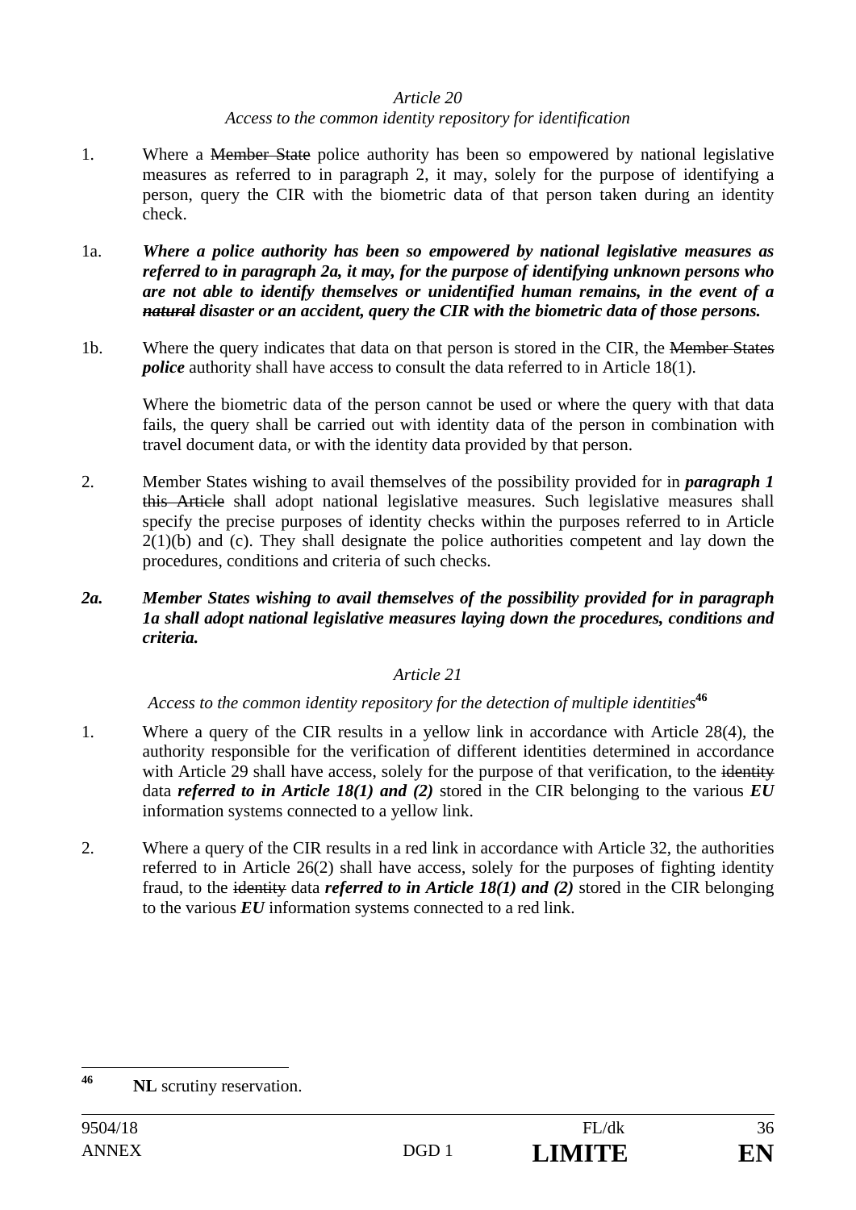*Article 20*

*Access to the common identity repository for identification*

1. Where a ~~Member State~~ police authority has been so empowered by national legislative measures as referred to in paragraph 2, it may, solely for the purpose of identifying a person, query the CIR with the biometric data of that person taken during an identity check.

1a. ***Where a police authority has been so empowered by national legislative measures as referred to in paragraph 2a, it may, for the purpose of identifying unknown persons who are not able to identify themselves or unidentified human remains, in the event of a ~~natural~~ disaster or an accident, query the CIR with the biometric data of those persons.***

1b. Where the query indicates that data on that person is stored in the CIR, the ~~Member States~~ ***police*** authority shall have access to consult the data referred to in Article 18(1).

Where the biometric data of the person cannot be used or where the query with that data fails, the query shall be carried out with identity data of the person in combination with travel document data, or with the identity data provided by that person.

2. Member States wishing to avail themselves of the possibility provided for in ***paragraph 1*** ~~this Article~~ shall adopt national legislative measures. Such legislative measures shall specify the precise purposes of identity checks within the purposes referred to in Article 2(1)(b) and (c). They shall designate the police authorities competent and lay down the procedures, conditions and criteria of such checks.

***2a. Member States wishing to avail themselves of the possibility provided for in paragraph 1a shall adopt national legislative measures laying down the procedures, conditions and criteria.***

*Article 21*

*Access to the common identity repository for the detection of multiple identities*[46]

1. Where a query of the CIR results in a yellow link in accordance with Article 28(4), the authority responsible for the verification of different identities determined in accordance with Article 29 shall have access, solely for the purpose of that verification, to the ~~identity~~ data ***referred to in Article 18(1) and (2)*** stored in the CIR belonging to the various ***EU*** information systems connected to a yellow link.

2. Where a query of the CIR results in a red link in accordance with Article 32, the authorities referred to in Article 26(2) shall have access, solely for the purposes of fighting identity fraud, to the ~~identity~~ data ***referred to in Article 18(1) and (2)*** stored in the CIR belonging to the various ***EU*** information systems connected to a red link.

---

[46] **NL** scrutiny reservation.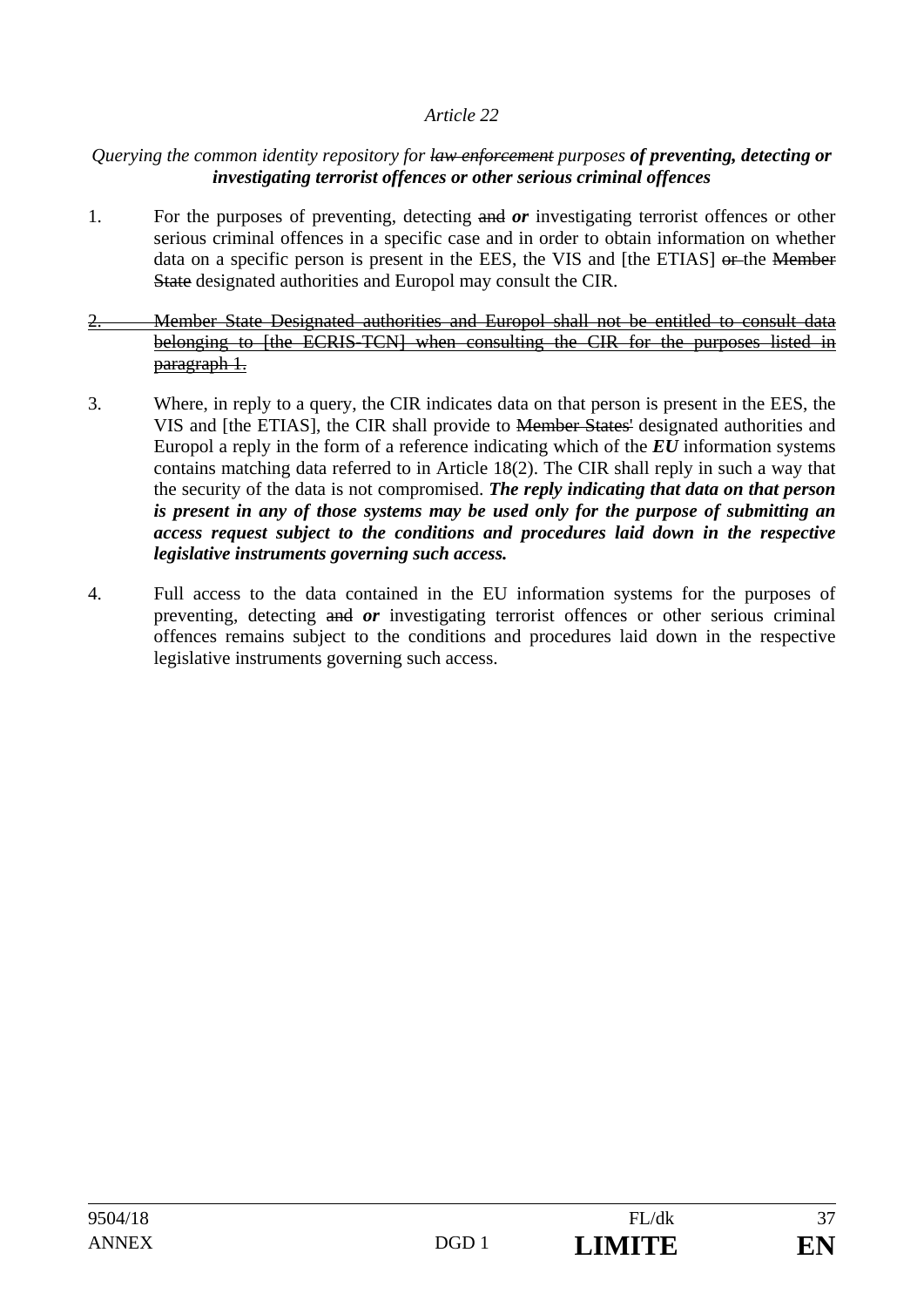*Article 22*

*Querying the common identity repository for ~~law enforcement~~ purposes* ***of preventing, detecting or investigating terrorist offences or other serious criminal offences***

1. For the purposes of preventing, detecting ~~and~~ ***or*** investigating terrorist offences or other serious criminal offences in a specific case and in order to obtain information on whether data on a specific person is present in the EES, the VIS and [the ETIAS] ~~or~~ the ~~Member State~~ designated authorities and Europol may consult the CIR.

~~2. Member State Designated authorities and Europol shall not be entitled to consult data belonging to [the ECRIS-TCN] when consulting the CIR for the purposes listed in paragraph 1.~~

3. Where, in reply to a query, the CIR indicates data on that person is present in the EES, the VIS and [the ETIAS], the CIR shall provide to ~~Member States'~~ designated authorities and Europol a reply in the form of a reference indicating which of the ***EU*** information systems contains matching data referred to in Article 18(2). The CIR shall reply in such a way that the security of the data is not compromised. ***The reply indicating that data on that person is present in any of those systems may be used only for the purpose of submitting an access request subject to the conditions and procedures laid down in the respective legislative instruments governing such access.***

4. Full access to the data contained in the EU information systems for the purposes of preventing, detecting ~~and~~ ***or*** investigating terrorist offences or other serious criminal offences remains subject to the conditions and procedures laid down in the respective legislative instruments governing such access.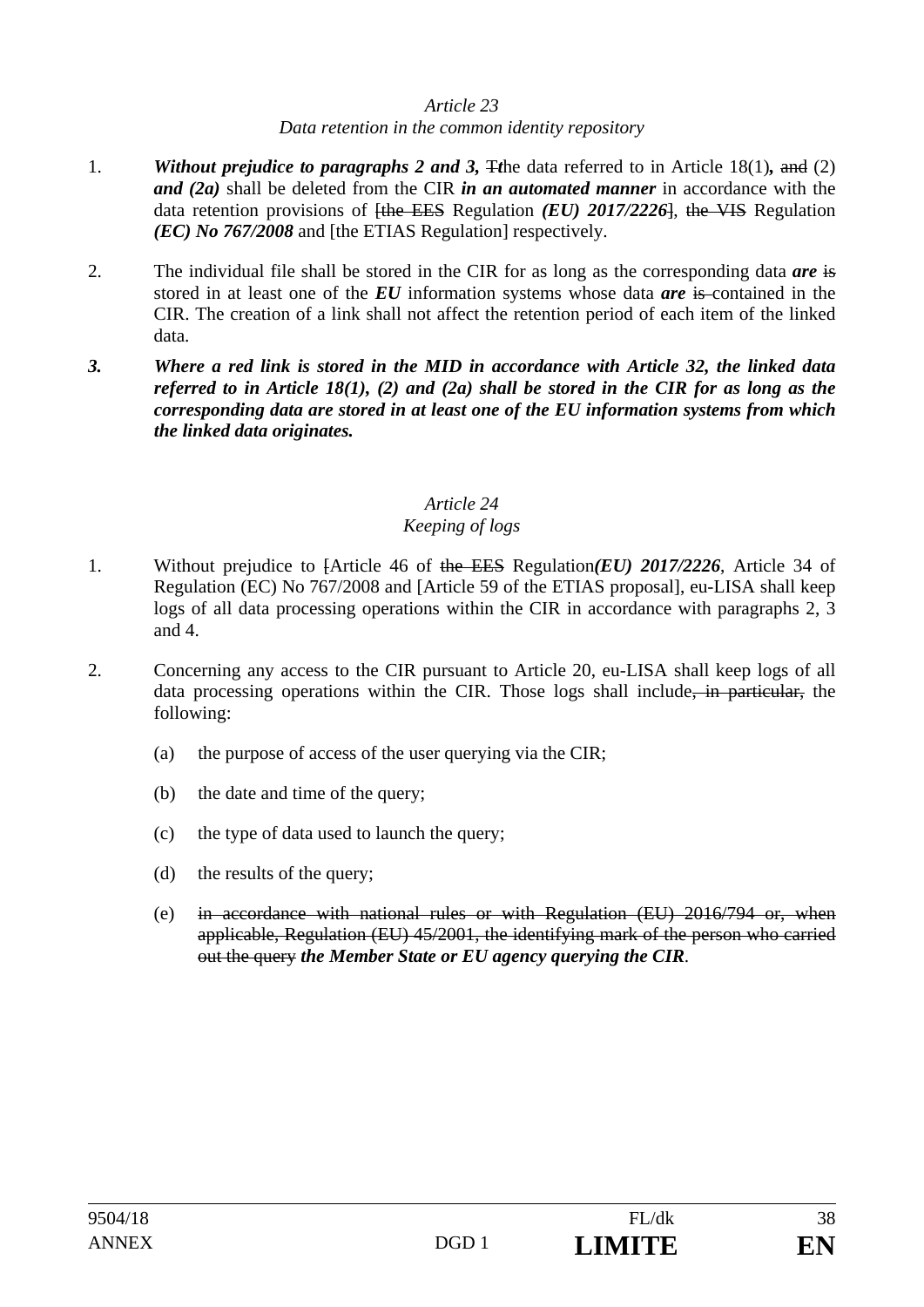*Article 23*

*Data retention in the common identity repository*

1. ***Without prejudice to paragraphs 2 and 3,*** ~~T~~***t***he data referred to in Article 18(1)***,*** ~~and~~ (2) ***and (2a)*** shall be deleted from the CIR ***in an automated manner*** in accordance with the data retention provisions of ~~[the EES~~ Regulation ***(EU) 2017/2226***~~]~~, ~~the VIS~~ Regulation ***(EC) No 767/2008*** and [the ETIAS Regulation] respectively.

2. The individual file shall be stored in the CIR for as long as the corresponding data ***are*** ~~is~~ stored in at least one of the ***EU*** information systems whose data ***are*** ~~is~~ contained in the CIR. The creation of a link shall not affect the retention period of each item of the linked data.

***3. Where a red link is stored in the MID in accordance with Article 32, the linked data referred to in Article 18(1), (2) and (2a) shall be stored in the CIR for as long as the corresponding data are stored in at least one of the EU information systems from which the linked data originates.***

*Article 24*

*Keeping of logs*

1. Without prejudice to ~~[~~Article 46 of ~~the EES~~ Regulation***(EU) 2017/2226***, Article 34 of Regulation (EC) No 767/2008 and [Article 59 of the ETIAS proposal], eu-LISA shall keep logs of all data processing operations within the CIR in accordance with paragraphs 2, 3 and 4.

2. Concerning any access to the CIR pursuant to Article 20, eu-LISA shall keep logs of all data processing operations within the CIR. Those logs shall include~~, in particular,~~ the following:

   (a) the purpose of access of the user querying via the CIR;

   (b) the date and time of the query;

   (c) the type of data used to launch the query;

   (d) the results of the query;

   (e) ~~in accordance with national rules or with Regulation (EU) 2016/794 or, when applicable, Regulation (EU) 45/2001, the identifying mark of the person who carried out the query~~ ***the Member State or EU agency querying the CIR***.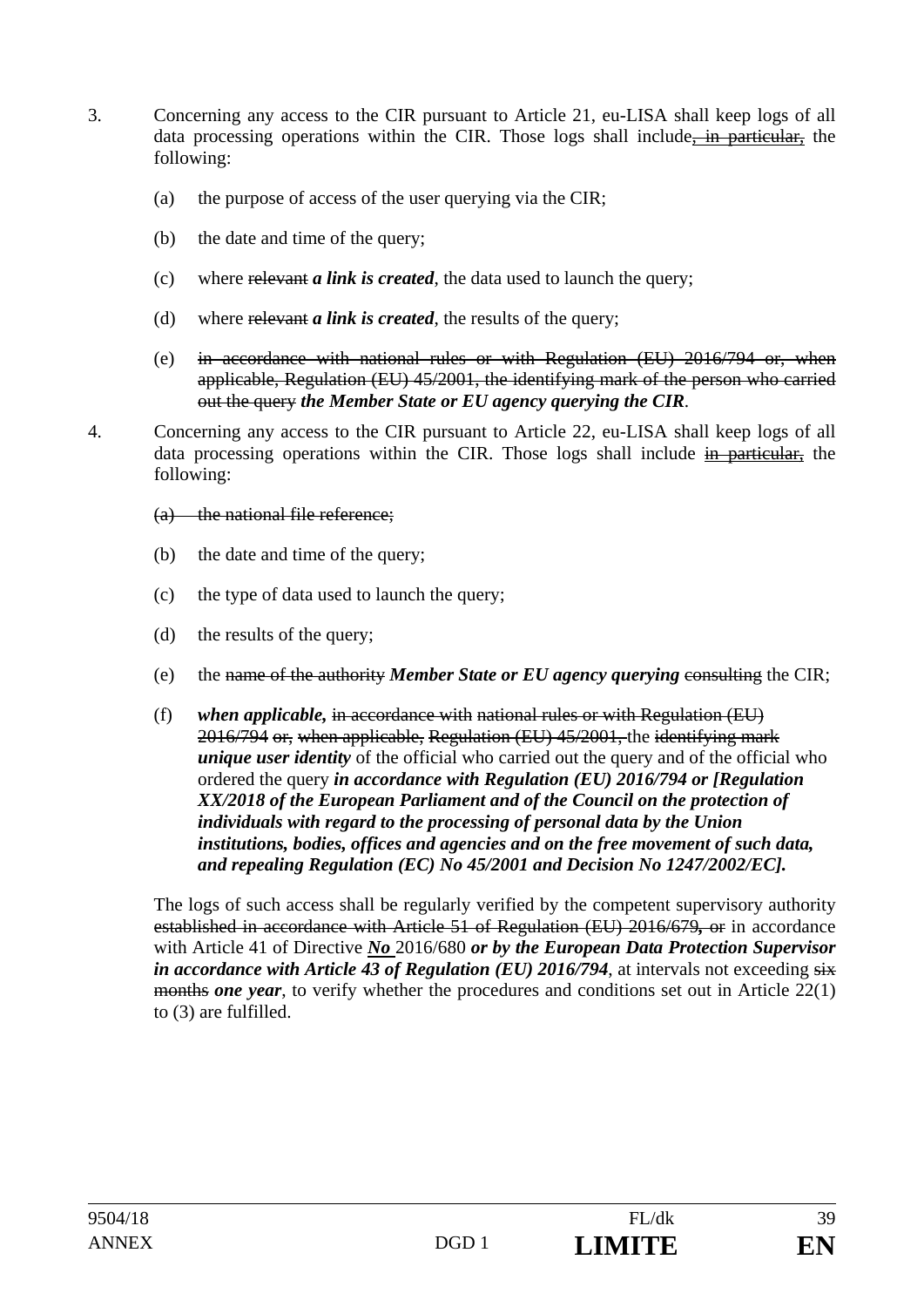3. Concerning any access to the CIR pursuant to Article 21, eu-LISA shall keep logs of all data processing operations within the CIR. Those logs shall include~~, in particular,~~ the following:

   (a) the purpose of access of the user querying via the CIR;

   (b) the date and time of the query;

   (c) where ~~relevant~~ ***a link is created***, the data used to launch the query;

   (d) where ~~relevant~~ ***a link is created***, the results of the query;

   (e) ~~in accordance with national rules or with Regulation (EU) 2016/794 or, when applicable, Regulation (EU) 45/2001, the identifying mark of the person who carried out the query~~ ***the Member State or EU agency querying the CIR***.

4. Concerning any access to the CIR pursuant to Article 22, eu-LISA shall keep logs of all data processing operations within the CIR. Those logs shall include ~~in particular,~~ the following:

   ~~(a) the national file reference;~~

   (b) the date and time of the query;

   (c) the type of data used to launch the query;

   (d) the results of the query;

   (e) the ~~name of the authority~~ ***Member State or EU agency querying*** ~~consulting~~ the CIR;

   (f) ***when applicable,*** ~~in accordance with national rules or with Regulation (EU) 2016/794 or, when applicable, Regulation (EU) 45/2001,~~ the ~~identifying mark~~ ***unique user identity*** of the official who carried out the query and of the official who ordered the query ***in accordance with Regulation (EU) 2016/794 or [Regulation XX/2018 of the European Parliament and of the Council on the protection of individuals with regard to the processing of personal data by the Union institutions, bodies, offices and agencies and on the free movement of such data, and repealing Regulation (EC) No 45/2001 and Decision No 1247/2002/EC].***

   The logs of such access shall be regularly verified by the competent supervisory authority ~~established in accordance with Article 51 of Regulation (EU) 2016/679, or~~ in accordance with Article 41 of Directive ***No*** 2016/680 ***or by the European Data Protection Supervisor in accordance with Article 43 of Regulation (EU) 2016/794***, at intervals not exceeding ~~six months~~ ***one year***, to verify whether the procedures and conditions set out in Article 22(1) to (3) are fulfilled.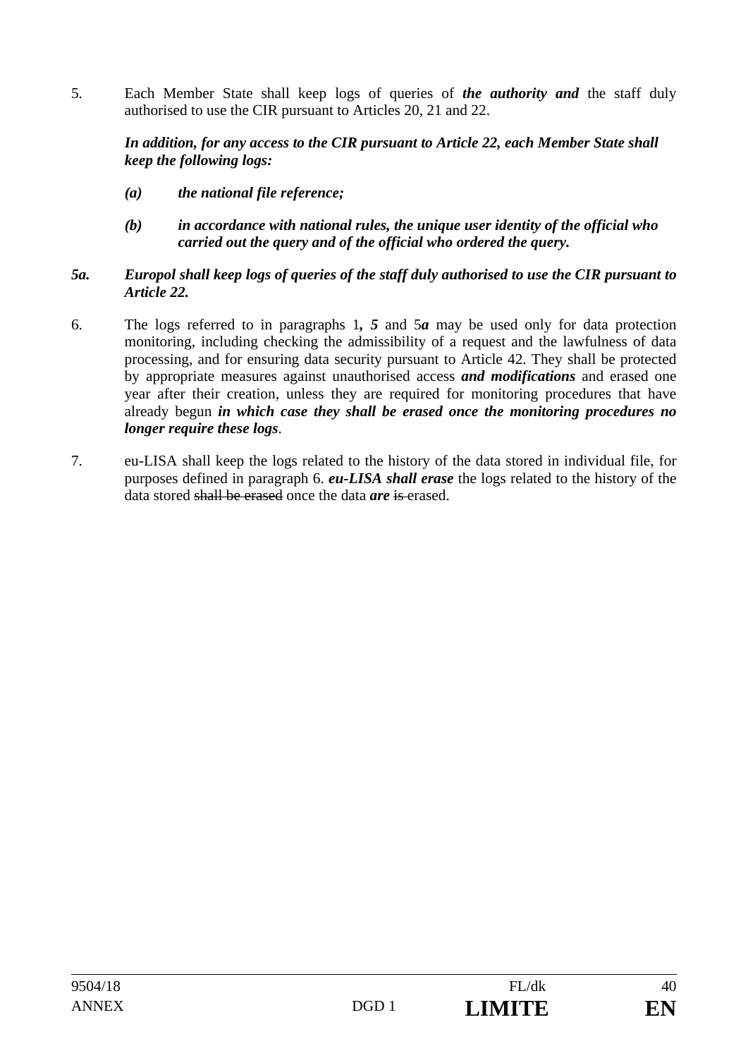5. Each Member State shall keep logs of queries of ***the authority and*** the staff duly authorised to use the CIR pursuant to Articles 20, 21 and 22.

   ***In addition, for any access to the CIR pursuant to Article 22, each Member State shall keep the following logs:***

   ***(a) the national file reference;***

   ***(b) in accordance with national rules, the unique user identity of the official who carried out the query and of the official who ordered the query.***

***5a. Europol shall keep logs of queries of the staff duly authorised to use the CIR pursuant to Article 22.***

6. The logs referred to in paragraphs 1***, 5*** and 5***a*** may be used only for data protection monitoring, including checking the admissibility of a request and the lawfulness of data processing, and for ensuring data security pursuant to Article 42. They shall be protected by appropriate measures against unauthorised access ***and modifications*** and erased one year after their creation, unless they are required for monitoring procedures that have already begun ***in which case they shall be erased once the monitoring procedures no longer require these logs***.

7. eu-LISA shall keep the logs related to the history of the data stored in individual file, for purposes defined in paragraph 6. ***eu-LISA shall erase*** the logs related to the history of the data stored ~~shall be erased~~ once the data ***are*** ~~is~~ erased.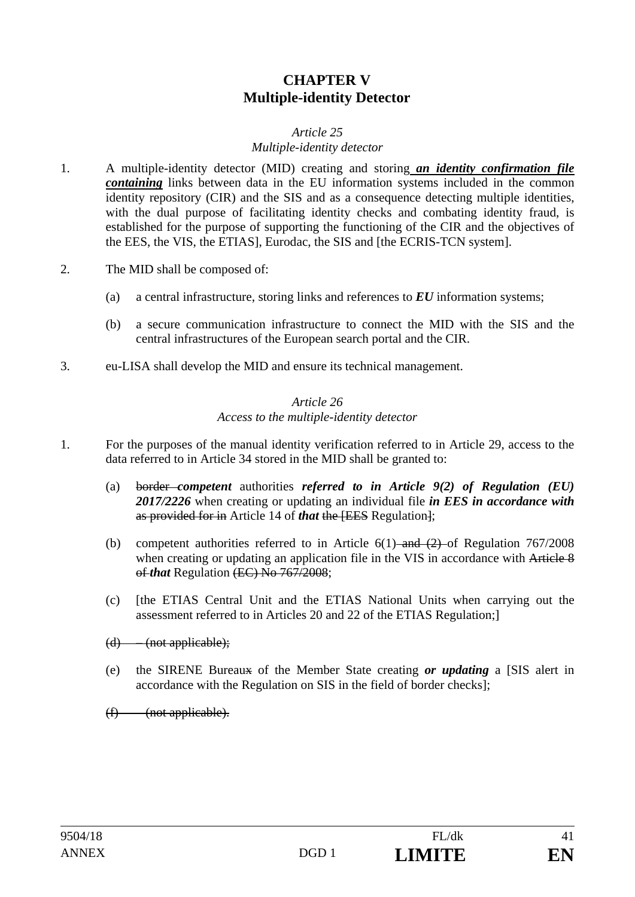# CHAPTER V
# Multiple-identity Detector

*Article 25*
*Multiple-identity detector*

1. A multiple-identity detector (MID) creating and storing ***an identity confirmation file containing*** links between data in the EU information systems included in the common identity repository (CIR) and the SIS and as a consequence detecting multiple identities, with the dual purpose of facilitating identity checks and combating identity fraud, is established for the purpose of supporting the functioning of the CIR and the objectives of the EES, the VIS, the ETIAS], Eurodac, the SIS and [the ECRIS-TCN system].

2. The MID shall be composed of:

   (a) a central infrastructure, storing links and references to ***EU*** information systems;

   (b) a secure communication infrastructure to connect the MID with the SIS and the central infrastructures of the European search portal and the CIR.

3. eu-LISA shall develop the MID and ensure its technical management.

*Article 26*
*Access to the multiple-identity detector*

1. For the purposes of the manual identity verification referred to in Article 29, access to the data referred to in Article 34 stored in the MID shall be granted to:

   (a) ~~border~~ ***competent*** authorities ***referred to in Article 9(2) of Regulation (EU) 2017/2226*** when creating or updating an individual file ***in EES in accordance with*** ~~as provided for in~~ Article 14 of ***that*** ~~the [EES~~ Regulation~~]~~;

   (b) competent authorities referred to in Article 6(1)~~ and (2)~~ of Regulation 767/2008 when creating or updating an application file in the VIS in accordance with ~~Article 8 of~~ ***that*** Regulation ~~(EC) No 767/2008~~;

   (c) [the ETIAS Central Unit and the ETIAS National Units when carrying out the assessment referred to in Articles 20 and 22 of the ETIAS Regulation;]

   ~~(d) – (not applicable);~~

   (e) the SIRENE Bureau~~x~~ of the Member State creating ***or updating*** a [SIS alert in accordance with the Regulation on SIS in the field of border checks];

   ~~(f) (not applicable).~~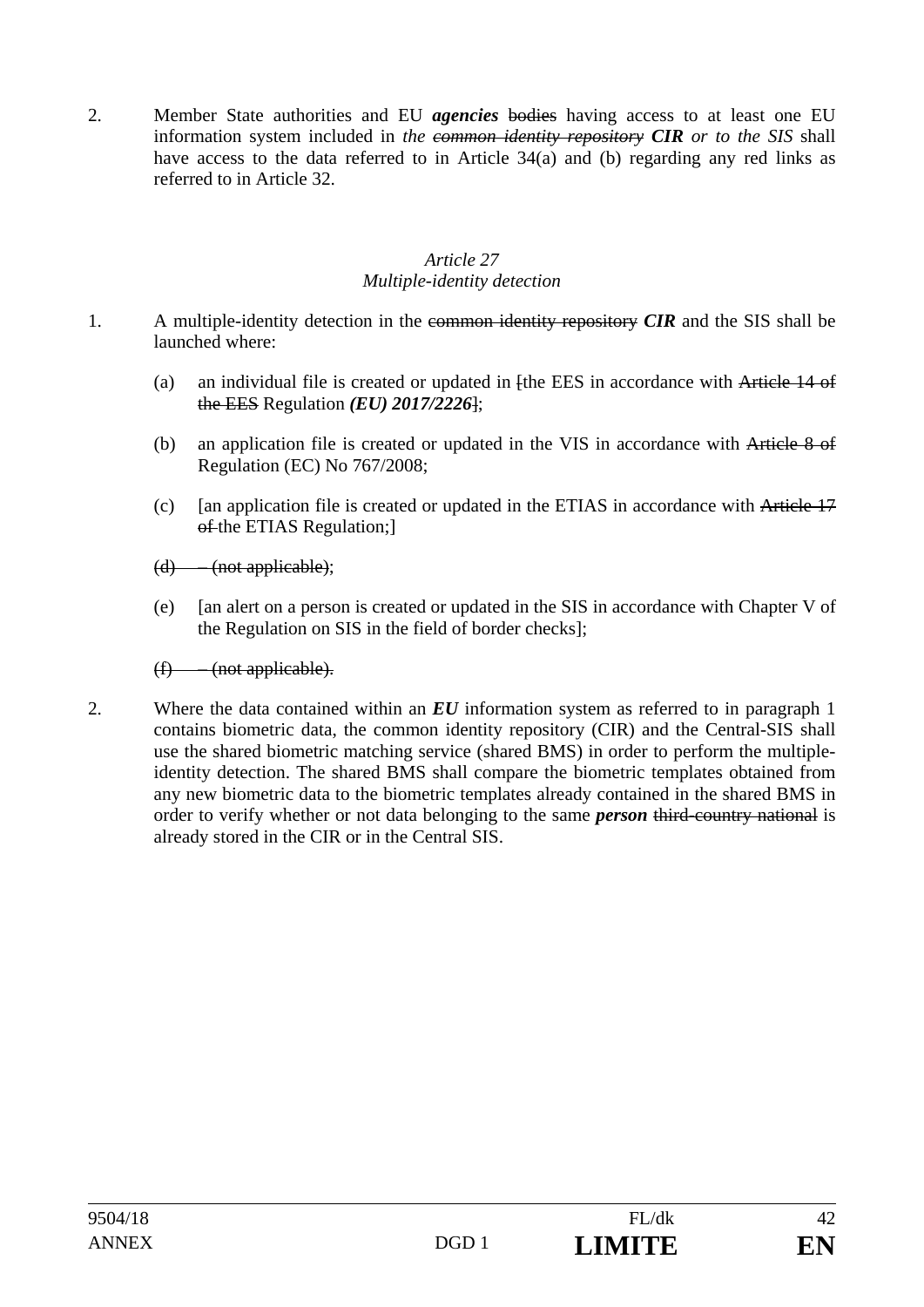2. Member State authorities and EU ***agencies*** ~~bodies~~ having access to at least one EU information system included in *the* ~~*common identity repository*~~ ***CIR*** *or to the SIS* shall have access to the data referred to in Article 34(a) and (b) regarding any red links as referred to in Article 32.

*Article 27*

*Multiple-identity detection*

1. A multiple-identity detection in the ~~common identity repository~~ ***CIR*** and the SIS shall be launched where:

   (a) an individual file is created or updated in ~~[~~the EES in accordance with ~~Article 14 of the EES~~ Regulation ***(EU) 2017/2226***~~]~~;

   (b) an application file is created or updated in the VIS in accordance with ~~Article 8 of~~ Regulation (EC) No 767/2008;

   (c) [an application file is created or updated in the ETIAS in accordance with ~~Article 17 of~~ the ETIAS Regulation;]

   ~~(d) – (not applicable);~~

   (e) [an alert on a person is created or updated in the SIS in accordance with Chapter V of the Regulation on SIS in the field of border checks];

   ~~(f) – (not applicable).~~

2. Where the data contained within an ***EU*** information system as referred to in paragraph 1 contains biometric data, the common identity repository (CIR) and the Central-SIS shall use the shared biometric matching service (shared BMS) in order to perform the multiple-identity detection. The shared BMS shall compare the biometric templates obtained from any new biometric data to the biometric templates already contained in the shared BMS in order to verify whether or not data belonging to the same ***person*** ~~third-country national~~ is already stored in the CIR or in the Central SIS.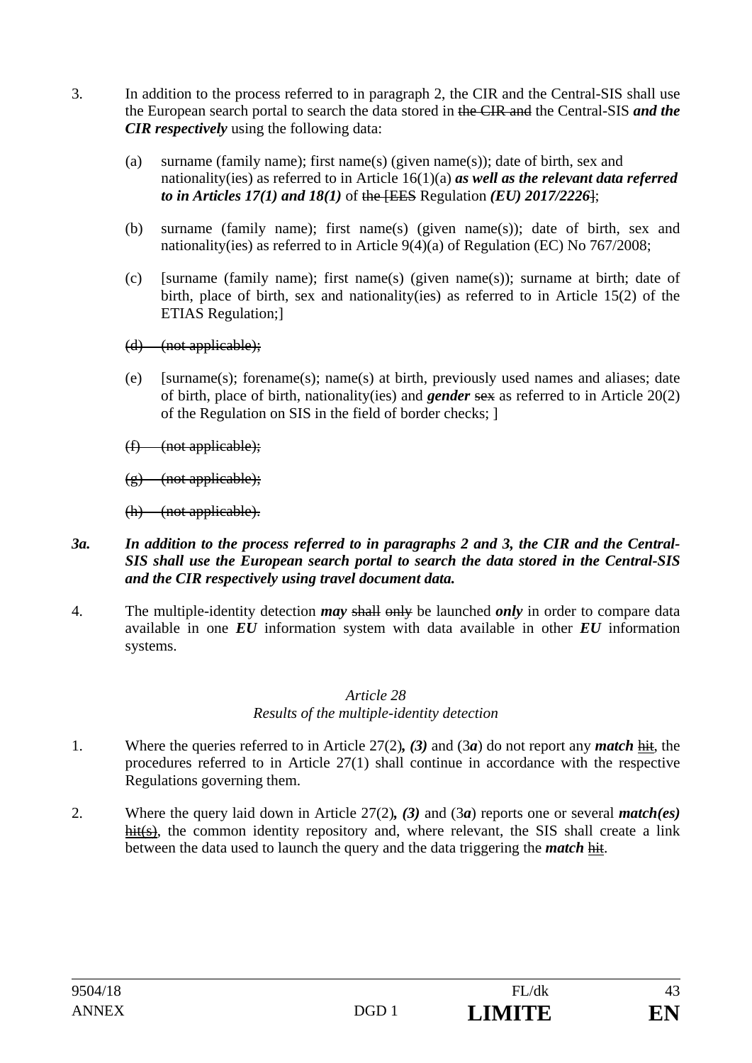3. In addition to the process referred to in paragraph 2, the CIR and the Central-SIS shall use the European search portal to search the data stored in ~~the CIR and~~ the Central-SIS ***and the CIR respectively*** using the following data:

   (a) surname (family name); first name(s) (given name(s)); date of birth, sex and nationality(ies) as referred to in Article 16(1)(a) ***as well as the relevant data referred to in Articles 17(1) and 18(1)*** of ~~the [EES~~ Regulation ***(EU) 2017/2226***~~]~~;

   (b) surname (family name); first name(s) (given name(s)); date of birth, sex and nationality(ies) as referred to in Article 9(4)(a) of Regulation (EC) No 767/2008;

   (c) [surname (family name); first name(s) (given name(s)); surname at birth; date of birth, place of birth, sex and nationality(ies) as referred to in Article 15(2) of the ETIAS Regulation;]

   ~~(d) (not applicable);~~

   (e) [surname(s); forename(s); name(s) at birth, previously used names and aliases; date of birth, place of birth, nationality(ies) and ***gender*** ~~sex~~ as referred to in Article 20(2) of the Regulation on SIS in the field of border checks; ]

   ~~(f) (not applicable);~~

   ~~(g) (not applicable);~~

   ~~(h) (not applicable).~~

***3a. In addition to the process referred to in paragraphs 2 and 3, the CIR and the Central-SIS shall use the European search portal to search the data stored in the Central-SIS and the CIR respectively using travel document data.***

4. The multiple-identity detection ***may*** ~~shall~~ ~~only~~ be launched ***only*** in order to compare data available in one ***EU*** information system with data available in other ***EU*** information systems.

*Article 28*
*Results of the multiple-identity detection*

1. Where the queries referred to in Article 27(2)***, (3)*** and (3***a***) do not report any ***match*** ~~hit~~, the procedures referred to in Article 27(1) shall continue in accordance with the respective Regulations governing them.

2. Where the query laid down in Article 27(2)***, (3)*** and (3***a***) reports one or several ***match(es)*** ~~hit(s)~~, the common identity repository and, where relevant, the SIS shall create a link between the data used to launch the query and the data triggering the ***match*** ~~hit~~.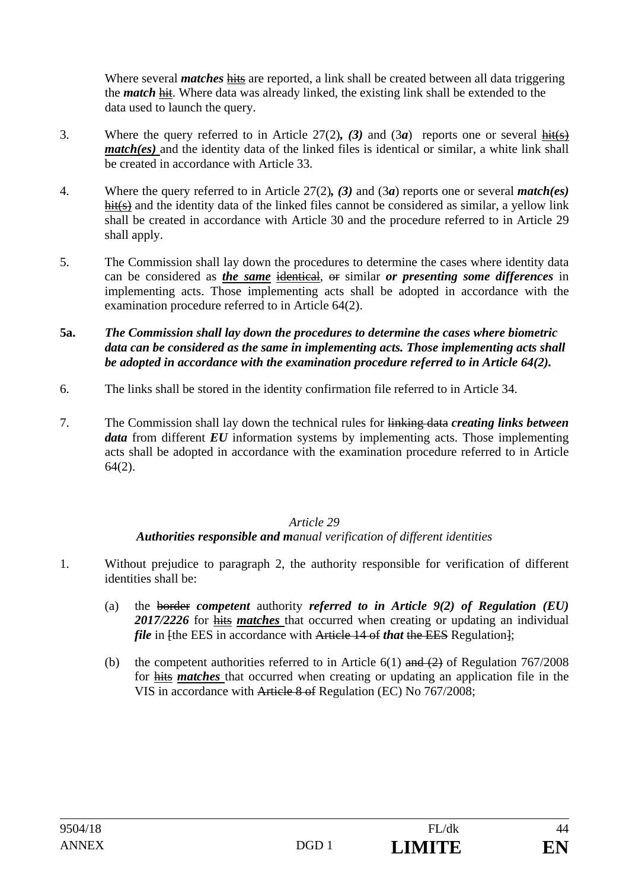Where several ***matches*** ~~hits~~ are reported, a link shall be created between all data triggering the ***match*** ~~hit~~. Where data was already linked, the existing link shall be extended to the data used to launch the query.

3. Where the query referred to in Article 27(2)***, (3)*** and (3***a***) reports one or several ~~hit(s)~~ ***match(es)*** and the identity data of the linked files is identical or similar, a white link shall be created in accordance with Article 33.

4. Where the query referred to in Article 27(2)***, (3)*** and (3***a***) reports one or several ***match(es)*** ~~hit(s)~~ and the identity data of the linked files cannot be considered as similar, a yellow link shall be created in accordance with Article 30 and the procedure referred to in Article 29 shall apply.

5. The Commission shall lay down the procedures to determine the cases where identity data can be considered as ***the same*** ~~identical~~, ~~or~~ similar ***or presenting some differences*** in implementing acts. Those implementing acts shall be adopted in accordance with the examination procedure referred to in Article 64(2).

**5a.** ***The Commission shall lay down the procedures to determine the cases where biometric data can be considered as the same in implementing acts. Those implementing acts shall be adopted in accordance with the examination procedure referred to in Article 64(2).***

6. The links shall be stored in the identity confirmation file referred to in Article 34.

7. The Commission shall lay down the technical rules for ~~linking data~~ ***creating links between data*** from different ***EU*** information systems by implementing acts. Those implementing acts shall be adopted in accordance with the examination procedure referred to in Article 64(2).

*Article 29*

***Authorities responsible and m****anual verification of different identities*

1. Without prejudice to paragraph 2, the authority responsible for verification of different identities shall be:

   (a) the ~~border~~ ***competent*** authority ***referred to in Article 9(2) of Regulation (EU) 2017/2226*** for ~~hits~~ ***matches*** that occurred when creating or updating an individual ***file*** in ~~[~~the EES in accordance with ~~Article 14 of~~ ***that*** ~~the EES~~ Regulation~~]~~;

   (b) the competent authorities referred to in Article 6(1) ~~and (2)~~ of Regulation 767/2008 for ~~hits~~ ***matches*** that occurred when creating or updating an application file in the VIS in accordance with ~~Article 8 of~~ Regulation (EC) No 767/2008;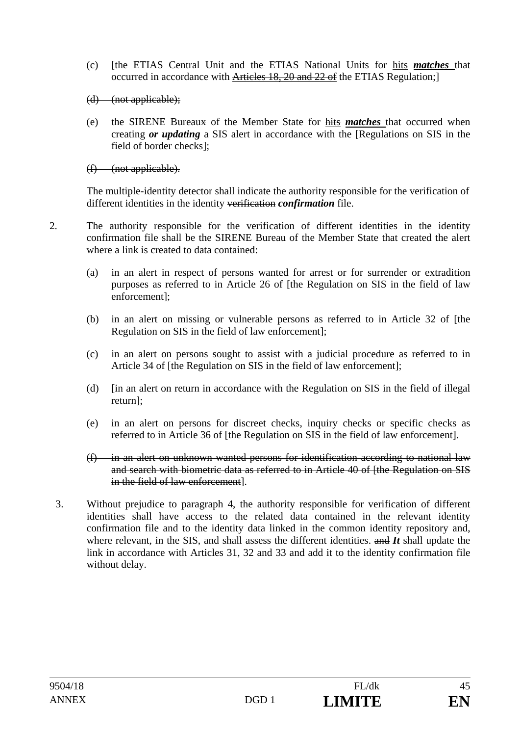(c) [the ETIAS Central Unit and the ETIAS National Units for ~~hits~~ ***matches*** that occurred in accordance with ~~Articles 18, 20 and 22 of~~ the ETIAS Regulation;]

~~(d) (not applicable);~~

(e) the SIRENE Bureau~~x~~ of the Member State for ~~hits~~ ***matches*** that occurred when creating ***or updating*** a SIS alert in accordance with the [Regulations on SIS in the field of border checks];

~~(f) (not applicable).~~

The multiple-identity detector shall indicate the authority responsible for the verification of different identities in the identity ~~verification~~ ***confirmation*** file.

2. The authority responsible for the verification of different identities in the identity confirmation file shall be the SIRENE Bureau of the Member State that created the alert where a link is created to data contained:

(a) in an alert in respect of persons wanted for arrest or for surrender or extradition purposes as referred to in Article 26 of [the Regulation on SIS in the field of law enforcement];

(b) in an alert on missing or vulnerable persons as referred to in Article 32 of [the Regulation on SIS in the field of law enforcement];

(c) in an alert on persons sought to assist with a judicial procedure as referred to in Article 34 of [the Regulation on SIS in the field of law enforcement];

(d) [in an alert on return in accordance with the Regulation on SIS in the field of illegal return];

(e) in an alert on persons for discreet checks, inquiry checks or specific checks as referred to in Article 36 of [the Regulation on SIS in the field of law enforcement].

~~(f) in an alert on unknown wanted persons for identification according to national law and search with biometric data as referred to in Article 40 of [the Regulation on SIS in the field of law enforcement~~].

3. Without prejudice to paragraph 4, the authority responsible for verification of different identities shall have access to the related data contained in the relevant identity confirmation file and to the identity data linked in the common identity repository and, where relevant, in the SIS, and shall assess the different identities. ~~and~~ ***It*** shall update the link in accordance with Articles 31, 32 and 33 and add it to the identity confirmation file without delay.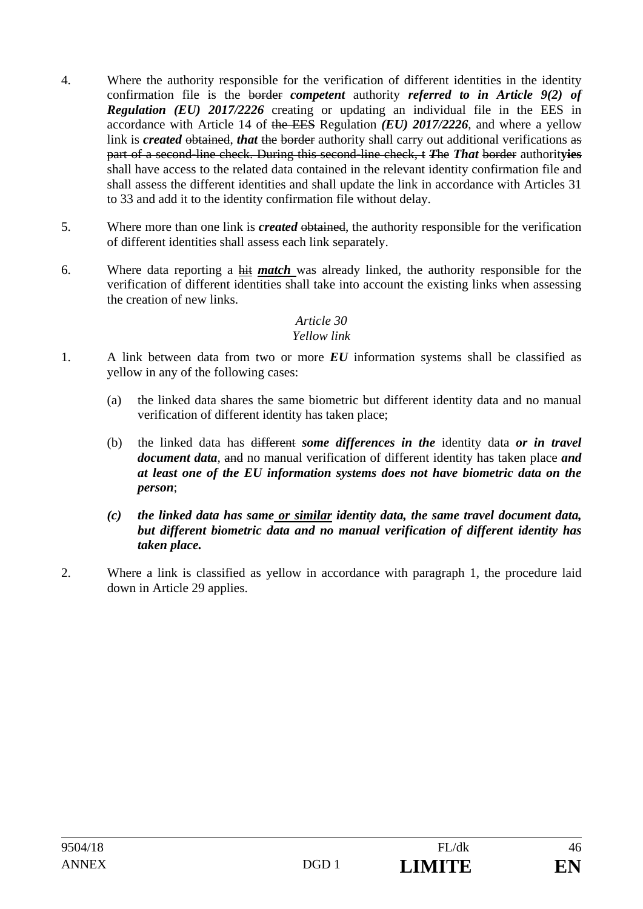4. Where the authority responsible for the verification of different identities in the identity confirmation file is the ~~border~~ ***competent*** authority ***referred to in Article 9(2) of Regulation (EU) 2017/2226*** creating or updating an individual file in the EES in accordance with Article 14 of ~~the EES~~ Regulation ***(EU) 2017/2226***, and where a yellow link is ***created*** ~~obtained~~, ***that*** ~~the border~~ authority shall carry out additional verifications ~~as part of a second-line check. During this second-line check, t~~ ***T***he ***That*** ~~border~~ authorit**y**~~ies~~ shall have access to the related data contained in the relevant identity confirmation file and shall assess the different identities and shall update the link in accordance with Articles 31 to 33 and add it to the identity confirmation file without delay.

5. Where more than one link is ***created*** ~~obtained~~, the authority responsible for the verification of different identities shall assess each link separately.

6. Where data reporting a ~~hit~~ ***match*** was already linked, the authority responsible for the verification of different identities shall take into account the existing links when assessing the creation of new links.

*Article 30*
*Yellow link*

1. A link between data from two or more ***EU*** information systems shall be classified as yellow in any of the following cases:

   (a) the linked data shares the same biometric but different identity data and no manual verification of different identity has taken place;

   (b) the linked data has ~~different~~ ***some differences in the*** identity data ***or in travel document data***, ~~and~~ no manual verification of different identity has taken place ***and at least one of the EU information systems does not have biometric data on the person***;

   ***(c) the linked data has same or similar identity data, the same travel document data, but different biometric data and no manual verification of different identity has taken place.***

2. Where a link is classified as yellow in accordance with paragraph 1, the procedure laid down in Article 29 applies.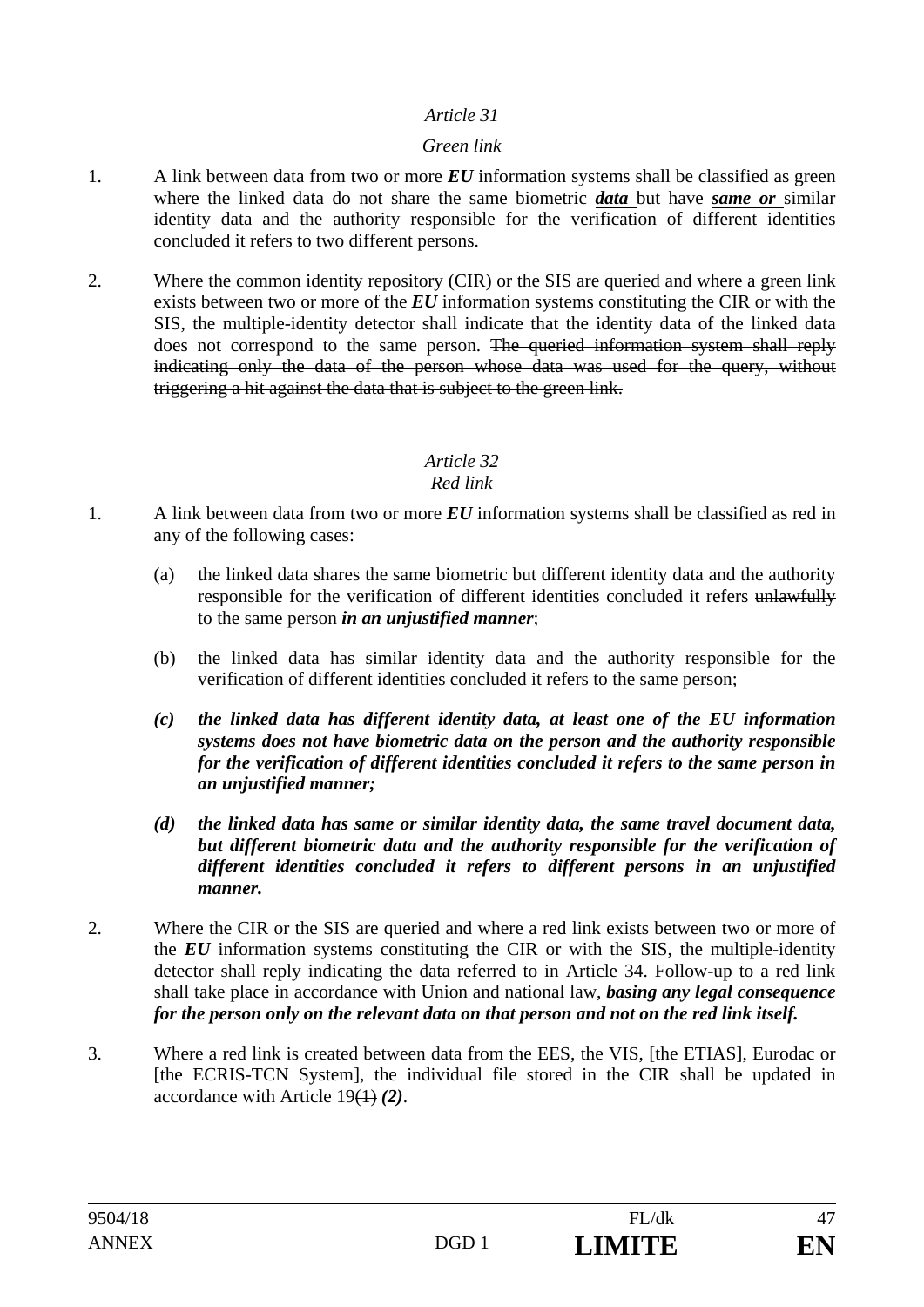*Article 31*

*Green link*

1. A link between data from two or more ***EU*** information systems shall be classified as green where the linked data do not share the same biometric ***data*** but have ***same or*** similar identity data and the authority responsible for the verification of different identities concluded it refers to two different persons.

2. Where the common identity repository (CIR) or the SIS are queried and where a green link exists between two or more of the ***EU*** information systems constituting the CIR or with the SIS, the multiple-identity detector shall indicate that the identity data of the linked data does not correspond to the same person. ~~The queried information system shall reply indicating only the data of the person whose data was used for the query, without triggering a hit against the data that is subject to the green link.~~

*Article 32*
*Red link*

1. A link between data from two or more ***EU*** information systems shall be classified as red in any of the following cases:

   (a) the linked data shares the same biometric but different identity data and the authority responsible for the verification of different identities concluded it refers ~~unlawfully~~ to the same person ***in an unjustified manner***;

   ~~(b) the linked data has similar identity data and the authority responsible for the verification of different identities concluded it refers to the same person;~~

   ***(c) the linked data has different identity data, at least one of the EU information systems does not have biometric data on the person and the authority responsible for the verification of different identities concluded it refers to the same person in an unjustified manner;***

   ***(d) the linked data has same or similar identity data, the same travel document data, but different biometric data and the authority responsible for the verification of different identities concluded it refers to different persons in an unjustified manner.***

2. Where the CIR or the SIS are queried and where a red link exists between two or more of the ***EU*** information systems constituting the CIR or with the SIS, the multiple-identity detector shall reply indicating the data referred to in Article 34. Follow-up to a red link shall take place in accordance with Union and national law, ***basing any legal consequence for the person only on the relevant data on that person and not on the red link itself.***

3. Where a red link is created between data from the EES, the VIS, [the ETIAS], Eurodac or [the ECRIS-TCN System], the individual file stored in the CIR shall be updated in accordance with Article 19~~(1)~~ ***(2)***.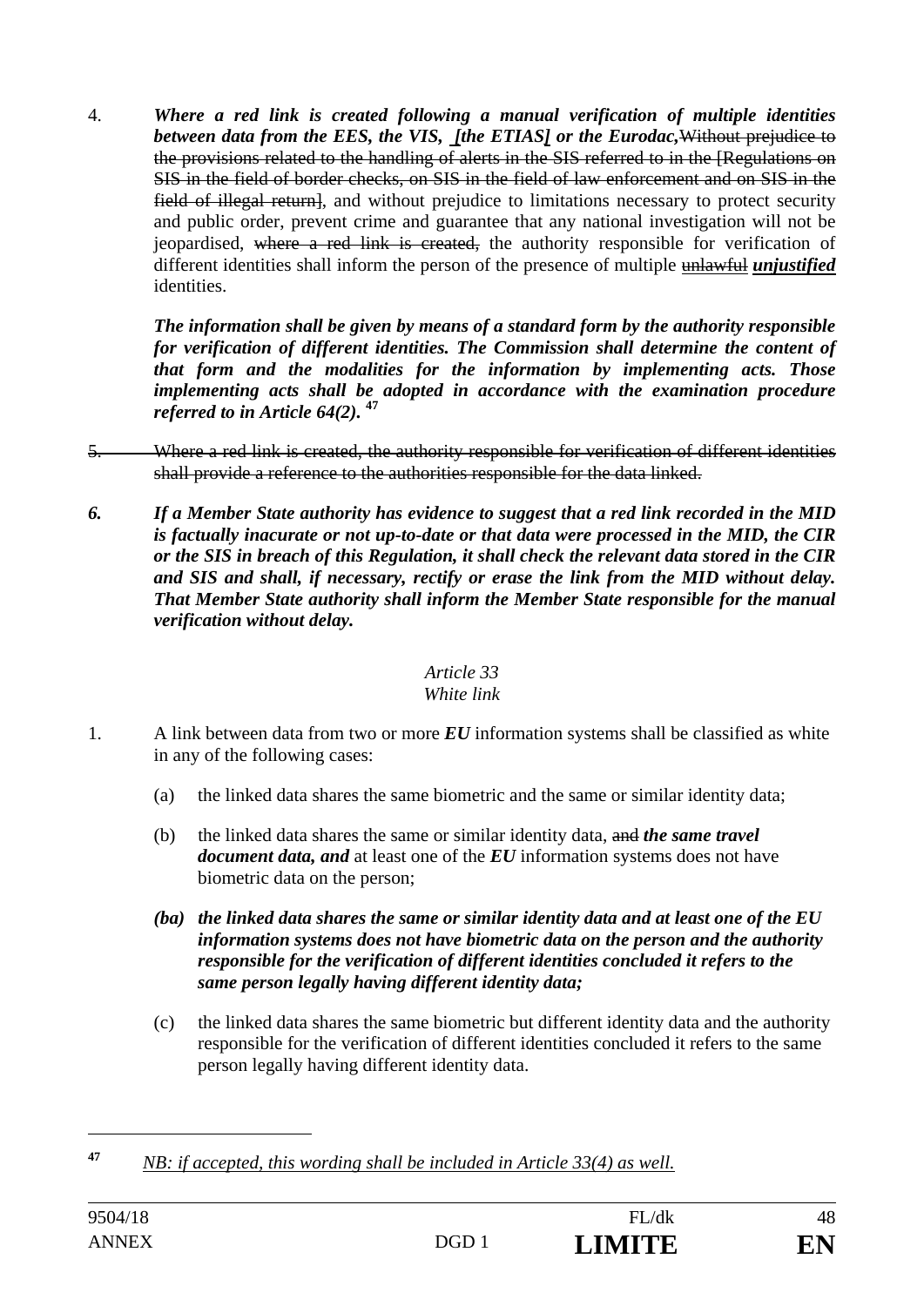4. ***Where a red link is created following a manual verification of multiple identities between data from the EES, the VIS, [the ETIAS] or the Eurodac,*** ~~Without prejudice to the provisions related to the handling of alerts in the SIS referred to in the [Regulations on SIS in the field of border checks, on SIS in the field of law enforcement and on SIS in the field of illegal return]~~, and without prejudice to limitations necessary to protect security and public order, prevent crime and guarantee that any national investigation will not be jeopardised, ~~where a red link is created,~~ the authority responsible for verification of different identities shall inform the person of the presence of multiple ~~unlawful~~ ***unjustified*** identities.

   ***The information shall be given by means of a standard form by the authority responsible for verification of different identities. The Commission shall determine the content of that form and the modalities for the information by implementing acts. Those implementing acts shall be adopted in accordance with the examination procedure referred to in Article 64(2).*** [47]

~~5. Where a red link is created, the authority responsible for verification of different identities shall provide a reference to the authorities responsible for the data linked.~~

***6. If a Member State authority has evidence to suggest that a red link recorded in the MID is factually inacurate or not up-to-date or that data were processed in the MID, the CIR or the SIS in breach of this Regulation, it shall check the relevant data stored in the CIR and SIS and shall, if necessary, rectify or erase the link from the MID without delay. That Member State authority shall inform the Member State responsible for the manual verification without delay.***

*Article 33*
*White link*

1. A link between data from two or more ***EU*** information systems shall be classified as white in any of the following cases:

   (a) the linked data shares the same biometric and the same or similar identity data;

   (b) the linked data shares the same or similar identity data, ~~and~~ ***the same travel document data, and*** at least one of the ***EU*** information systems does not have biometric data on the person;

   ***(ba) the linked data shares the same or similar identity data and at least one of the EU information systems does not have biometric data on the person and the authority responsible for the verification of different identities concluded it refers to the same person legally having different identity data;***

   (c) the linked data shares the same biometric but different identity data and the authority responsible for the verification of different identities concluded it refers to the same person legally having different identity data.

[47] *NB: if accepted, this wording shall be included in Article 33(4) as well.*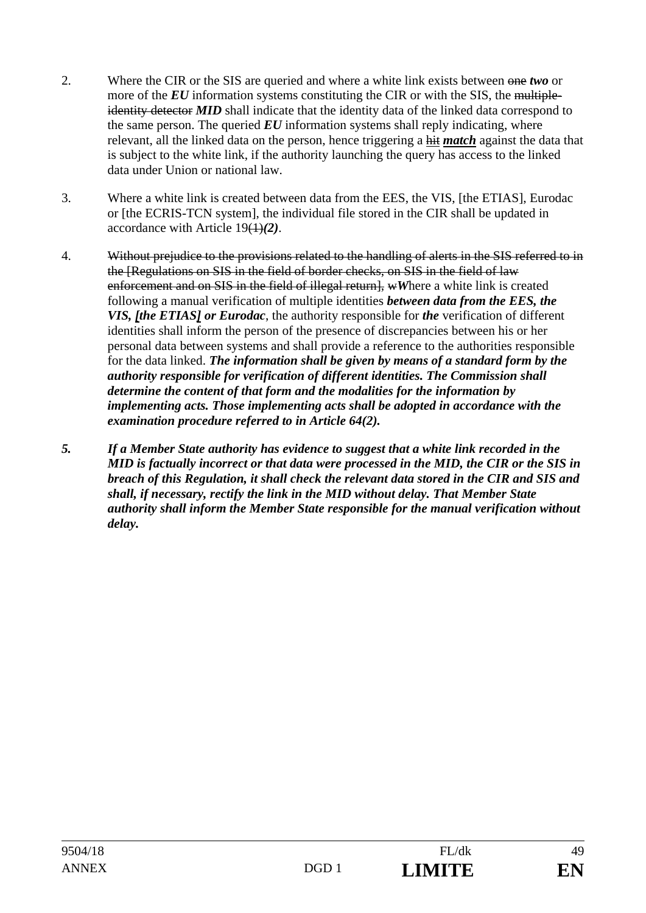2. Where the CIR or the SIS are queried and where a white link exists between ~~one~~ ***two*** or more of the ***EU*** information systems constituting the CIR or with the SIS, the ~~multiple-identity detector~~ ***MID*** shall indicate that the identity data of the linked data correspond to the same person. The queried ***EU*** information systems shall reply indicating, where relevant, all the linked data on the person, hence triggering a ~~hit~~ ***match*** against the data that is subject to the white link, if the authority launching the query has access to the linked data under Union or national law.

3. Where a white link is created between data from the EES, the VIS, [the ETIAS], Eurodac or [the ECRIS-TCN system], the individual file stored in the CIR shall be updated in accordance with Article 19~~(1)~~***(2)***.

4. ~~Without prejudice to the provisions related to the handling of alerts in the SIS referred to in the [Regulations on SIS in the field of border checks, on SIS in the field of law enforcement and on SIS in the field of illegal return], w~~***W***here a white link is created following a manual verification of multiple identities ***between data from the EES, the VIS, [the ETIAS] or Eurodac***, the authority responsible for ***the*** verification of different identities shall inform the person of the presence of discrepancies between his or her personal data between systems and shall provide a reference to the authorities responsible for the data linked. ***The information shall be given by means of a standard form by the authority responsible for verification of different identities. The Commission shall determine the content of that form and the modalities for the information by implementing acts. Those implementing acts shall be adopted in accordance with the examination procedure referred to in Article 64(2).***

***5. If a Member State authority has evidence to suggest that a white link recorded in the MID is factually incorrect or that data were processed in the MID, the CIR or the SIS in breach of this Regulation, it shall check the relevant data stored in the CIR and SIS and shall, if necessary, rectify the link in the MID without delay. That Member State authority shall inform the Member State responsible for the manual verification without delay.***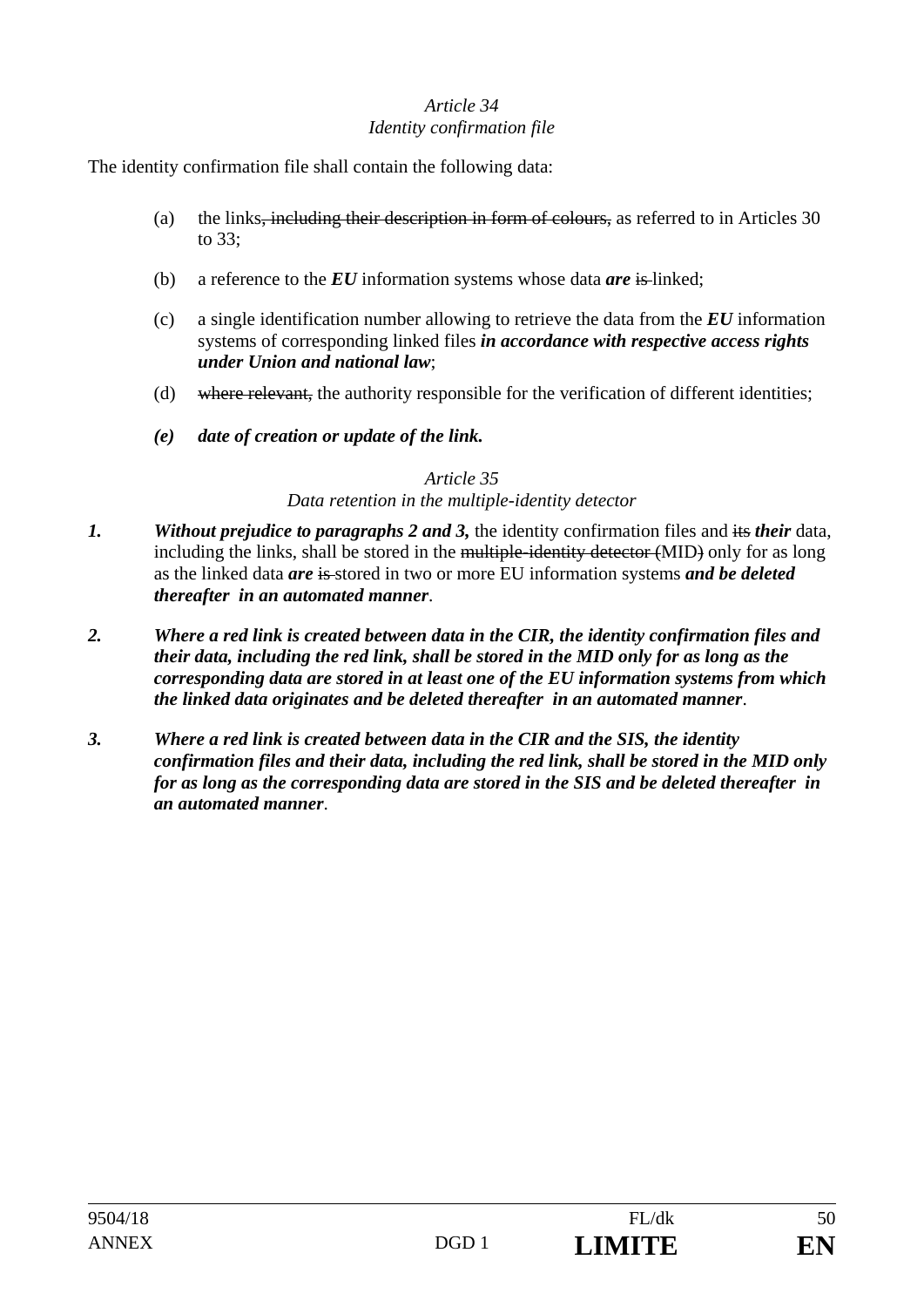*Article 34*
*Identity confirmation file*

The identity confirmation file shall contain the following data:

(a) the links~~, including their description in form of colours,~~ as referred to in Articles 30 to 33;

(b) a reference to the ***EU*** information systems whose data ***are*** ~~is~~ linked;

(c) a single identification number allowing to retrieve the data from the ***EU*** information systems of corresponding linked files ***in accordance with respective access rights under Union and national law***;

(d) ~~where relevant,~~ the authority responsible for the verification of different identities;

***(e) date of creation or update of the link.***

*Article 35*
*Data retention in the multiple-identity detector*

***1.*** ***Without prejudice to paragraphs 2 and 3,*** the identity confirmation files and ~~its~~ ***their*** data, including the links, shall be stored in the ~~multiple-identity detector (~~MID~~)~~ only for as long as the linked data ***are*** ~~is~~ stored in two or more EU information systems ***and be deleted thereafter in an automated manner***.

***2. Where a red link is created between data in the CIR, the identity confirmation files and their data, including the red link, shall be stored in the MID only for as long as the corresponding data are stored in at least one of the EU information systems from which the linked data originates and be deleted thereafter in an automated manner***.

***3. Where a red link is created between data in the CIR and the SIS, the identity confirmation files and their data, including the red link, shall be stored in the MID only for as long as the corresponding data are stored in the SIS and be deleted thereafter in an automated manner***.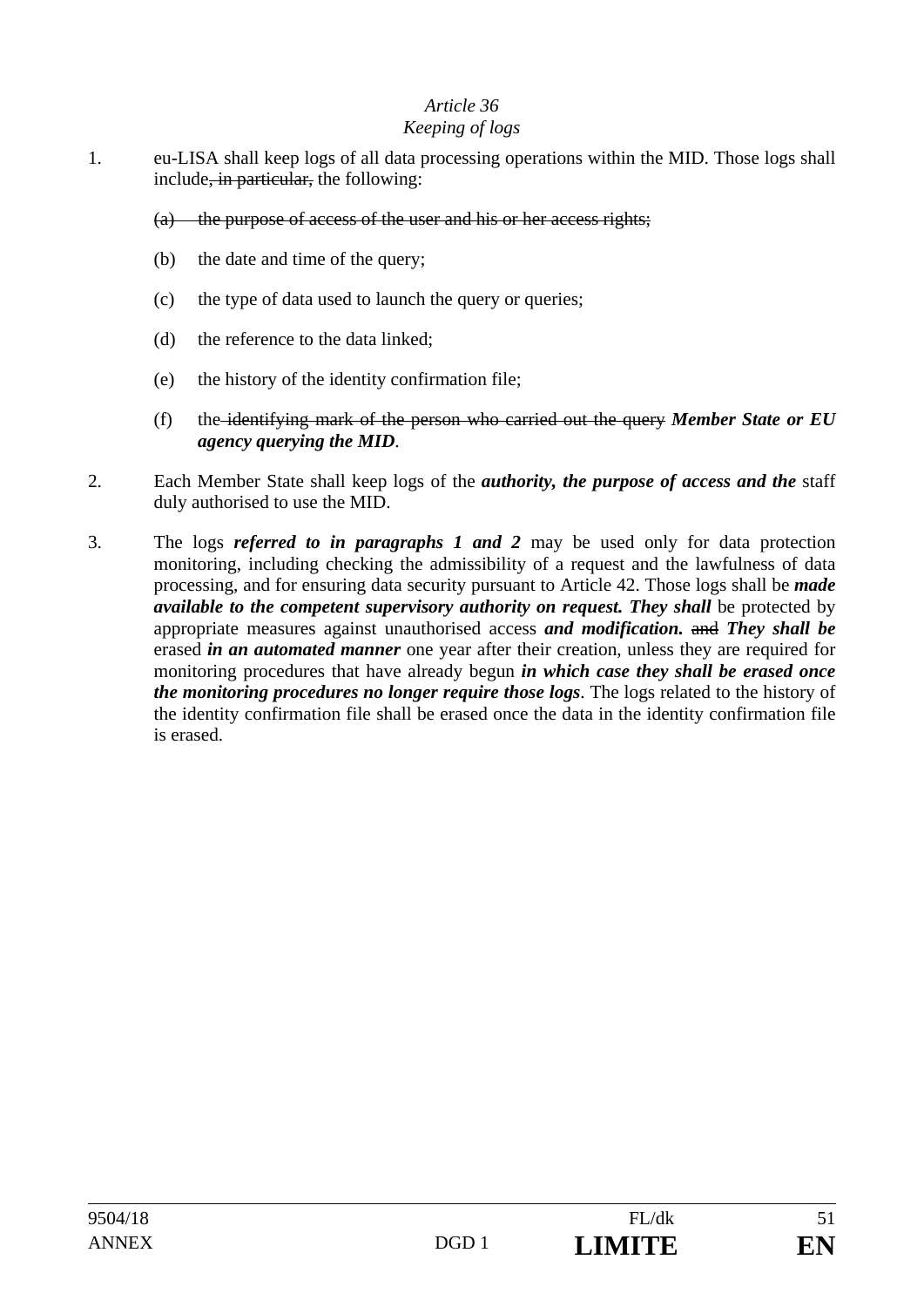*Article 36*
*Keeping of logs*

1. eu-LISA shall keep logs of all data processing operations within the MID. Those logs shall include~~, in particular,~~ the following:

   ~~(a) the purpose of access of the user and his or her access rights;~~

   (b) the date and time of the query;

   (c) the type of data used to launch the query or queries;

   (d) the reference to the data linked;

   (e) the history of the identity confirmation file;

   (f) the~~ identifying mark of the person who carried out the query~~ ***Member State or EU agency querying the MID***.

2. Each Member State shall keep logs of the ***authority, the purpose of access and the*** staff duly authorised to use the MID.

3. The logs ***referred to in paragraphs 1 and 2*** may be used only for data protection monitoring, including checking the admissibility of a request and the lawfulness of data processing, and for ensuring data security pursuant to Article 42. Those logs shall be ***made available to the competent supervisory authority on request. They shall*** be protected by appropriate measures against unauthorised access ***and modification.*** ~~and~~ ***They shall be*** erased ***in an automated manner*** one year after their creation, unless they are required for monitoring procedures that have already begun ***in which case they shall be erased once the monitoring procedures no longer require those logs***. The logs related to the history of the identity confirmation file shall be erased once the data in the identity confirmation file is erased.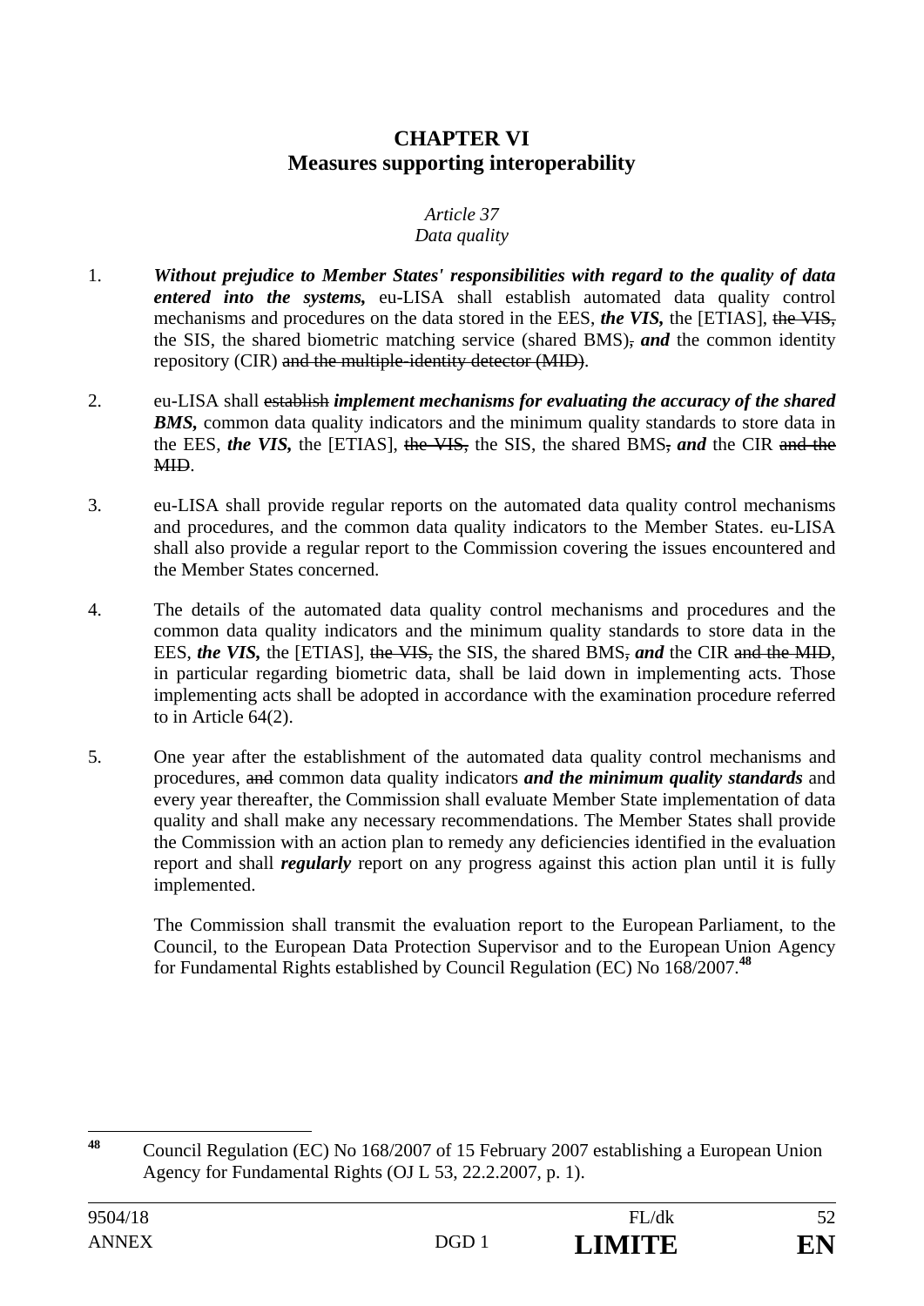# CHAPTER VI
## Measures supporting interoperability

*Article 37*
*Data quality*

1. ***Without prejudice to Member States' responsibilities with regard to the quality of data entered into the systems,*** eu-LISA shall establish automated data quality control mechanisms and procedures on the data stored in the EES, ***the VIS,*** the [ETIAS], ~~the VIS,~~ the SIS, the shared biometric matching service (shared BMS)~~,~~ ***and*** the common identity repository (CIR) ~~and the multiple-identity detector (MID)~~.

2. eu-LISA shall ~~establish~~ ***implement mechanisms for evaluating the accuracy of the shared BMS,*** common data quality indicators and the minimum quality standards to store data in the EES, ***the VIS,*** the [ETIAS], ~~the VIS,~~ the SIS, the shared BMS~~,~~ ***and*** the CIR ~~and the MID~~.

3. eu-LISA shall provide regular reports on the automated data quality control mechanisms and procedures, and the common data quality indicators to the Member States. eu-LISA shall also provide a regular report to the Commission covering the issues encountered and the Member States concerned.

4. The details of the automated data quality control mechanisms and procedures and the common data quality indicators and the minimum quality standards to store data in the EES, ***the VIS,*** the [ETIAS], ~~the VIS,~~ the SIS, the shared BMS~~,~~ ***and*** the CIR ~~and the MID~~, in particular regarding biometric data, shall be laid down in implementing acts. Those implementing acts shall be adopted in accordance with the examination procedure referred to in Article 64(2).

5. One year after the establishment of the automated data quality control mechanisms and procedures, ~~and~~ common data quality indicators ***and the minimum quality standards*** and every year thereafter, the Commission shall evaluate Member State implementation of data quality and shall make any necessary recommendations. The Member States shall provide the Commission with an action plan to remedy any deficiencies identified in the evaluation report and shall ***regularly*** report on any progress against this action plan until it is fully implemented.

   The Commission shall transmit the evaluation report to the European Parliament, to the Council, to the European Data Protection Supervisor and to the European Union Agency for Fundamental Rights established by Council Regulation (EC) No 168/2007.[48]

---

[48] Council Regulation (EC) No 168/2007 of 15 February 2007 establishing a European Union Agency for Fundamental Rights (OJ L 53, 22.2.2007, p. 1).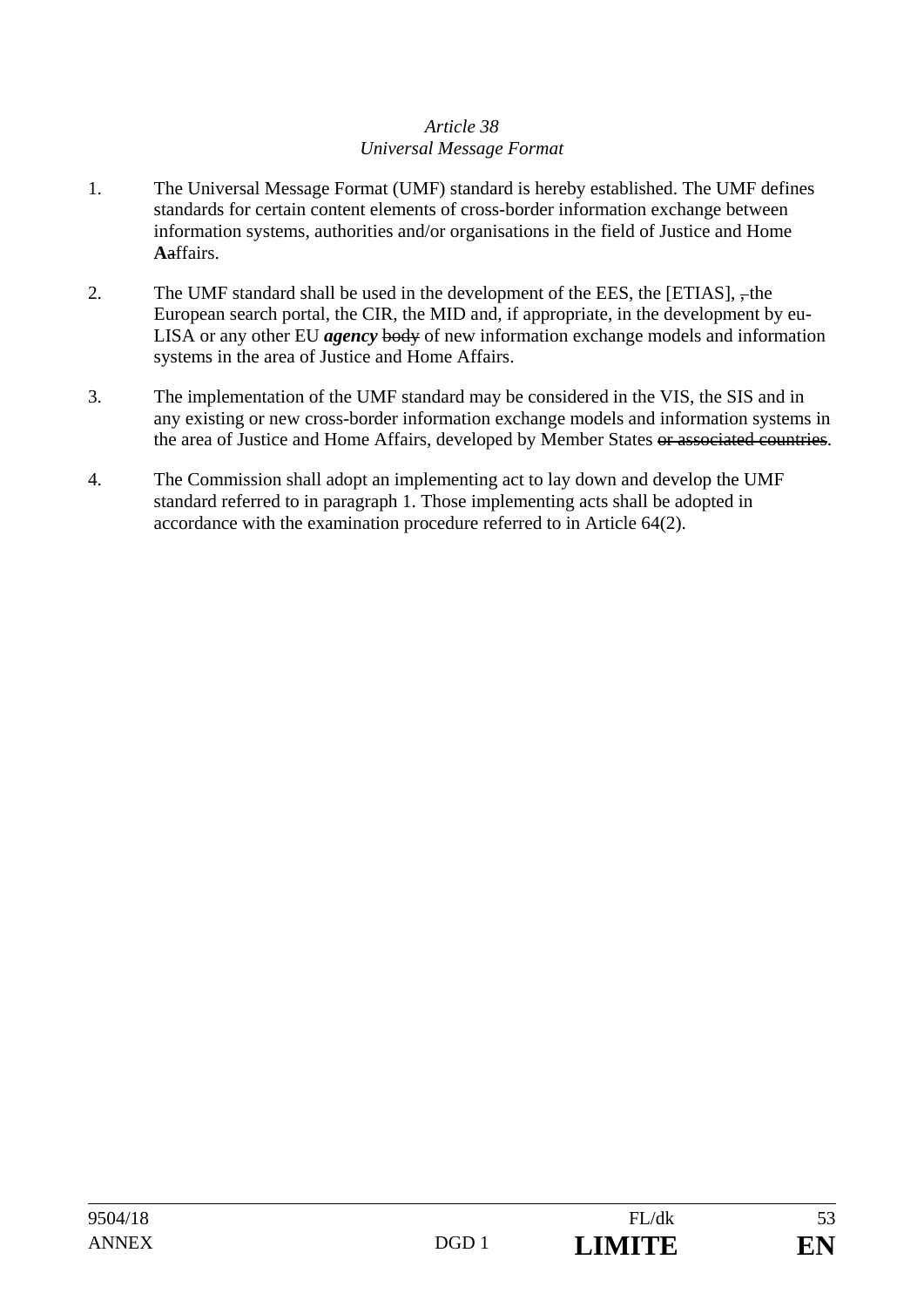*Article 38*
*Universal Message Format*

1. The Universal Message Format (UMF) standard is hereby established. The UMF defines standards for certain content elements of cross-border information exchange between information systems, authorities and/or organisations in the field of Justice and Home **A**~~a~~ffairs.

2. The UMF standard shall be used in the development of the EES, the [ETIAS], ~~,~~ the European search portal, the CIR, the MID and, if appropriate, in the development by eu-LISA or any other EU ***agency*** ~~body~~ of new information exchange models and information systems in the area of Justice and Home Affairs.

3. The implementation of the UMF standard may be considered in the VIS, the SIS and in any existing or new cross-border information exchange models and information systems in the area of Justice and Home Affairs, developed by Member States ~~or associated countries~~.

4. The Commission shall adopt an implementing act to lay down and develop the UMF standard referred to in paragraph 1. Those implementing acts shall be adopted in accordance with the examination procedure referred to in Article 64(2).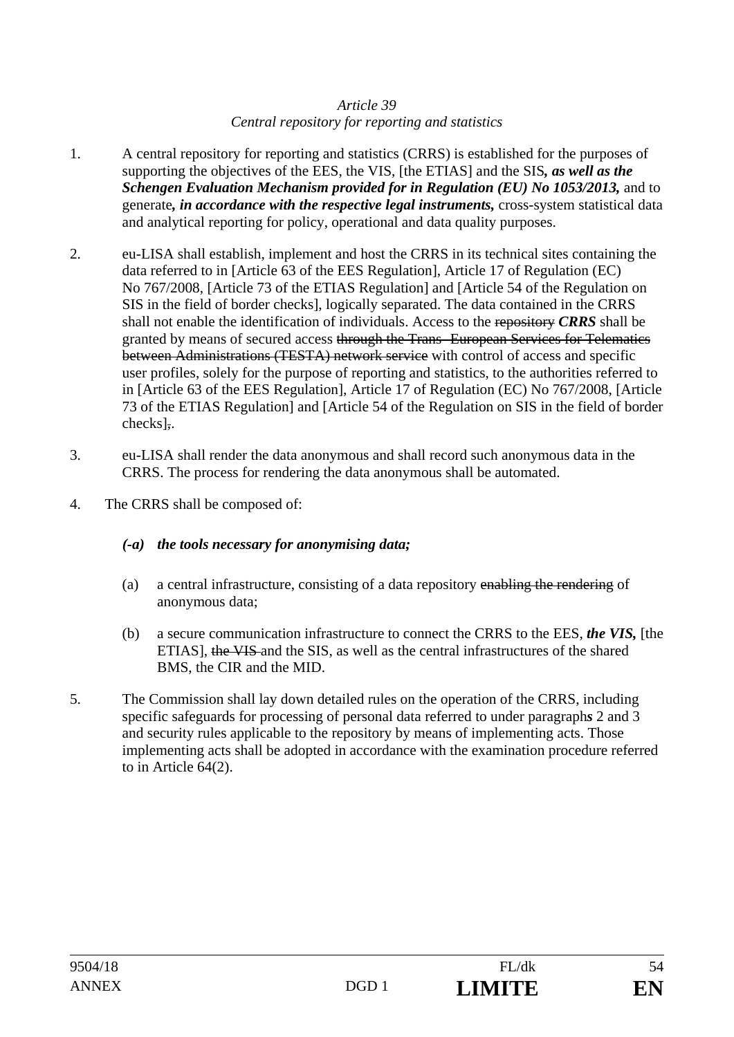*Article 39*

*Central repository for reporting and statistics*

1. A central repository for reporting and statistics (CRRS) is established for the purposes of supporting the objectives of the EES, the VIS, [the ETIAS] and the SIS***, as well as the Schengen Evaluation Mechanism provided for in Regulation (EU) No 1053/2013,*** and to generate***, in accordance with the respective legal instruments,*** cross-system statistical data and analytical reporting for policy, operational and data quality purposes.

2. eu-LISA shall establish, implement and host the CRRS in its technical sites containing the data referred to in [Article 63 of the EES Regulation], Article 17 of Regulation (EC) No 767/2008, [Article 73 of the ETIAS Regulation] and [Article 54 of the Regulation on SIS in the field of border checks], logically separated. The data contained in the CRRS shall not enable the identification of individuals. Access to the ~~repository~~ ***CRRS*** shall be granted by means of secured access ~~through the Trans- European Services for Telematics between Administrations (TESTA) network service~~ with control of access and specific user profiles, solely for the purpose of reporting and statistics, to the authorities referred to in [Article 63 of the EES Regulation], Article 17 of Regulation (EC) No 767/2008, [Article 73 of the ETIAS Regulation] and [Article 54 of the Regulation on SIS in the field of border checks]~~,~~.

3. eu-LISA shall render the data anonymous and shall record such anonymous data in the CRRS. The process for rendering the data anonymous shall be automated.

4. The CRRS shall be composed of:

   ***(-a) the tools necessary for anonymising data;***

   (a) a central infrastructure, consisting of a data repository ~~enabling the rendering~~ of anonymous data;

   (b) a secure communication infrastructure to connect the CRRS to the EES, ***the VIS,*** [the ETIAS], ~~the VIS~~ and the SIS, as well as the central infrastructures of the shared BMS, the CIR and the MID.

5. The Commission shall lay down detailed rules on the operation of the CRRS, including specific safeguards for processing of personal data referred to under paragraph***s*** 2 and 3 and security rules applicable to the repository by means of implementing acts. Those implementing acts shall be adopted in accordance with the examination procedure referred to in Article 64(2).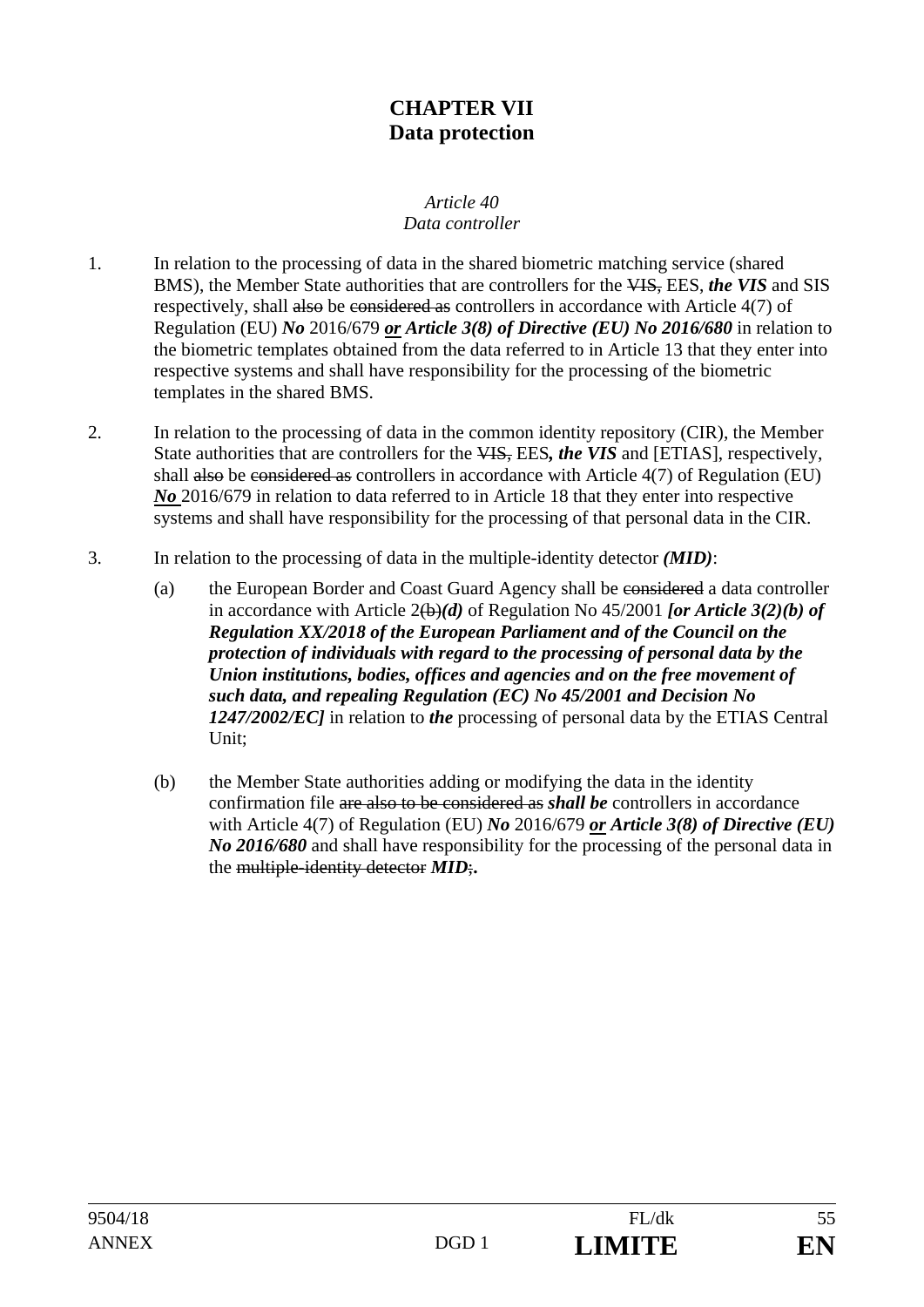# CHAPTER VII
# Data protection

*Article 40*
*Data controller*

1. In relation to the processing of data in the shared biometric matching service (shared BMS), the Member State authorities that are controllers for the ~~VIS,~~ EES, ***the VIS*** and SIS respectively, shall ~~also~~ be ~~considered as~~ controllers in accordance with Article 4(7) of Regulation (EU) ***No*** 2016/679 ***or Article 3(8) of Directive (EU) No 2016/680*** in relation to the biometric templates obtained from the data referred to in Article 13 that they enter into respective systems and shall have responsibility for the processing of the biometric templates in the shared BMS.

2. In relation to the processing of data in the common identity repository (CIR), the Member State authorities that are controllers for the ~~VIS,~~ EES***, the VIS*** and [ETIAS], respectively, shall ~~also~~ be ~~considered as~~ controllers in accordance with Article 4(7) of Regulation (EU) ***No*** 2016/679 in relation to data referred to in Article 18 that they enter into respective systems and shall have responsibility for the processing of that personal data in the CIR.

3. In relation to the processing of data in the multiple-identity detector ***(MID)***:

   (a) the European Border and Coast Guard Agency shall be ~~considered~~ a data controller in accordance with Article 2~~(b)~~***(d)*** of Regulation No 45/2001 ***[or Article 3(2)(b) of Regulation XX/2018 of the European Parliament and of the Council on the protection of individuals with regard to the processing of personal data by the Union institutions, bodies, offices and agencies and on the free movement of such data, and repealing Regulation (EC) No 45/2001 and Decision No 1247/2002/EC]*** in relation to ***the*** processing of personal data by the ETIAS Central Unit;

   (b) the Member State authorities adding or modifying the data in the identity confirmation file ~~are also to be considered as~~ ***shall be*** controllers in accordance with Article 4(7) of Regulation (EU) ***No*** 2016/679 ***or Article 3(8) of Directive (EU) No 2016/680*** and shall have responsibility for the processing of the personal data in the ~~multiple-identity detector~~ ***MID***~~;~~**.**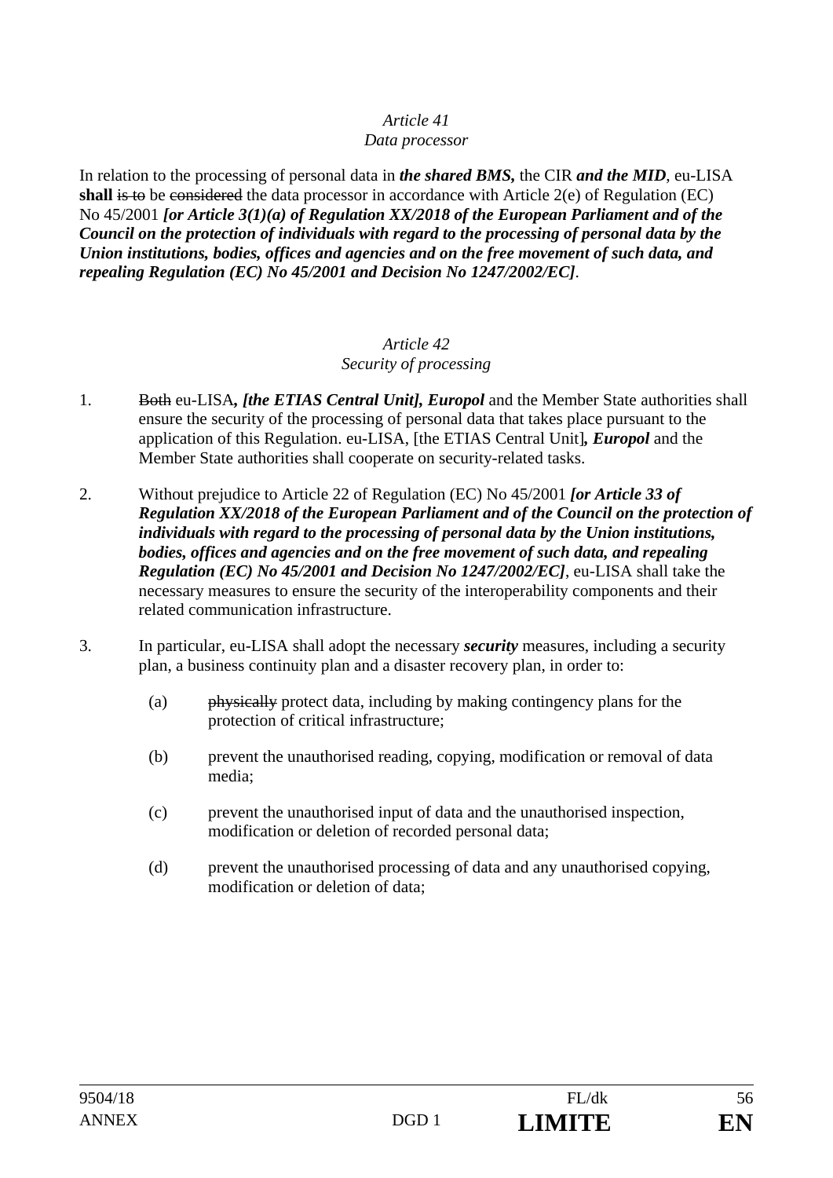*Article 41*
*Data processor*

In relation to the processing of personal data in ***the shared BMS,*** the CIR ***and the MID***, eu-LISA **shall** ~~is to~~ be ~~considered~~ the data processor in accordance with Article 2(e) of Regulation (EC) No 45/2001 ***[or Article 3(1)(a) of Regulation XX/2018 of the European Parliament and of the Council on the protection of individuals with regard to the processing of personal data by the Union institutions, bodies, offices and agencies and on the free movement of such data, and repealing Regulation (EC) No 45/2001 and Decision No 1247/2002/EC]***.

*Article 42*
*Security of processing*

1. ~~Both~~ eu-LISA***, [the ETIAS Central Unit], Europol*** and the Member State authorities shall ensure the security of the processing of personal data that takes place pursuant to the application of this Regulation. eu-LISA, [the ETIAS Central Unit]***, Europol*** and the Member State authorities shall cooperate on security-related tasks.

2. Without prejudice to Article 22 of Regulation (EC) No 45/2001 ***[or Article 33 of Regulation XX/2018 of the European Parliament and of the Council on the protection of individuals with regard to the processing of personal data by the Union institutions, bodies, offices and agencies and on the free movement of such data, and repealing Regulation (EC) No 45/2001 and Decision No 1247/2002/EC]***, eu-LISA shall take the necessary measures to ensure the security of the interoperability components and their related communication infrastructure.

3. In particular, eu-LISA shall adopt the necessary ***security*** measures, including a security plan, a business continuity plan and a disaster recovery plan, in order to:

   (a) ~~physically~~ protect data, including by making contingency plans for the protection of critical infrastructure;

   (b) prevent the unauthorised reading, copying, modification or removal of data media;

   (c) prevent the unauthorised input of data and the unauthorised inspection, modification or deletion of recorded personal data;

   (d) prevent the unauthorised processing of data and any unauthorised copying, modification or deletion of data;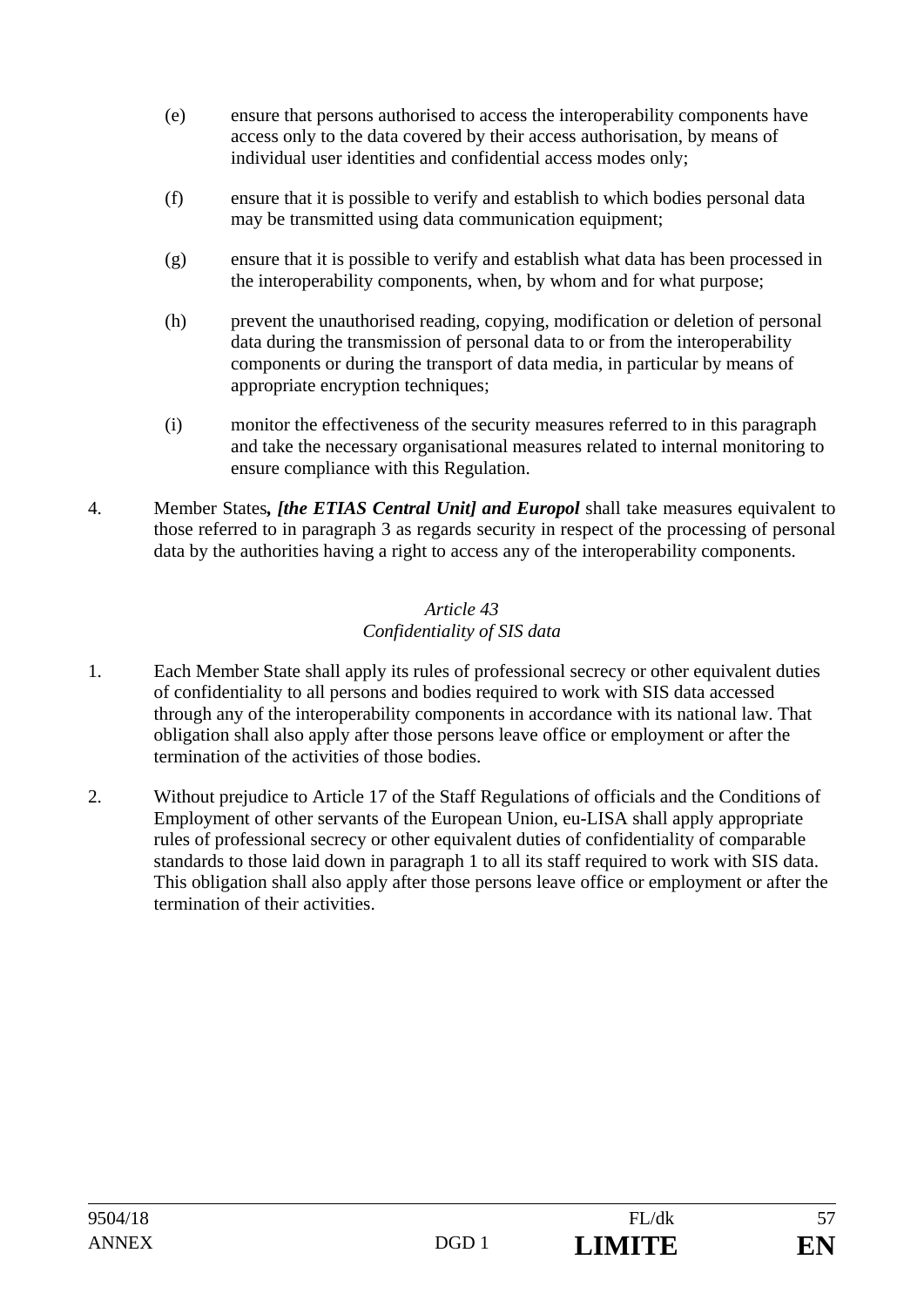(e) ensure that persons authorised to access the interoperability components have access only to the data covered by their access authorisation, by means of individual user identities and confidential access modes only;

(f) ensure that it is possible to verify and establish to which bodies personal data may be transmitted using data communication equipment;

(g) ensure that it is possible to verify and establish what data has been processed in the interoperability components, when, by whom and for what purpose;

(h) prevent the unauthorised reading, copying, modification or deletion of personal data during the transmission of personal data to or from the interoperability components or during the transport of data media, in particular by means of appropriate encryption techniques;

(i) monitor the effectiveness of the security measures referred to in this paragraph and take the necessary organisational measures related to internal monitoring to ensure compliance with this Regulation.

4. Member States***, [the ETIAS Central Unit] and Europol*** shall take measures equivalent to those referred to in paragraph 3 as regards security in respect of the processing of personal data by the authorities having a right to access any of the interoperability components.

*Article 43*
*Confidentiality of SIS data*

1. Each Member State shall apply its rules of professional secrecy or other equivalent duties of confidentiality to all persons and bodies required to work with SIS data accessed through any of the interoperability components in accordance with its national law. That obligation shall also apply after those persons leave office or employment or after the termination of the activities of those bodies.

2. Without prejudice to Article 17 of the Staff Regulations of officials and the Conditions of Employment of other servants of the European Union, eu-LISA shall apply appropriate rules of professional secrecy or other equivalent duties of confidentiality of comparable standards to those laid down in paragraph 1 to all its staff required to work with SIS data. This obligation shall also apply after those persons leave office or employment or after the termination of their activities.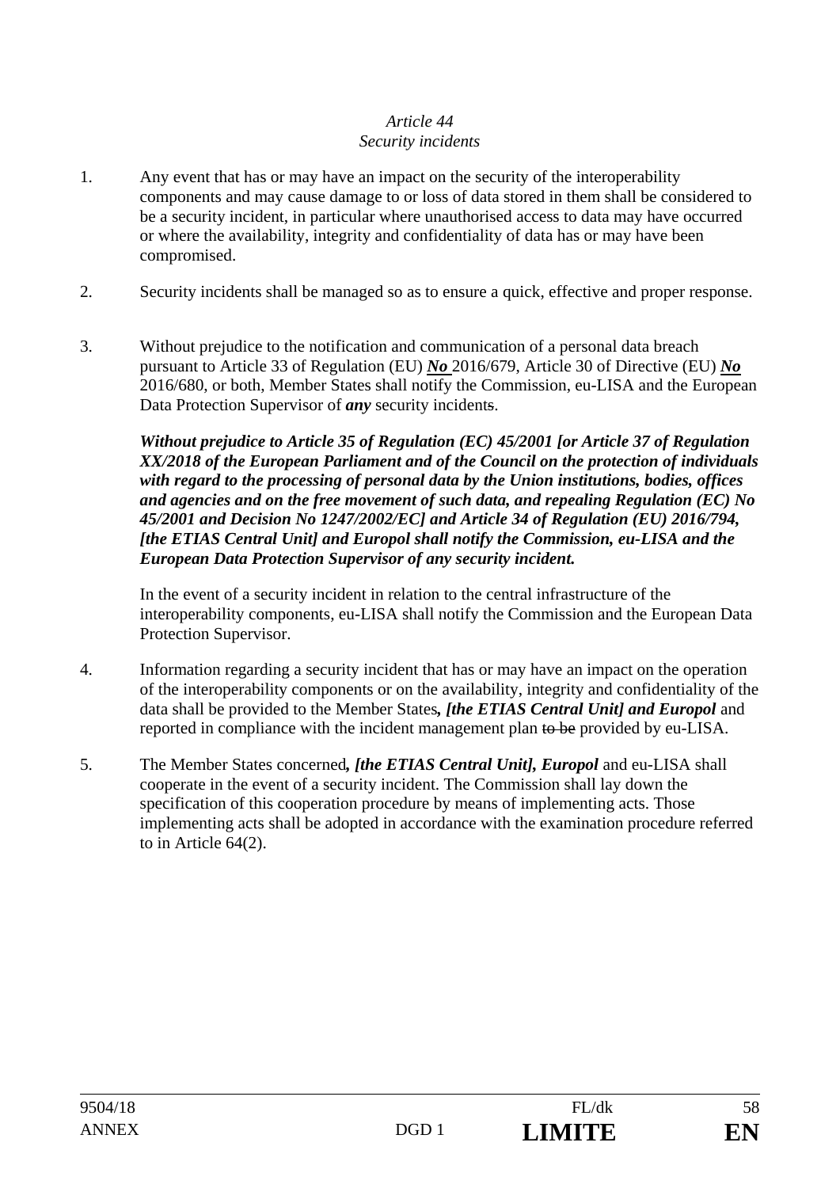*Article 44*
*Security incidents*

1. Any event that has or may have an impact on the security of the interoperability components and may cause damage to or loss of data stored in them shall be considered to be a security incident, in particular where unauthorised access to data may have occurred or where the availability, integrity and confidentiality of data has or may have been compromised.

2. Security incidents shall be managed so as to ensure a quick, effective and proper response.

3. Without prejudice to the notification and communication of a personal data breach pursuant to Article 33 of Regulation (EU) ***No*** 2016/679, Article 30 of Directive (EU) ***No*** 2016/680, or both, Member States shall notify the Commission, eu-LISA and the European Data Protection Supervisor of ***any*** security incidents.

   ***Without prejudice to Article 35 of Regulation (EC) 45/2001 [or Article 37 of Regulation XX/2018 of the European Parliament and of the Council on the protection of individuals with regard to the processing of personal data by the Union institutions, bodies, offices and agencies and on the free movement of such data, and repealing Regulation (EC) No 45/2001 and Decision No 1247/2002/EC] and Article 34 of Regulation (EU) 2016/794, [the ETIAS Central Unit] and Europol shall notify the Commission, eu-LISA and the European Data Protection Supervisor of any security incident.***

   In the event of a security incident in relation to the central infrastructure of the interoperability components, eu-LISA shall notify the Commission and the European Data Protection Supervisor.

4. Information regarding a security incident that has or may have an impact on the operation of the interoperability components or on the availability, integrity and confidentiality of the data shall be provided to the Member States***, [the ETIAS Central Unit] and Europol*** and reported in compliance with the incident management plan ~~to be~~ provided by eu-LISA.

5. The Member States concerned***, [the ETIAS Central Unit], Europol*** and eu-LISA shall cooperate in the event of a security incident. The Commission shall lay down the specification of this cooperation procedure by means of implementing acts. Those implementing acts shall be adopted in accordance with the examination procedure referred to in Article 64(2).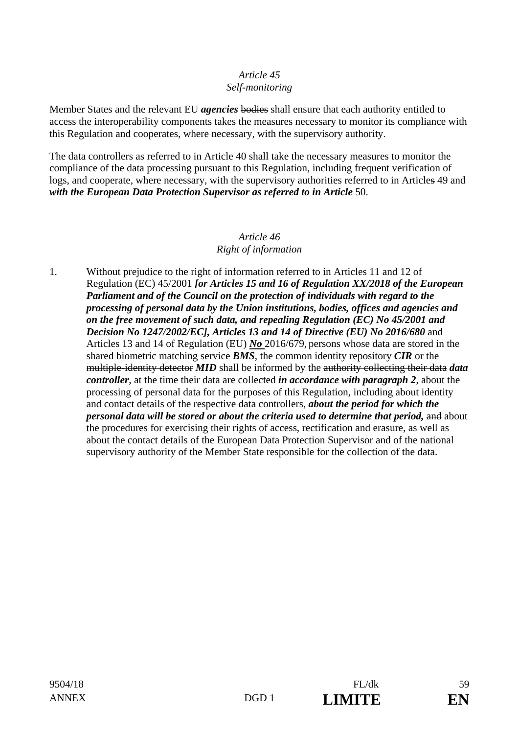*Article 45*
*Self-monitoring*

Member States and the relevant EU ***agencies*** ~~bodies~~ shall ensure that each authority entitled to access the interoperability components takes the measures necessary to monitor its compliance with this Regulation and cooperates, where necessary, with the supervisory authority.

The data controllers as referred to in Article 40 shall take the necessary measures to monitor the compliance of the data processing pursuant to this Regulation, including frequent verification of logs, and cooperate, where necessary, with the supervisory authorities referred to in Article~~s~~ 49 and ***with the European Data Protection Supervisor as referred to in Article*** 50.

*Article 46*
*Right of information*

1. Without prejudice to the right of information referred to in Articles 11 and 12 of Regulation (EC) 45/2001 ***[or Articles 15 and 16 of Regulation XX/2018 of the European Parliament and of the Council on the protection of individuals with regard to the processing of personal data by the Union institutions, bodies, offices and agencies and on the free movement of such data, and repealing Regulation (EC) No 45/2001 and Decision No 1247/2002/EC], Articles 13 and 14 of Directive (EU) No 2016/680*** and Articles 13 and 14 of Regulation (EU) ***No*** 2016/679, persons whose data are stored in the shared ~~biometric matching service~~ ***BMS***, the ~~common identity repository~~ ***CIR*** or the ~~multiple-identity detector~~ ***MID*** shall be informed by the ~~authority collecting their data~~ ***data controller***, at the time their data are collected ***in accordance with paragraph 2***, about the processing of personal data for the purposes of this Regulation, including about identity and contact details of the respective data controllers, ***about the period for which the personal data will be stored or about the criteria used to determine that period,*** ~~and~~ about the procedures for exercising their rights of access, rectification and erasure, as well as about the contact details of the European Data Protection Supervisor and of the national supervisory authority of the Member State responsible for the collection of the data.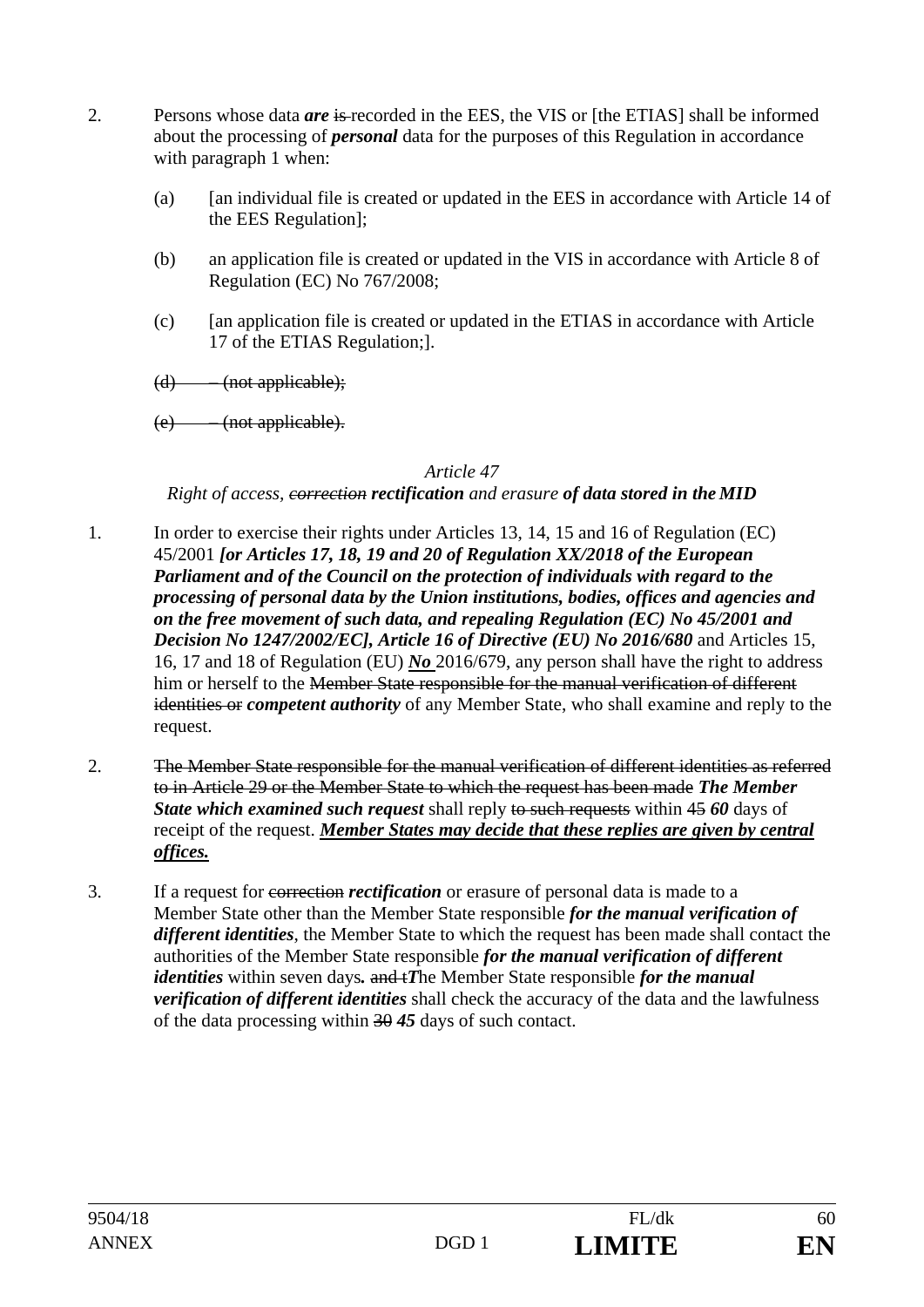2. Persons whose data ***are*** ~~is~~ recorded in the EES, the VIS or [the ETIAS] shall be informed about the processing of ***personal*** data for the purposes of this Regulation in accordance with paragraph 1 when:

   (a) [an individual file is created or updated in the EES in accordance with Article 14 of the EES Regulation];

   (b) an application file is created or updated in the VIS in accordance with Article 8 of Regulation (EC) No 767/2008;

   (c) [an application file is created or updated in the ETIAS in accordance with Article 17 of the ETIAS Regulation;].

   ~~(d) – (not applicable);~~

   ~~(e) – (not applicable).~~

*Article 47*

*Right of access, ~~correction~~* ***rectification*** *and erasure* ***of data stored in the MID***

1. In order to exercise their rights under Articles 13, 14, 15 and 16 of Regulation (EC) 45/2001 ***[or Articles 17, 18, 19 and 20 of Regulation XX/2018 of the European Parliament and of the Council on the protection of individuals with regard to the processing of personal data by the Union institutions, bodies, offices and agencies and on the free movement of such data, and repealing Regulation (EC) No 45/2001 and Decision No 1247/2002/EC], Article 16 of Directive (EU) No 2016/680*** and Articles 15, 16, 17 and 18 of Regulation (EU) ***No*** 2016/679, any person shall have the right to address him or herself to the ~~Member State responsible for the manual verification of different identities or~~ ***competent authority*** of any Member State, who shall examine and reply to the request.

2. ~~The Member State responsible for the manual verification of different identities as referred to in Article 29 or the Member State to which the request has been made~~ ***The Member State which examined such request*** shall reply ~~to such requests~~ within ~~45~~ ***60*** days of receipt of the request. ***Member States may decide that these replies are given by central offices.***

3. If a request for ~~correction~~ ***rectification*** or erasure of personal data is made to a Member State other than the Member State responsible ***for the manual verification of different identities***, the Member State to which the request has been made shall contact the authorities of the Member State responsible ***for the manual verification of different identities*** within seven days***.*** ~~and t~~***T***he Member State responsible ***for the manual verification of different identities*** shall check the accuracy of the data and the lawfulness of the data processing within ~~30~~ ***45*** days of such contact.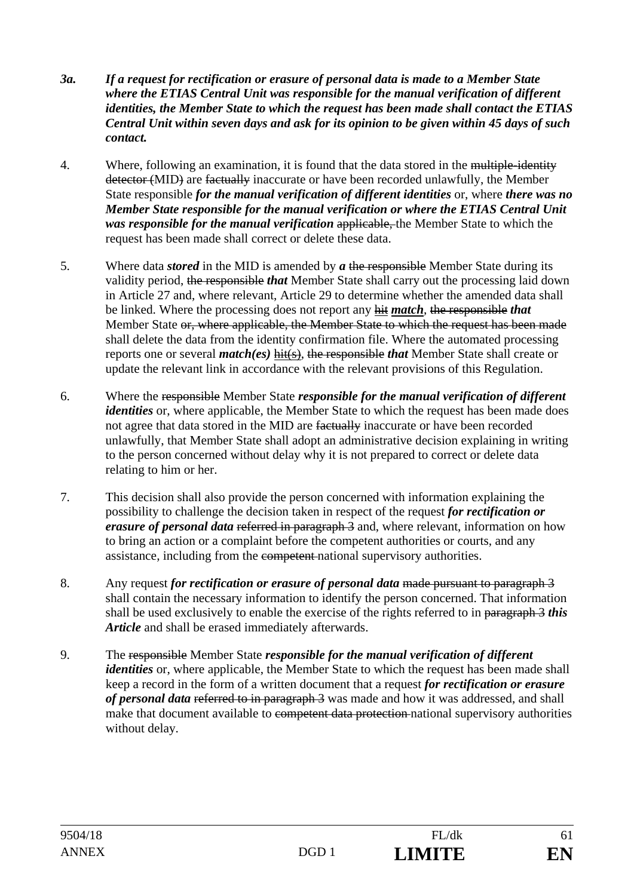***3a. If a request for rectification or erasure of personal data is made to a Member State where the ETIAS Central Unit was responsible for the manual verification of different identities, the Member State to which the request has been made shall contact the ETIAS Central Unit within seven days and ask for its opinion to be given within 45 days of such contact.***

4. Where, following an examination, it is found that the data stored in the ~~multiple-identity detector (~~MID~~)~~ are ~~factually~~ inaccurate or have been recorded unlawfully, the Member State responsible ***for the manual verification of different identities*** or, where ***there was no Member State responsible for the manual verification or where the ETIAS Central Unit was responsible for the manual verification*** ~~applicable,~~ the Member State to which the request has been made shall correct or delete these data.

5. Where data ***stored*** in the MID is amended by ***a*** ~~the responsible~~ Member State during its validity period, ~~the responsible~~ ***that*** Member State shall carry out the processing laid down in Article 27 and, where relevant, Article 29 to determine whether the amended data shall be linked. Where the processing does not report any ~~hit~~ ***match***, ~~the responsible~~ ***that*** Member State ~~or, where applicable, the Member State to which the request has been made~~ shall delete the data from the identity confirmation file. Where the automated processing reports one or several ***match(es)*** ~~hit(s)~~, ~~the responsible~~ ***that*** Member State shall create or update the relevant link in accordance with the relevant provisions of this Regulation.

6. Where the ~~responsible~~ Member State ***responsible for the manual verification of different identities*** or, where applicable, the Member State to which the request has been made does not agree that data stored in the MID are ~~factually~~ inaccurate or have been recorded unlawfully, that Member State shall adopt an administrative decision explaining in writing to the person concerned without delay why it is not prepared to correct or delete data relating to him or her.

7. This decision shall also provide the person concerned with information explaining the possibility to challenge the decision taken in respect of the request ***for rectification or erasure of personal data*** ~~referred in paragraph 3~~ and, where relevant, information on how to bring an action or a complaint before the competent authorities or courts, and any assistance, including from the ~~competent~~ national supervisory authorities.

8. Any request ***for rectification or erasure of personal data*** ~~made pursuant to paragraph 3~~ shall contain the necessary information to identify the person concerned. That information shall be used exclusively to enable the exercise of the rights referred to in ~~paragraph 3~~ ***this Article*** and shall be erased immediately afterwards.

9. The ~~responsible~~ Member State ***responsible for the manual verification of different identities*** or, where applicable, the Member State to which the request has been made shall keep a record in the form of a written document that a request ***for rectification or erasure of personal data*** ~~referred to in paragraph 3~~ was made and how it was addressed, and shall make that document available to ~~competent data protection~~ national supervisory authorities without delay.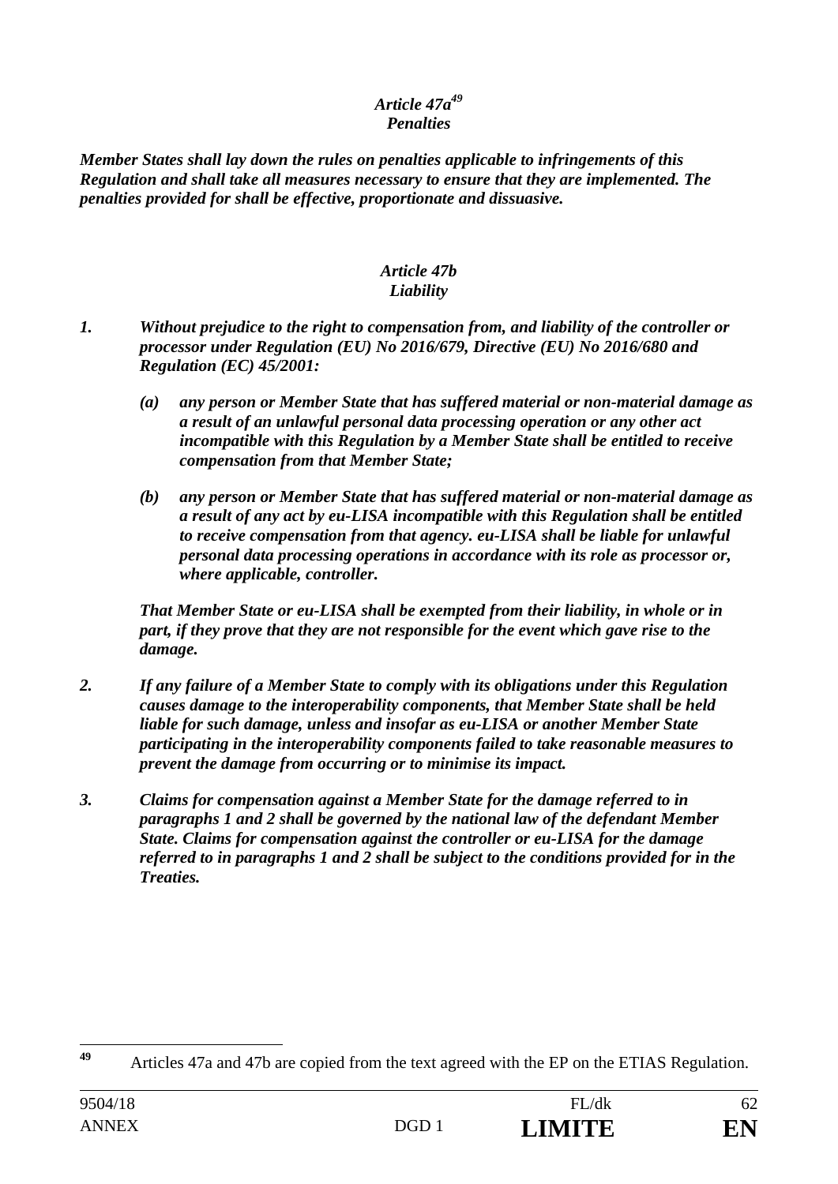*Article 47a*[49]
*Penalties*

***Member States shall lay down the rules on penalties applicable to infringements of this Regulation and shall take all measures necessary to ensure that they are implemented. The penalties provided for shall be effective, proportionate and dissuasive.***

*Article 47b*
*Liability*

***1. Without prejudice to the right to compensation from, and liability of the controller or processor under Regulation (EU) No 2016/679, Directive (EU) No 2016/680 and Regulation (EC) 45/2001:***

***(a) any person or Member State that has suffered material or non-material damage as a result of an unlawful personal data processing operation or any other act incompatible with this Regulation by a Member State shall be entitled to receive compensation from that Member State;***

***(b) any person or Member State that has suffered material or non-material damage as a result of any act by eu-LISA incompatible with this Regulation shall be entitled to receive compensation from that agency. eu-LISA shall be liable for unlawful personal data processing operations in accordance with its role as processor or, where applicable, controller.***

***That Member State or eu-LISA shall be exempted from their liability, in whole or in part, if they prove that they are not responsible for the event which gave rise to the damage.***

***2. If any failure of a Member State to comply with its obligations under this Regulation causes damage to the interoperability components, that Member State shall be held liable for such damage, unless and insofar as eu-LISA or another Member State participating in the interoperability components failed to take reasonable measures to prevent the damage from occurring or to minimise its impact.***

***3. Claims for compensation against a Member State for the damage referred to in paragraphs 1 and 2 shall be governed by the national law of the defendant Member State. Claims for compensation against the controller or eu-LISA for the damage referred to in paragraphs 1 and 2 shall be subject to the conditions provided for in the Treaties.***

---

[49] Articles 47a and 47b are copied from the text agreed with the EP on the ETIAS Regulation.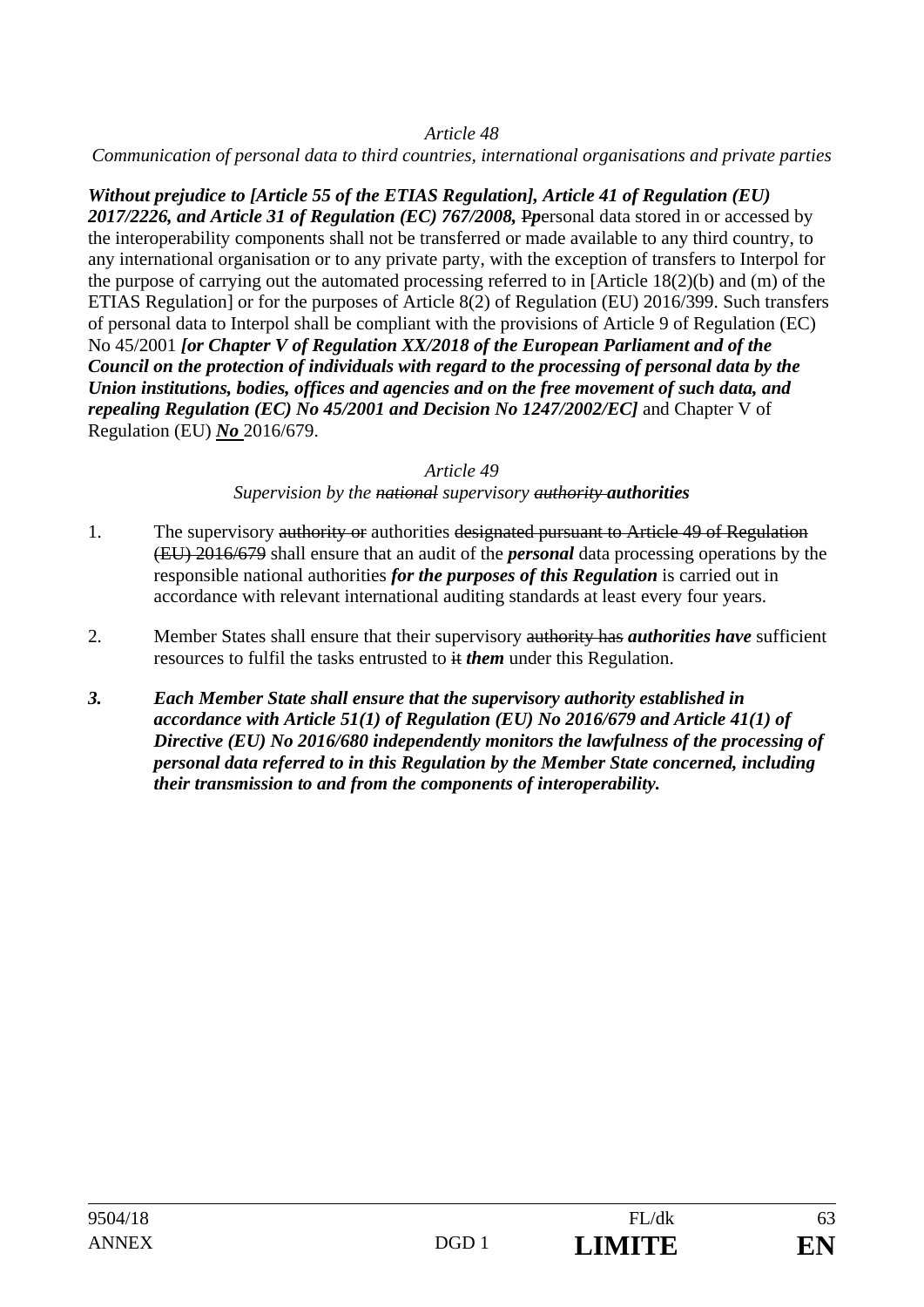*Article 48*

*Communication of personal data to third countries, international organisations and private parties*

***Without prejudice to [Article 55 of the ETIAS Regulation], Article 41 of Regulation (EU) 2017/2226, and Article 31 of Regulation (EC) 767/2008,*** ~~P~~***p***ersonal data stored in or accessed by the interoperability components shall not be transferred or made available to any third country, to any international organisation or to any private party, with the exception of transfers to Interpol for the purpose of carrying out the automated processing referred to in [Article 18(2)(b) and (m) of the ETIAS Regulation] or for the purposes of Article 8(2) of Regulation (EU) 2016/399. Such transfers of personal data to Interpol shall be compliant with the provisions of Article 9 of Regulation (EC) No 45/2001 ***[or Chapter V of Regulation XX/2018 of the European Parliament and of the Council on the protection of individuals with regard to the processing of personal data by the Union institutions, bodies, offices and agencies and on the free movement of such data, and repealing Regulation (EC) No 45/2001 and Decision No 1247/2002/EC]*** and Chapter V of Regulation (EU) ***No*** 2016/679.

*Article 49*

*Supervision by the ~~national~~ supervisory ~~authority~~* ***authorities***

1. The supervisory ~~authority or~~ authorities ~~designated pursuant to Article 49 of Regulation (EU) 2016/679~~ shall ensure that an audit of the ***personal*** data processing operations by the responsible national authorities ***for the purposes of this Regulation*** is carried out in accordance with relevant international auditing standards at least every four years.

2. Member States shall ensure that their supervisory ~~authority has~~ ***authorities have*** sufficient resources to fulfil the tasks entrusted to ~~it~~ ***them*** under this Regulation.

***3. Each Member State shall ensure that the supervisory authority established in accordance with Article 51(1) of Regulation (EU) No 2016/679 and Article 41(1) of Directive (EU) No 2016/680 independently monitors the lawfulness of the processing of personal data referred to in this Regulation by the Member State concerned, including their transmission to and from the components of interoperability.***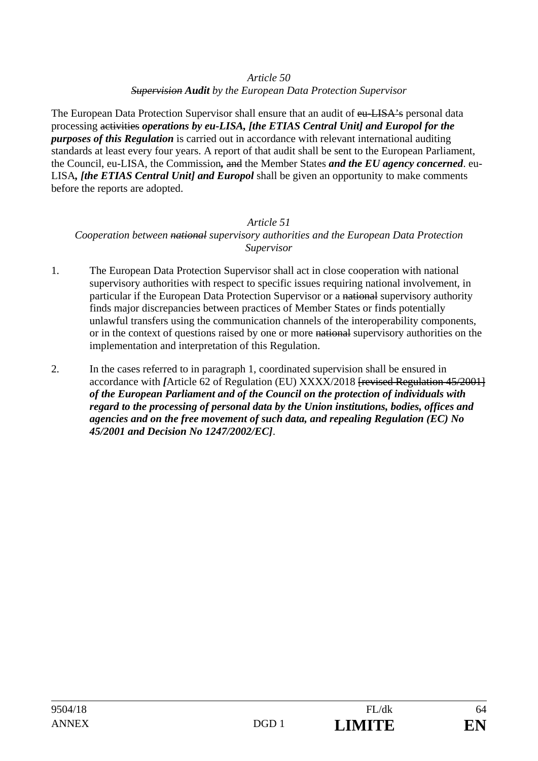*Article 50*

*~~Supervision~~ **Audit** by the European Data Protection Supervisor*

The European Data Protection Supervisor shall ensure that an audit of ~~eu-LISA's~~ personal data processing ~~activities~~ ***operations by eu-LISA, [the ETIAS Central Unit] and Europol for the purposes of this Regulation*** is carried out in accordance with relevant international auditing standards at least every four years. A report of that audit shall be sent to the European Parliament, the Council, eu-LISA, the Commission***,*** ~~and~~ the Member States ***and the EU agency concerned***. eu-LISA***, [the ETIAS Central Unit] and Europol*** shall be given an opportunity to make comments before the reports are adopted.

*Article 51*

*Cooperation between ~~national~~ supervisory authorities and the European Data Protection Supervisor*

1. The European Data Protection Supervisor shall act in close cooperation with national supervisory authorities with respect to specific issues requiring national involvement, in particular if the European Data Protection Supervisor or a ~~national~~ supervisory authority finds major discrepancies between practices of Member States or finds potentially unlawful transfers using the communication channels of the interoperability components, or in the context of questions raised by one or more ~~national~~ supervisory authorities on the implementation and interpretation of this Regulation.

2. In the cases referred to in paragraph 1, coordinated supervision shall be ensured in accordance with ***[***Article 62 of Regulation (EU) XXXX/2018 ~~[revised Regulation 45/2001]~~ ***of the European Parliament and of the Council on the protection of individuals with regard to the processing of personal data by the Union institutions, bodies, offices and agencies and on the free movement of such data, and repealing Regulation (EC) No 45/2001 and Decision No 1247/2002/EC]***.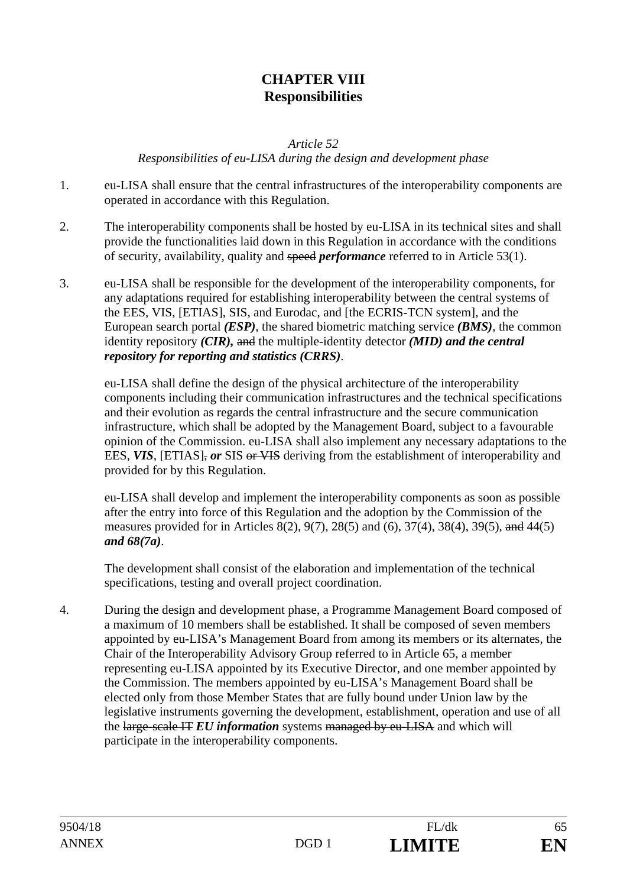# CHAPTER VIII
# Responsibilities

*Article 52*
*Responsibilities of eu-LISA during the design and development phase*

1. eu-LISA shall ensure that the central infrastructures of the interoperability components are operated in accordance with this Regulation.

2. The interoperability components shall be hosted by eu-LISA in its technical sites and shall provide the functionalities laid down in this Regulation in accordance with the conditions of security, availability, quality and ~~speed~~ ***performance*** referred to in Article 53(1).

3. eu-LISA shall be responsible for the development of the interoperability components, for any adaptations required for establishing interoperability between the central systems of the EES, VIS, [ETIAS], SIS, and Eurodac, and [the ECRIS-TCN system], and the European search portal ***(ESP)***, the shared biometric matching service ***(BMS)***, the common identity repository ***(CIR),*** ~~and~~ the multiple-identity detector ***(MID) and the central repository for reporting and statistics (CRRS)***.

   eu-LISA shall define the design of the physical architecture of the interoperability components including their communication infrastructures and the technical specifications and their evolution as regards the central infrastructure and the secure communication infrastructure, which shall be adopted by the Management Board, subject to a favourable opinion of the Commission. eu-LISA shall also implement any necessary adaptations to the EES, ***VIS***, [ETIAS]~~,~~ ***or*** SIS ~~or VIS~~ deriving from the establishment of interoperability and provided for by this Regulation.

   eu-LISA shall develop and implement the interoperability components as soon as possible after the entry into force of this Regulation and the adoption by the Commission of the measures provided for in Articles 8(2), 9(7), 28(5) and (6), 37(4), 38(4), 39(5), ~~and~~ 44(5) ***and 68(7a)***.

   The development shall consist of the elaboration and implementation of the technical specifications, testing and overall project coordination.

4. During the design and development phase, a Programme Management Board composed of a maximum of 10 members shall be established. It shall be composed of seven members appointed by eu-LISA's Management Board from among its members or its alternates, the Chair of the Interoperability Advisory Group referred to in Article 65, a member representing eu-LISA appointed by its Executive Director, and one member appointed by the Commission. The members appointed by eu-LISA's Management Board shall be elected only from those Member States that are fully bound under Union law by the legislative instruments governing the development, establishment, operation and use of all the ~~large-scale IT~~ ***EU information*** systems ~~managed by eu-LISA~~ and which will participate in the interoperability components.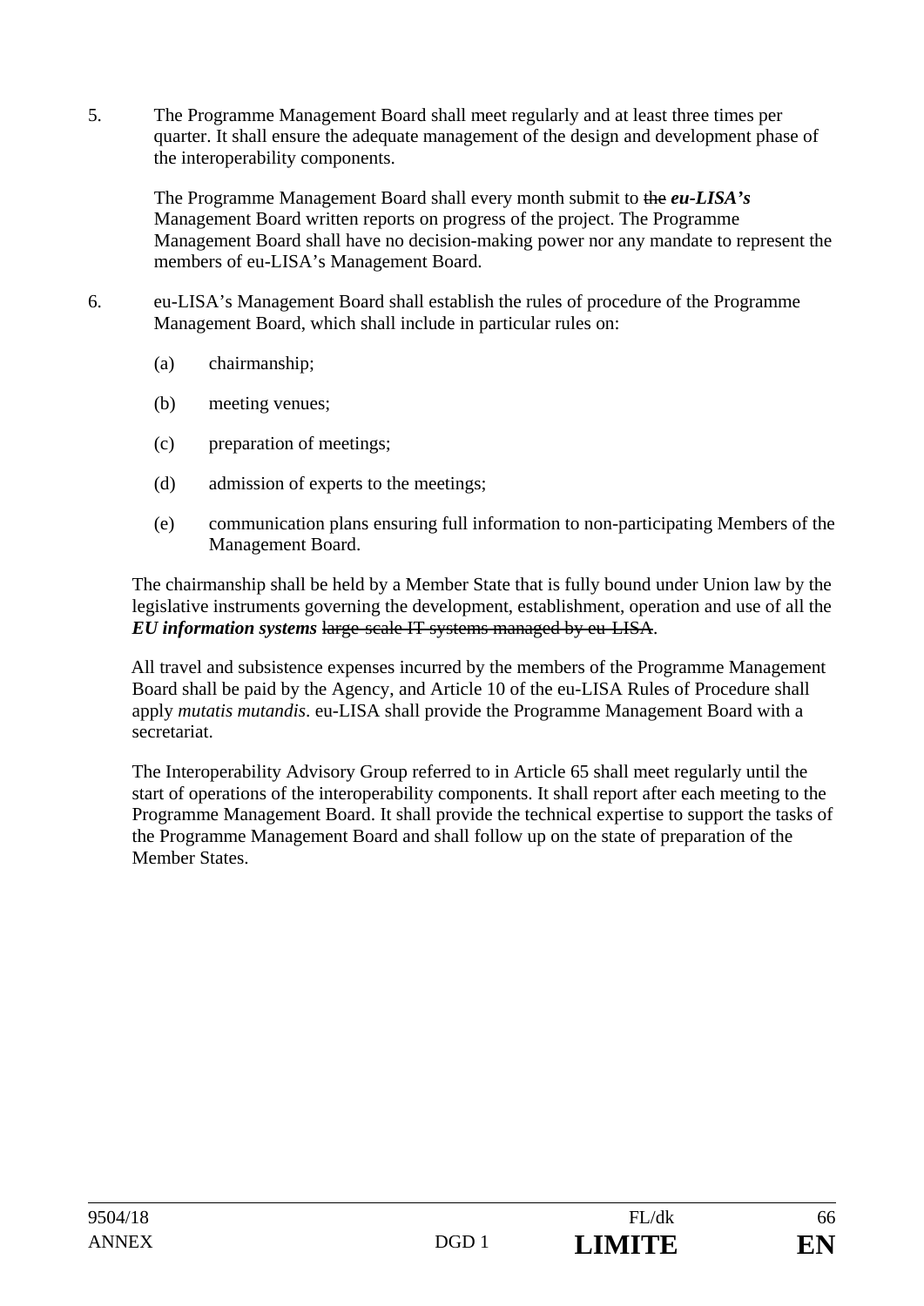5. The Programme Management Board shall meet regularly and at least three times per quarter. It shall ensure the adequate management of the design and development phase of the interoperability components.

   The Programme Management Board shall every month submit to ~~the~~ ***eu-LISA's*** Management Board written reports on progress of the project. The Programme Management Board shall have no decision-making power nor any mandate to represent the members of eu-LISA's Management Board.

6. eu-LISA's Management Board shall establish the rules of procedure of the Programme Management Board, which shall include in particular rules on:

   (a) chairmanship;

   (b) meeting venues;

   (c) preparation of meetings;

   (d) admission of experts to the meetings;

   (e) communication plans ensuring full information to non-participating Members of the Management Board.

The chairmanship shall be held by a Member State that is fully bound under Union law by the legislative instruments governing the development, establishment, operation and use of all the ***EU information systems*** ~~large-scale IT systems managed by eu-LISA~~.

All travel and subsistence expenses incurred by the members of the Programme Management Board shall be paid by the Agency, and Article 10 of the eu-LISA Rules of Procedure shall apply *mutatis mutandis*. eu-LISA shall provide the Programme Management Board with a secretariat.

The Interoperability Advisory Group referred to in Article 65 shall meet regularly until the start of operations of the interoperability components. It shall report after each meeting to the Programme Management Board. It shall provide the technical expertise to support the tasks of the Programme Management Board and shall follow up on the state of preparation of the Member States.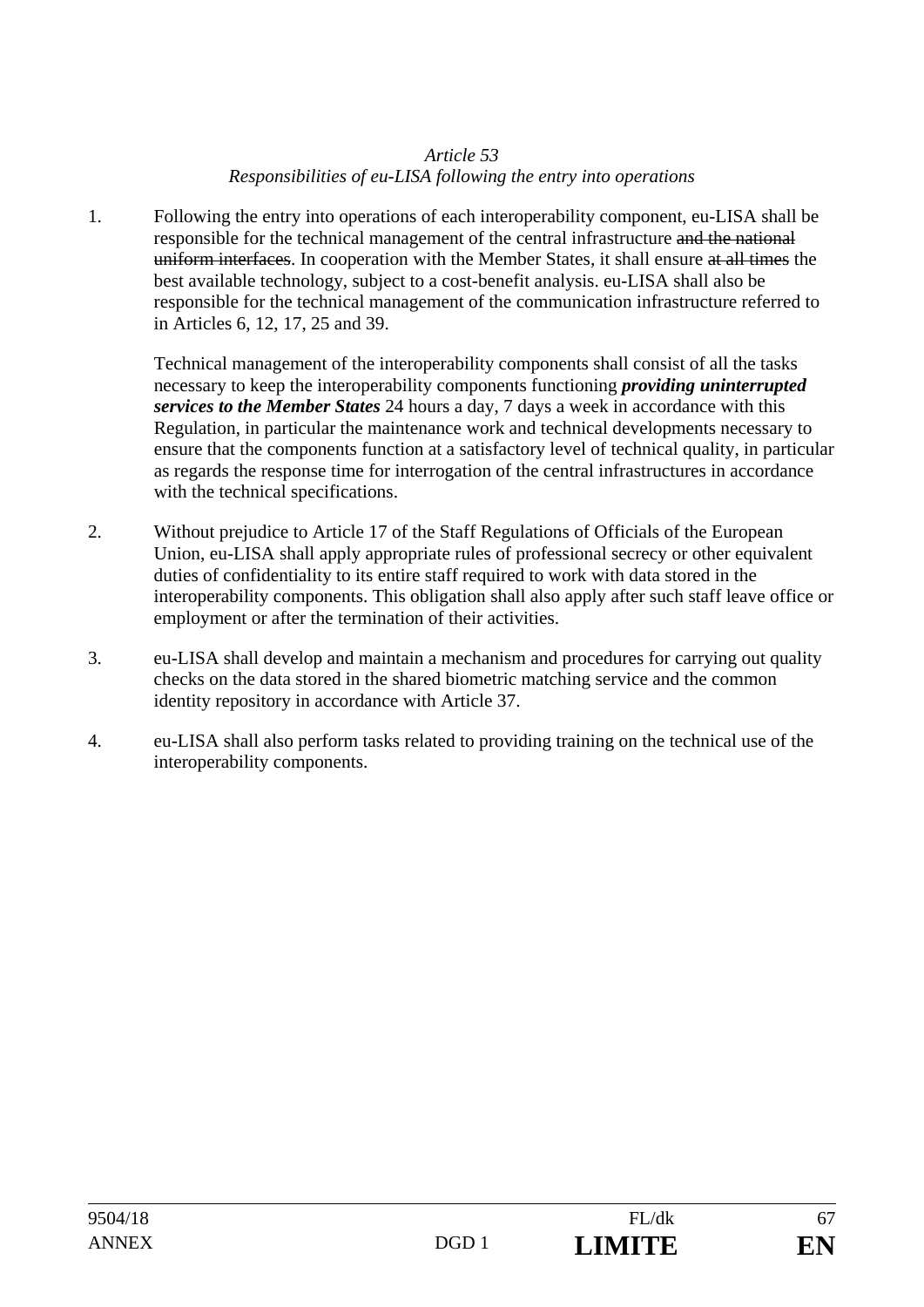*Article 53*
*Responsibilities of eu-LISA following the entry into operations*

1. Following the entry into operations of each interoperability component, eu-LISA shall be responsible for the technical management of the central infrastructure ~~and the national uniform interfaces~~. In cooperation with the Member States, it shall ensure ~~at all times~~ the best available technology, subject to a cost-benefit analysis. eu-LISA shall also be responsible for the technical management of the communication infrastructure referred to in Articles 6, 12, 17, 25 and 39.

   Technical management of the interoperability components shall consist of all the tasks necessary to keep the interoperability components functioning ***providing uninterrupted services to the Member States*** 24 hours a day, 7 days a week in accordance with this Regulation, in particular the maintenance work and technical developments necessary to ensure that the components function at a satisfactory level of technical quality, in particular as regards the response time for interrogation of the central infrastructures in accordance with the technical specifications.

2. Without prejudice to Article 17 of the Staff Regulations of Officials of the European Union, eu-LISA shall apply appropriate rules of professional secrecy or other equivalent duties of confidentiality to its entire staff required to work with data stored in the interoperability components. This obligation shall also apply after such staff leave office or employment or after the termination of their activities.

3. eu-LISA shall develop and maintain a mechanism and procedures for carrying out quality checks on the data stored in the shared biometric matching service and the common identity repository in accordance with Article 37.

4. eu-LISA shall also perform tasks related to providing training on the technical use of the interoperability components.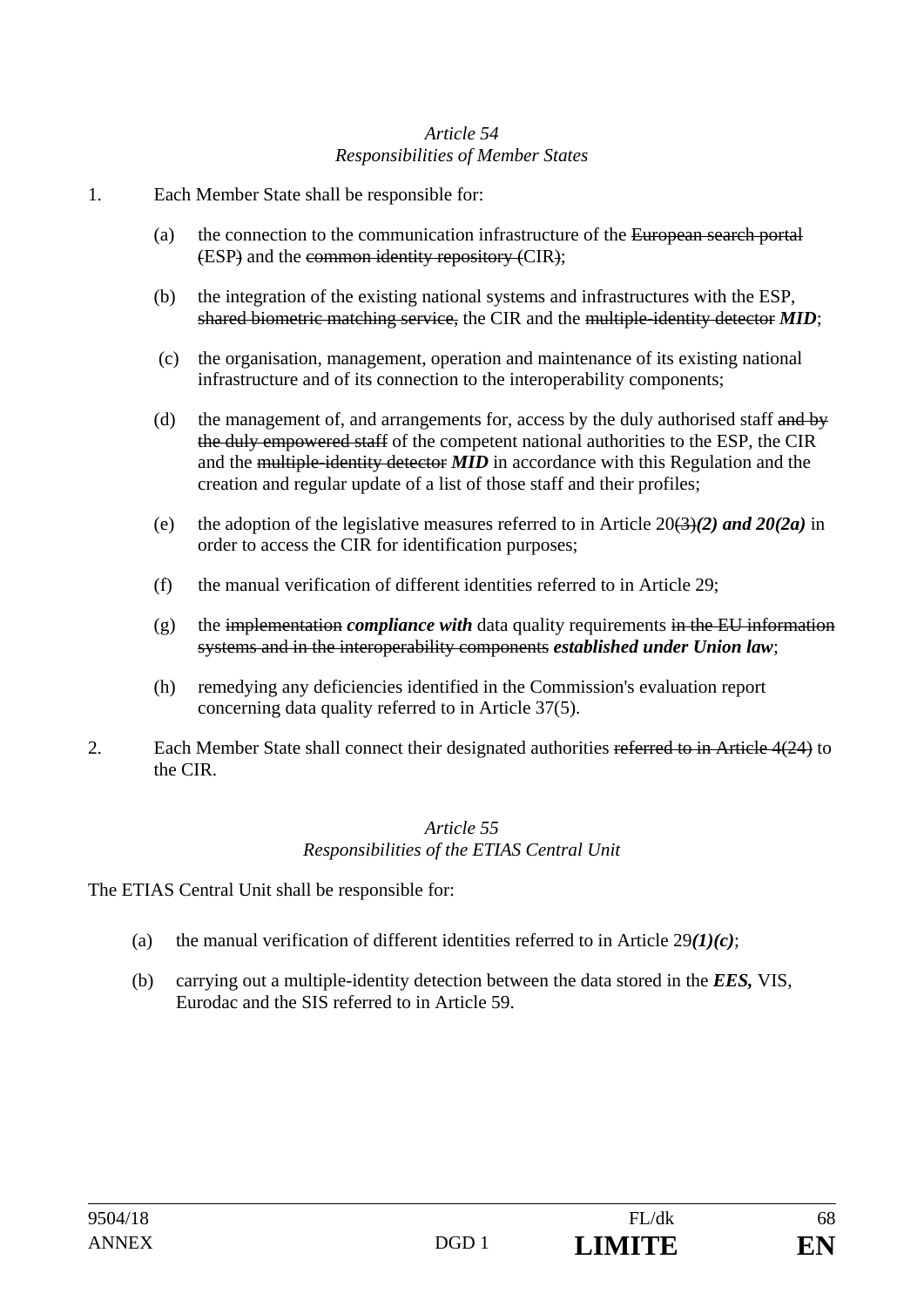*Article 54*
*Responsibilities of Member States*

1. Each Member State shall be responsible for:

   (a) the connection to the communication infrastructure of the ~~European search portal (~~ESP~~)~~ and the ~~common identity repository (~~CIR~~)~~;

   (b) the integration of the existing national systems and infrastructures with the ESP, ~~shared biometric matching service,~~ the CIR and the ~~multiple-identity detector~~ ***MID***;

   (c) the organisation, management, operation and maintenance of its existing national infrastructure and of its connection to the interoperability components;

   (d) the management of, and arrangements for, access by the duly authorised staff ~~and by the duly empowered staff~~ of the competent national authorities to the ESP, the CIR and the ~~multiple-identity detector~~ ***MID*** in accordance with this Regulation and the creation and regular update of a list of those staff and their profiles;

   (e) the adoption of the legislative measures referred to in Article 20~~(3)~~***(2) and 20(2a)*** in order to access the CIR for identification purposes;

   (f) the manual verification of different identities referred to in Article 29;

   (g) the ~~implementation~~ ***compliance with*** data quality requirements ~~in the EU information systems and in the interoperability components~~ ***established under Union law***;

   (h) remedying any deficiencies identified in the Commission's evaluation report concerning data quality referred to in Article 37(5).

2. Each Member State shall connect their designated authorities ~~referred to in Article 4(24)~~ to the CIR.

*Article 55*
*Responsibilities of the ETIAS Central Unit*

The ETIAS Central Unit shall be responsible for:

(a) the manual verification of different identities referred to in Article 29***(1)(c)***;

(b) carrying out a multiple-identity detection between the data stored in the ***EES,*** VIS, Eurodac and the SIS referred to in Article 59.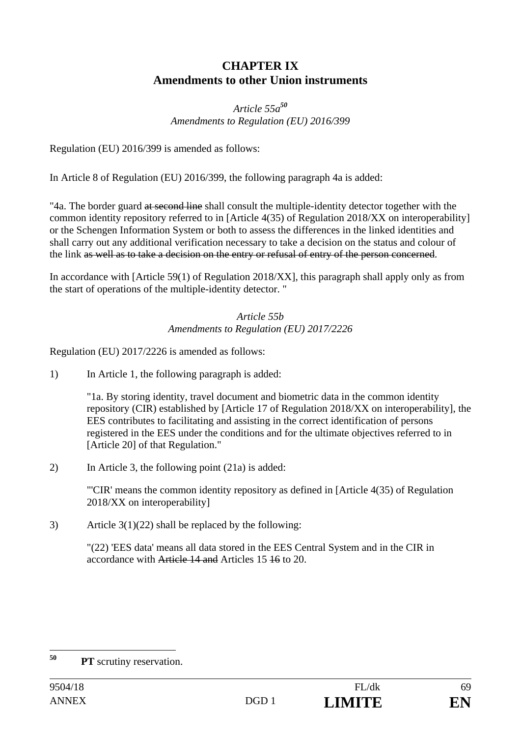## CHAPTER IX
## Amendments to other Union instruments

*Article 55a*[50]
*Amendments to Regulation (EU) 2016/399*

Regulation (EU) 2016/399 is amended as follows:

In Article 8 of Regulation (EU) 2016/399, the following paragraph 4a is added:

"4a. The border guard ~~at second line~~ shall consult the multiple-identity detector together with the common identity repository referred to in [Article 4(35) of Regulation 2018/XX on interoperability] or the Schengen Information System or both to assess the differences in the linked identities and shall carry out any additional verification necessary to take a decision on the status and colour of the link ~~as well as to take a decision on the entry or refusal of entry of the person concerned~~.

In accordance with [Article 59(1) of Regulation 2018/XX], this paragraph shall apply only as from the start of operations of the multiple-identity detector. "

*Article 55b*
*Amendments to Regulation (EU) 2017/2226*

Regulation (EU) 2017/2226 is amended as follows:

1) In Article 1, the following paragraph is added:

   "1a. By storing identity, travel document and biometric data in the common identity repository (CIR) established by [Article 17 of Regulation 2018/XX on interoperability], the EES contributes to facilitating and assisting in the correct identification of persons registered in the EES under the conditions and for the ultimate objectives referred to in [Article 20] of that Regulation."

2) In Article 3, the following point (21a) is added:

   "'CIR' means the common identity repository as defined in [Article 4(35) of Regulation 2018/XX on interoperability]

3) Article 3(1)(22) shall be replaced by the following:

   "(22) 'EES data' means all data stored in the EES Central System and in the CIR in accordance with ~~Article 14 and~~ Articles 15 ~~16~~ to 20.

---

[50] **PT** scrutiny reservation.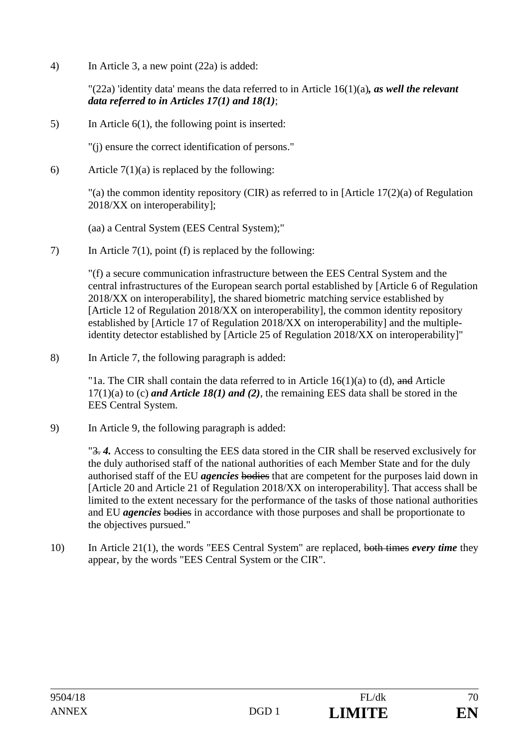4) In Article 3, a new point (22a) is added:

"(22a) 'identity data' means the data referred to in Article 16(1)(a)***, as well the relevant data referred to in Articles 17(1) and 18(1)***;

5) In Article 6(1), the following point is inserted:

"(j) ensure the correct identification of persons."

6) Article 7(1)(a) is replaced by the following:

"(a) the common identity repository (CIR) as referred to in [Article 17(2)(a) of Regulation 2018/XX on interoperability];

(aa) a Central System (EES Central System);"

7) In Article 7(1), point (f) is replaced by the following:

"(f) a secure communication infrastructure between the EES Central System and the central infrastructures of the European search portal established by [Article 6 of Regulation 2018/XX on interoperability], the shared biometric matching service established by [Article 12 of Regulation 2018/XX on interoperability], the common identity repository established by [Article 17 of Regulation 2018/XX on interoperability] and the multiple-identity detector established by [Article 25 of Regulation 2018/XX on interoperability]"

8) In Article 7, the following paragraph is added:

"1a. The CIR shall contain the data referred to in Article 16(1)(a) to (d), ~~and~~ Article 17(1)(a) to (c) ***and Article 18(1) and (2)***, the remaining EES data shall be stored in the EES Central System.

9) In Article 9, the following paragraph is added:

"~~3.~~ ***4.*** Access to consulting the EES data stored in the CIR shall be reserved exclusively for the duly authorised staff of the national authorities of each Member State and for the duly authorised staff of the EU ***agencies*** ~~bodies~~ that are competent for the purposes laid down in [Article 20 and Article 21 of Regulation 2018/XX on interoperability]. That access shall be limited to the extent necessary for the performance of the tasks of those national authorities and EU ***agencies*** ~~bodies~~ in accordance with those purposes and shall be proportionate to the objectives pursued."

10) In Article 21(1), the words "EES Central System" are replaced, ~~both times~~ ***every time*** they appear, by the words "EES Central System or the CIR".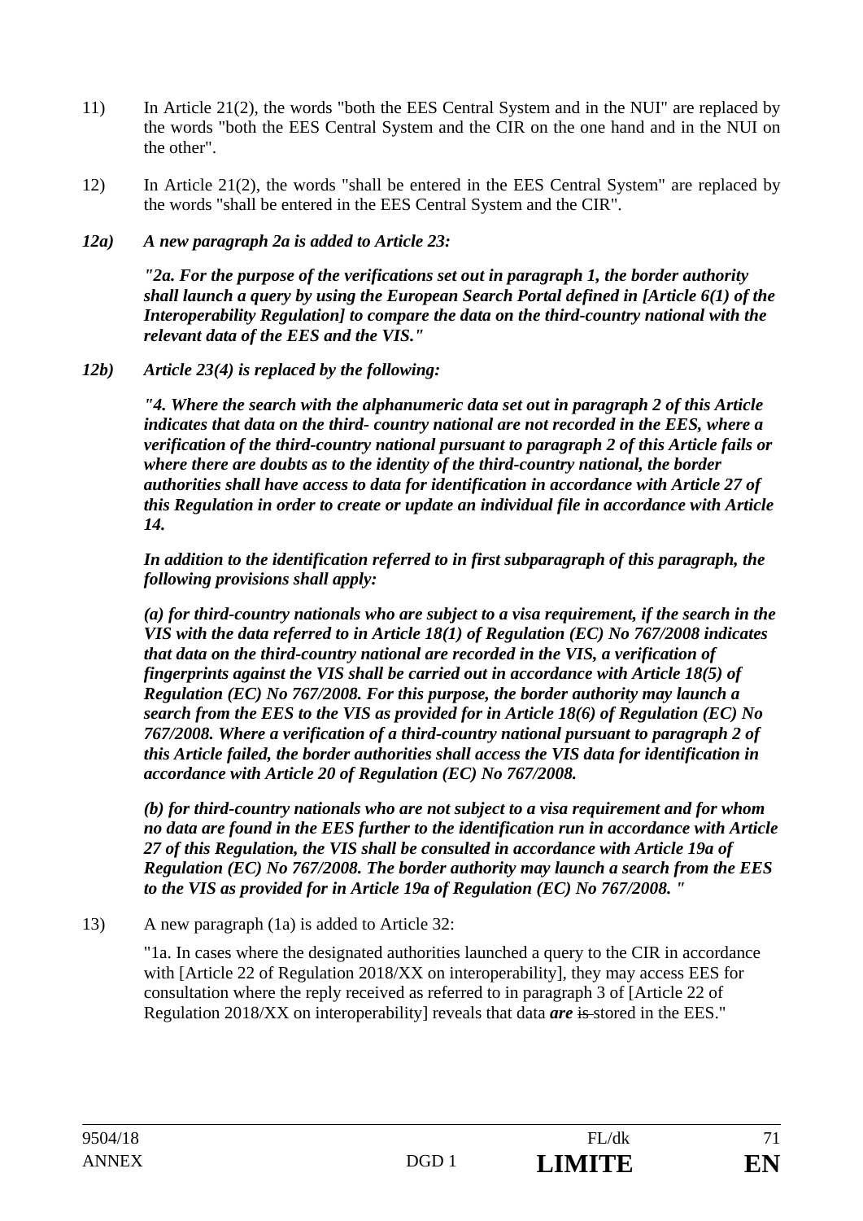11) In Article 21(2), the words "both the EES Central System and in the NUI" are replaced by the words "both the EES Central System and the CIR on the one hand and in the NUI on the other".

12) In Article 21(2), the words "shall be entered in the EES Central System" are replaced by the words "shall be entered in the EES Central System and the CIR".

***12a) A new paragraph 2a is added to Article 23:***

***"2a. For the purpose of the verifications set out in paragraph 1, the border authority shall launch a query by using the European Search Portal defined in [Article 6(1) of the Interoperability Regulation] to compare the data on the third-country national with the relevant data of the EES and the VIS."***

***12b) Article 23(4) is replaced by the following:***

***"4. Where the search with the alphanumeric data set out in paragraph 2 of this Article indicates that data on the third- country national are not recorded in the EES, where a verification of the third-country national pursuant to paragraph 2 of this Article fails or where there are doubts as to the identity of the third-country national, the border authorities shall have access to data for identification in accordance with Article 27 of this Regulation in order to create or update an individual file in accordance with Article 14.***

***In addition to the identification referred to in first subparagraph of this paragraph, the following provisions shall apply:***

***(a) for third-country nationals who are subject to a visa requirement, if the search in the VIS with the data referred to in Article 18(1) of Regulation (EC) No 767/2008 indicates that data on the third-country national are recorded in the VIS, a verification of fingerprints against the VIS shall be carried out in accordance with Article 18(5) of Regulation (EC) No 767/2008. For this purpose, the border authority may launch a search from the EES to the VIS as provided for in Article 18(6) of Regulation (EC) No 767/2008. Where a verification of a third-country national pursuant to paragraph 2 of this Article failed, the border authorities shall access the VIS data for identification in accordance with Article 20 of Regulation (EC) No 767/2008.***

***(b) for third-country nationals who are not subject to a visa requirement and for whom no data are found in the EES further to the identification run in accordance with Article 27 of this Regulation, the VIS shall be consulted in accordance with Article 19a of Regulation (EC) No 767/2008. The border authority may launch a search from the EES to the VIS as provided for in Article 19a of Regulation (EC) No 767/2008. "***

13) A new paragraph (1a) is added to Article 32:

"1a. In cases where the designated authorities launched a query to the CIR in accordance with [Article 22 of Regulation 2018/XX on interoperability], they may access EES for consultation where the reply received as referred to in paragraph 3 of [Article 22 of Regulation 2018/XX on interoperability] reveals that data ***are*** ~~is~~ stored in the EES."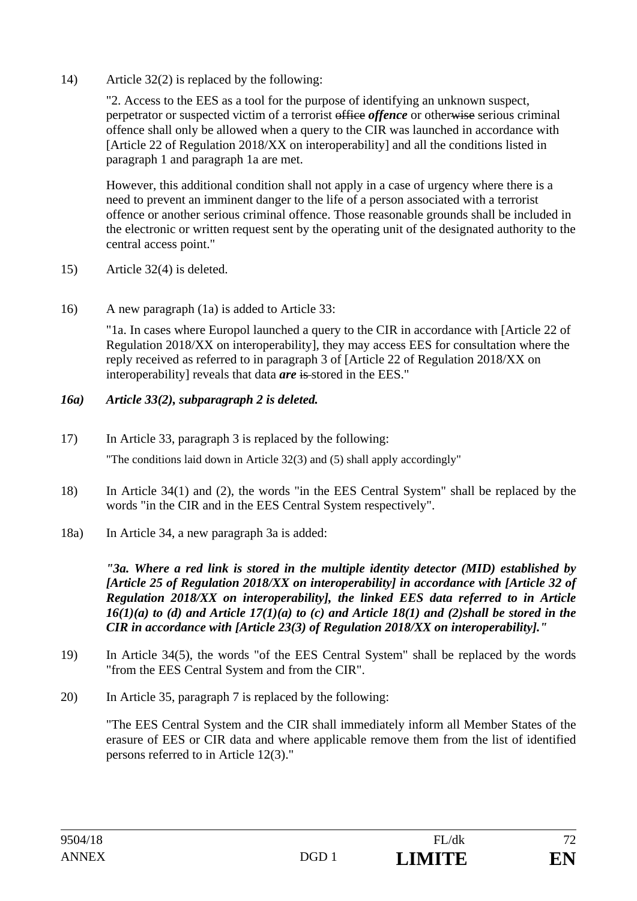14) Article 32(2) is replaced by the following:

"2. Access to the EES as a tool for the purpose of identifying an unknown suspect, perpetrator or suspected victim of a terrorist ~~office~~ ***offence*** or other~~wise~~ serious criminal offence shall only be allowed when a query to the CIR was launched in accordance with [Article 22 of Regulation 2018/XX on interoperability] and all the conditions listed in paragraph 1 and paragraph 1a are met.

However, this additional condition shall not apply in a case of urgency where there is a need to prevent an imminent danger to the life of a person associated with a terrorist offence or another serious criminal offence. Those reasonable grounds shall be included in the electronic or written request sent by the operating unit of the designated authority to the central access point."

15) Article 32(4) is deleted.

16) A new paragraph (1a) is added to Article 33:

"1a. In cases where Europol launched a query to the CIR in accordance with [Article 22 of Regulation 2018/XX on interoperability], they may access EES for consultation where the reply received as referred to in paragraph 3 of [Article 22 of Regulation 2018/XX on interoperability] reveals that data ***are*** ~~is~~ stored in the EES."

***16a) Article 33(2), subparagraph 2 is deleted.***

17) In Article 33, paragraph 3 is replaced by the following:

"The conditions laid down in Article 32(3) and (5) shall apply accordingly"

18) In Article 34(1) and (2), the words "in the EES Central System" shall be replaced by the words "in the CIR and in the EES Central System respectively".

18a) In Article 34, a new paragraph 3a is added:

***"3a. Where a red link is stored in the multiple identity detector (MID) established by [Article 25 of Regulation 2018/XX on interoperability] in accordance with [Article 32 of Regulation 2018/XX on interoperability], the linked EES data referred to in Article 16(1)(a) to (d) and Article 17(1)(a) to (c) and Article 18(1) and (2)shall be stored in the CIR in accordance with [Article 23(3) of Regulation 2018/XX on interoperability]."***

19) In Article 34(5), the words "of the EES Central System" shall be replaced by the words "from the EES Central System and from the CIR".

20) In Article 35, paragraph 7 is replaced by the following:

"The EES Central System and the CIR shall immediately inform all Member States of the erasure of EES or CIR data and where applicable remove them from the list of identified persons referred to in Article 12(3)."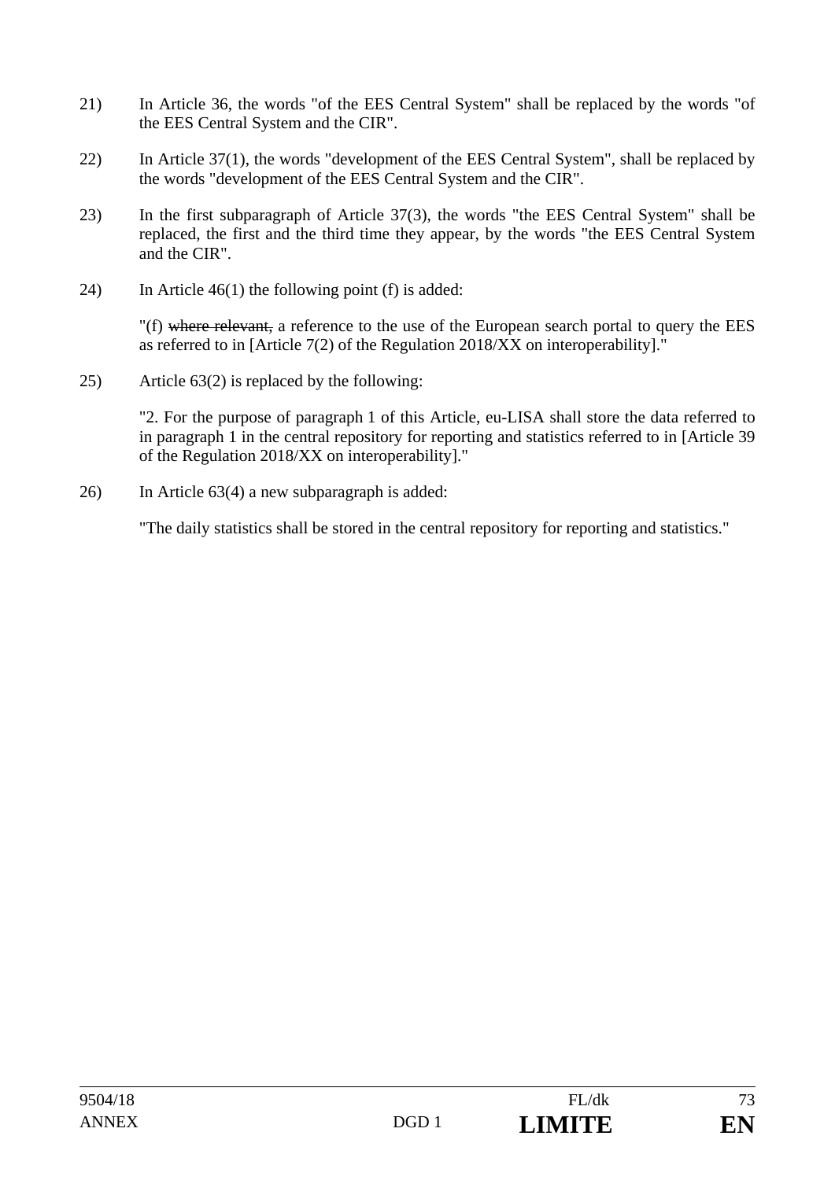21) In Article 36, the words "of the EES Central System" shall be replaced by the words "of the EES Central System and the CIR".

22) In Article 37(1), the words "development of the EES Central System", shall be replaced by the words "development of the EES Central System and the CIR".

23) In the first subparagraph of Article 37(3), the words "the EES Central System" shall be replaced, the first and the third time they appear, by the words "the EES Central System and the CIR".

24) In Article 46(1) the following point (f) is added:

"(f) ~~where relevant,~~ a reference to the use of the European search portal to query the EES as referred to in [Article 7(2) of the Regulation 2018/XX on interoperability]."

25) Article 63(2) is replaced by the following:

"2. For the purpose of paragraph 1 of this Article, eu-LISA shall store the data referred to in paragraph 1 in the central repository for reporting and statistics referred to in [Article 39 of the Regulation 2018/XX on interoperability]."

26) In Article 63(4) a new subparagraph is added:

"The daily statistics shall be stored in the central repository for reporting and statistics."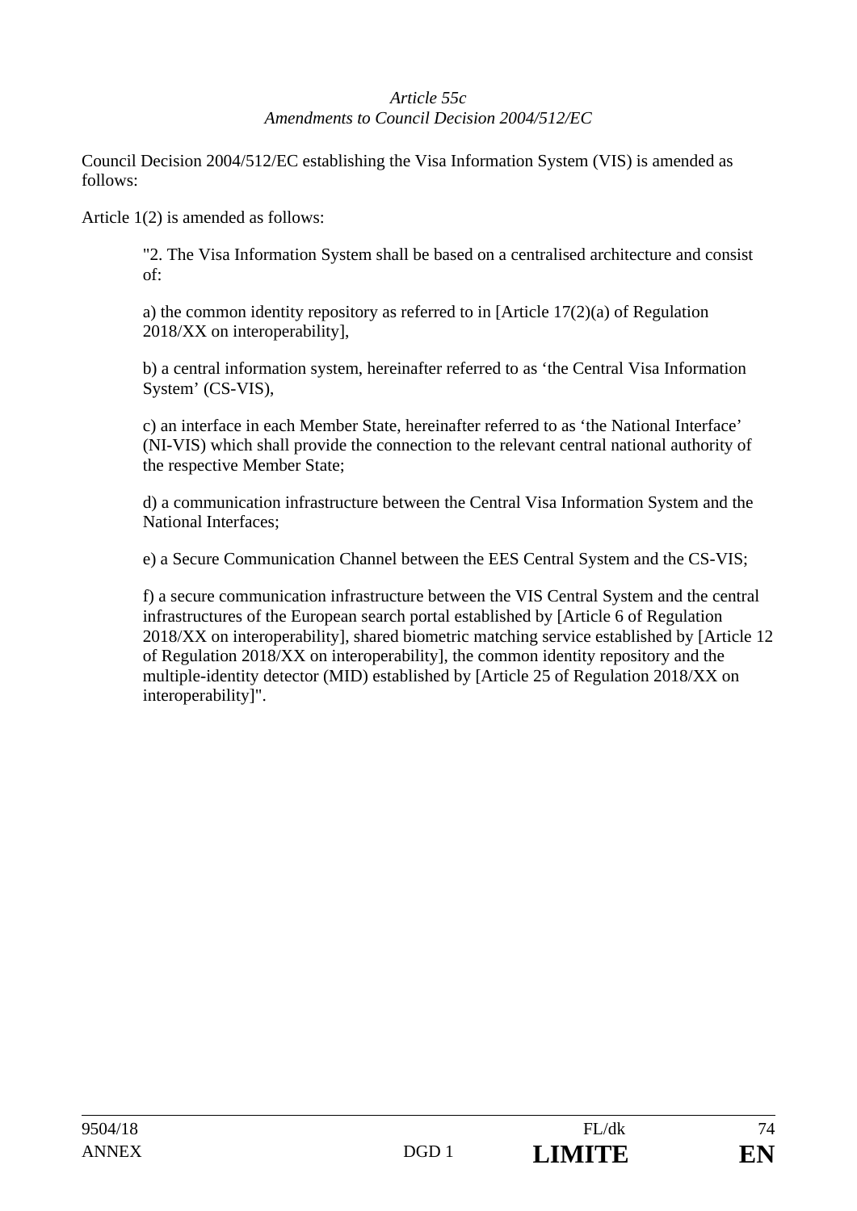*Article 55c*
*Amendments to Council Decision 2004/512/EC*

Council Decision 2004/512/EC establishing the Visa Information System (VIS) is amended as follows:

Article 1(2) is amended as follows:

"2. The Visa Information System shall be based on a centralised architecture and consist of:

a) the common identity repository as referred to in [Article 17(2)(a) of Regulation 2018/XX on interoperability],

b) a central information system, hereinafter referred to as 'the Central Visa Information System' (CS-VIS),

c) an interface in each Member State, hereinafter referred to as 'the National Interface' (NI-VIS) which shall provide the connection to the relevant central national authority of the respective Member State;

d) a communication infrastructure between the Central Visa Information System and the National Interfaces;

e) a Secure Communication Channel between the EES Central System and the CS-VIS;

f) a secure communication infrastructure between the VIS Central System and the central infrastructures of the European search portal established by [Article 6 of Regulation 2018/XX on interoperability], shared biometric matching service established by [Article 12 of Regulation 2018/XX on interoperability], the common identity repository and the multiple-identity detector (MID) established by [Article 25 of Regulation 2018/XX on interoperability]".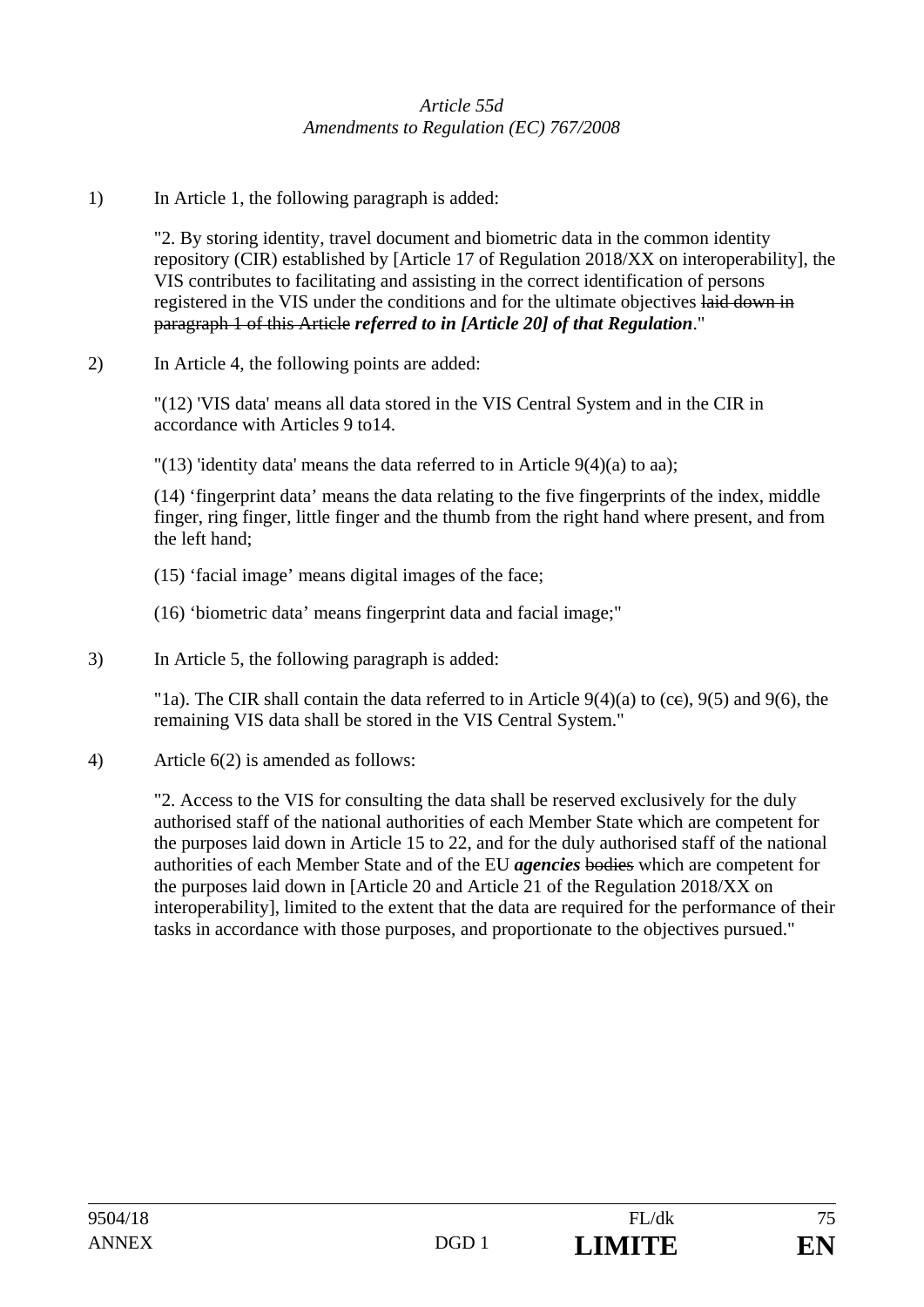*Article 55d*
*Amendments to Regulation (EC) 767/2008*

1) In Article 1, the following paragraph is added:

"2. By storing identity, travel document and biometric data in the common identity repository (CIR) established by [Article 17 of Regulation 2018/XX on interoperability], the VIS contributes to facilitating and assisting in the correct identification of persons registered in the VIS under the conditions and for the ultimate objectives ~~laid down in paragraph 1 of this Article~~ ***referred to in [Article 20] of that Regulation***."

2) In Article 4, the following points are added:

"(12) 'VIS data' means all data stored in the VIS Central System and in the CIR in accordance with Articles 9 to14.

"(13) 'identity data' means the data referred to in Article 9(4)(a) to aa);

(14) 'fingerprint data' means the data relating to the five fingerprints of the index, middle finger, ring finger, little finger and the thumb from the right hand where present, and from the left hand;

(15) 'facial image' means digital images of the face;

(16) 'biometric data' means fingerprint data and facial image;"

3) In Article 5, the following paragraph is added:

"1a). The CIR shall contain the data referred to in Article 9(4)(a) to (c~~c~~), 9(5) and 9(6), the remaining VIS data shall be stored in the VIS Central System."

4) Article 6(2) is amended as follows:

"2. Access to the VIS for consulting the data shall be reserved exclusively for the duly authorised staff of the national authorities of each Member State which are competent for the purposes laid down in Article 15 to 22, and for the duly authorised staff of the national authorities of each Member State and of the EU ***agencies*** ~~bodies~~ which are competent for the purposes laid down in [Article 20 and Article 21 of the Regulation 2018/XX on interoperability], limited to the extent that the data are required for the performance of their tasks in accordance with those purposes, and proportionate to the objectives pursued."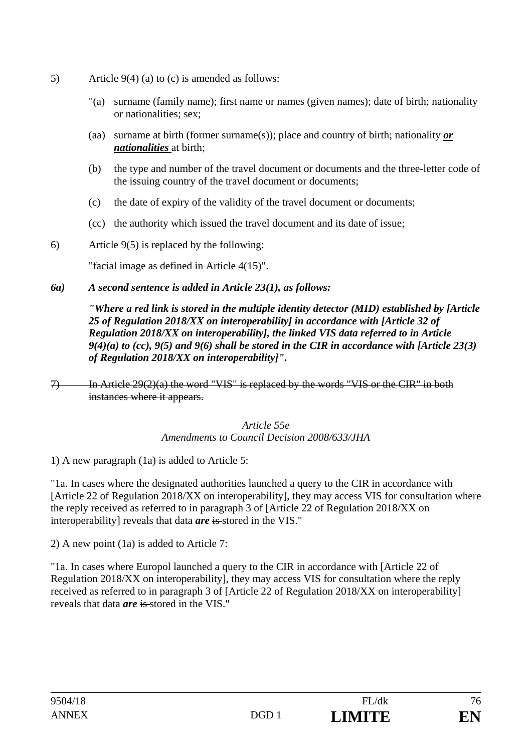5) Article 9(4) (a) to (c) is amended as follows:

"(a) surname (family name); first name or names (given names); date of birth; nationality or nationalities; sex;

(aa) surname at birth (former surname(s)); place and country of birth; nationality ***or nationalities*** at birth;

(b) the type and number of the travel document or documents and the three-letter code of the issuing country of the travel document or documents;

(c) the date of expiry of the validity of the travel document or documents;

(cc) the authority which issued the travel document and its date of issue;

6) Article 9(5) is replaced by the following:

"facial image ~~as defined in Article 4(15)~~".

***6a) A second sentence is added in Article 23(1), as follows:***

***"Where a red link is stored in the multiple identity detector (MID) established by [Article 25 of Regulation 2018/XX on interoperability] in accordance with [Article 32 of Regulation 2018/XX on interoperability], the linked VIS data referred to in Article 9(4)(a) to (cc), 9(5) and 9(6) shall be stored in the CIR in accordance with [Article 23(3) of Regulation 2018/XX on interoperability]".***

~~7) In Article 29(2)(a) the word "VIS" is replaced by the words "VIS or the CIR" in both instances where it appears.~~

*Article 55e*
*Amendments to Council Decision 2008/633/JHA*

1) A new paragraph (1a) is added to Article 5:

"1a. In cases where the designated authorities launched a query to the CIR in accordance with [Article 22 of Regulation 2018/XX on interoperability], they may access VIS for consultation where the reply received as referred to in paragraph 3 of [Article 22 of Regulation 2018/XX on interoperability] reveals that data ***are*** ~~is~~ stored in the VIS."

2) A new point (1a) is added to Article 7:

"1a. In cases where Europol launched a query to the CIR in accordance with [Article 22 of Regulation 2018/XX on interoperability], they may access VIS for consultation where the reply received as referred to in paragraph 3 of [Article 22 of Regulation 2018/XX on interoperability] reveals that data ***are*** ~~is~~ stored in the VIS."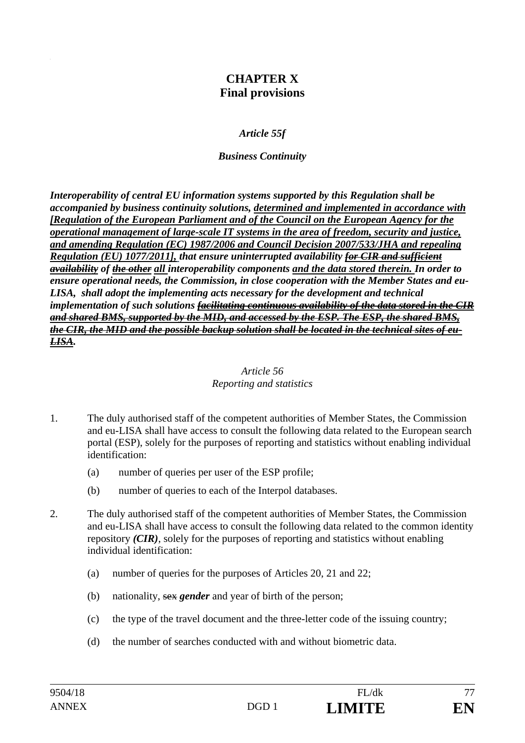# CHAPTER X
# Final provisions

### *Article 55f*

### *Business Continuity*

***Interoperability of central EU information systems supported by this Regulation shall be accompanied by business continuity solutions, <u>determined and implemented in accordance with [Regulation of the European Parliament and of the Council on the European Agency for the operational management of large-scale IT systems in the area of freedom, security and justice, and amending Regulation (EC) 1987/2006 and Council Decision 2007/533/JHA and repealing Regulation (EU) 1077/2011],</u> that ensure uninterrupted availability ~~<u>for CIR and sufficient availability</u>~~ of ~~<u>the other</u>~~ <u>all</u> interoperability components <u>and the data stored therein.</u> In order to ensure operational needs, the Commission, in close cooperation with the Member States and eu-LISA, shall adopt the implementing acts necessary for the development and technical implementation of such solutions ~~<u>facilitating continuous availability of the data stored in the CIR and shared BMS, supported by the MID, and accessed by the ESP. The ESP, the shared BMS, the CIR, the MID and the possible backup solution shall be located in the technical sites of eu-LISA</u>~~.***

### *Article 56*
### *Reporting and statistics*

1. The duly authorised staff of the competent authorities of Member States, the Commission and eu-LISA shall have access to consult the following data related to the European search portal (ESP), solely for the purposes of reporting and statistics without enabling individual identification:

   (a) number of queries per user of the ESP profile;

   (b) number of queries to each of the Interpol databases.

2. The duly authorised staff of the competent authorities of Member States, the Commission and eu-LISA shall have access to consult the following data related to the common identity repository ***(CIR)***, solely for the purposes of reporting and statistics without enabling individual identification:

   (a) number of queries for the purposes of Articles 20, 21 and 22;

   (b) nationality, ~~sex~~ ***gender*** and year of birth of the person;

   (c) the type of the travel document and the three-letter code of the issuing country;

   (d) the number of searches conducted with and without biometric data.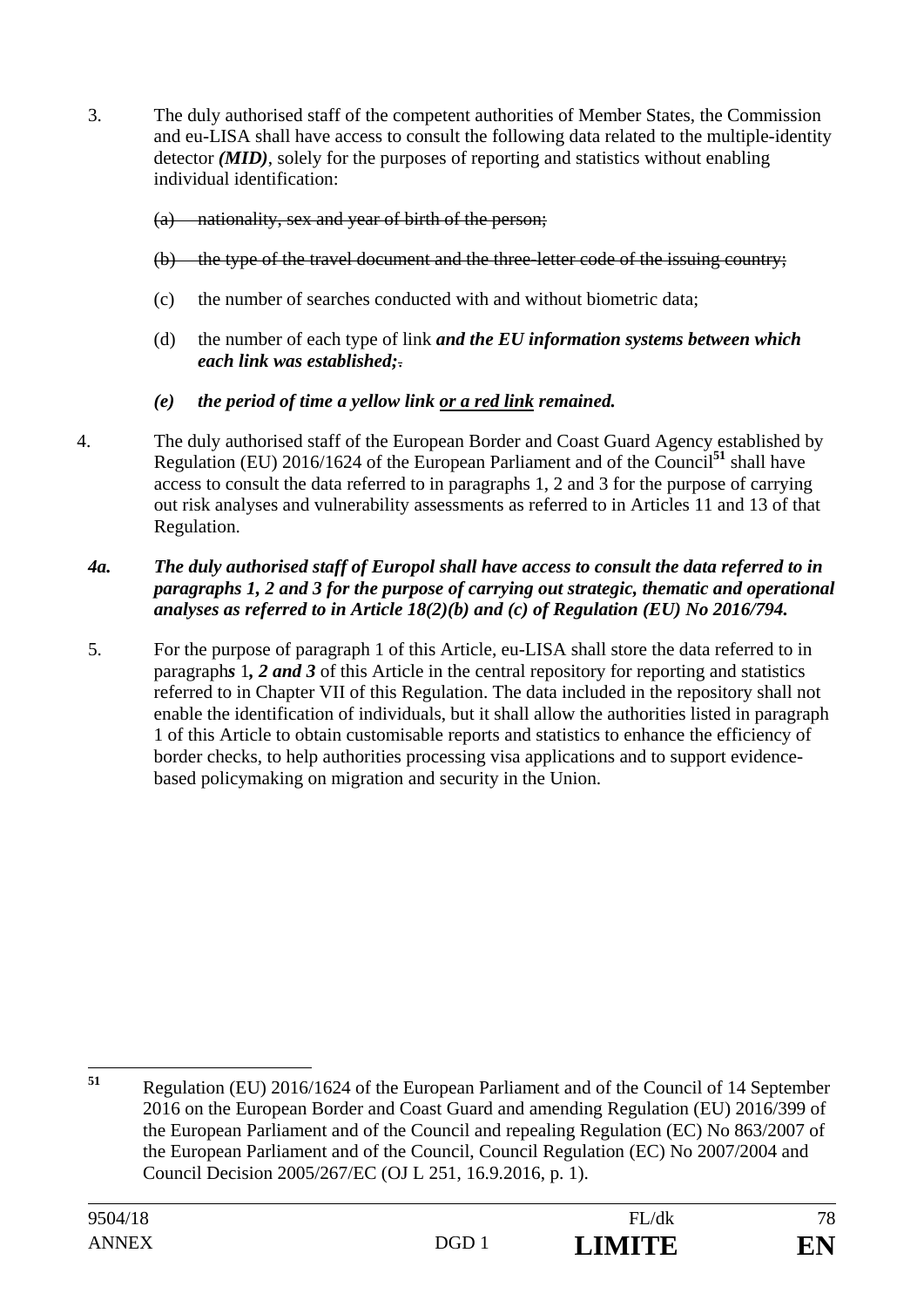3. The duly authorised staff of the competent authorities of Member States, the Commission and eu-LISA shall have access to consult the following data related to the multiple-identity detector ***(MID)***, solely for the purposes of reporting and statistics without enabling individual identification:

   ~~(a) nationality, sex and year of birth of the person;~~

   ~~(b) the type of the travel document and the three-letter code of the issuing country;~~

   (c) the number of searches conducted with and without biometric data;

   (d) the number of each type of link ***and the EU information systems between which each link was established;***~~.~~

   ***(e) the period of time a yellow link <u>or a red link</u> remained.***

4. The duly authorised staff of the European Border and Coast Guard Agency established by Regulation (EU) 2016/1624 of the European Parliament and of the Council[51] shall have access to consult the data referred to in paragraphs 1, 2 and 3 for the purpose of carrying out risk analyses and vulnerability assessments as referred to in Articles 11 and 13 of that Regulation.

***4a. The duly authorised staff of Europol shall have access to consult the data referred to in paragraphs 1, 2 and 3 for the purpose of carrying out strategic, thematic and operational analyses as referred to in Article 18(2)(b) and (c) of Regulation (EU) No 2016/794.***

5. For the purpose of paragraph 1 of this Article, eu-LISA shall store the data referred to in paragraph***s*** 1***, 2 and 3*** of this Article in the central repository for reporting and statistics referred to in Chapter VII of this Regulation. The data included in the repository shall not enable the identification of individuals, but it shall allow the authorities listed in paragraph 1 of this Article to obtain customisable reports and statistics to enhance the efficiency of border checks, to help authorities processing visa applications and to support evidence-based policymaking on migration and security in the Union.

---

[51] Regulation (EU) 2016/1624 of the European Parliament and of the Council of 14 September 2016 on the European Border and Coast Guard and amending Regulation (EU) 2016/399 of the European Parliament and of the Council and repealing Regulation (EC) No 863/2007 of the European Parliament and of the Council, Council Regulation (EC) No 2007/2004 and Council Decision 2005/267/EC (OJ L 251, 16.9.2016, p. 1).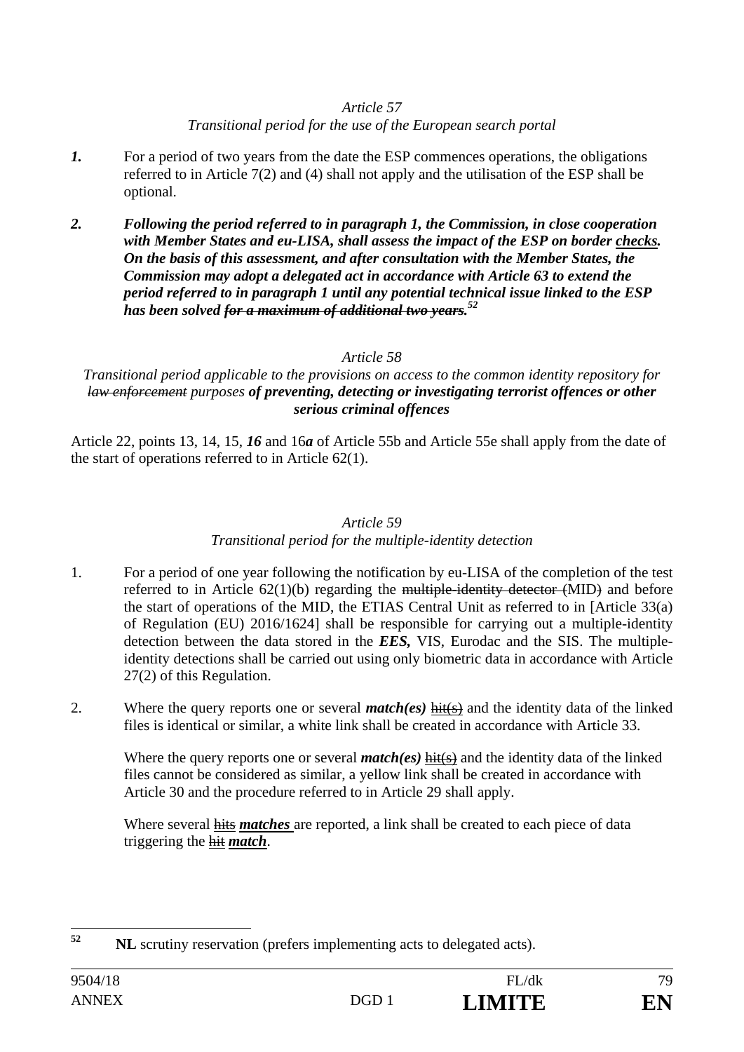*Article 57*
*Transitional period for the use of the European search portal*

***1.*** For a period of two years from the date the ESP commences operations, the obligations referred to in Article 7(2) and (4) shall not apply and the utilisation of the ESP shall be optional.

***2.*** ***Following the period referred to in paragraph 1, the Commission, in close cooperation with Member States and eu-LISA, shall assess the impact of the ESP on border checks. On the basis of this assessment, and after consultation with the Member States, the Commission may adopt a delegated act in accordance with Article 63 to extend the period referred to in paragraph 1 until any potential technical issue linked to the ESP has been solved ~~for a maximum of additional two years~~.***[52]

*Article 58*
*Transitional period applicable to the provisions on access to the common identity repository for ~~law enforcement~~ purposes* ***of preventing, detecting or investigating terrorist offences or other serious criminal offences***

Article 22, points 13, 14, 15, ***16*** and 16***a*** of Article 55b and Article 55e shall apply from the date of the start of operations referred to in Article 62(1).

*Article 59*
*Transitional period for the multiple-identity detection*

1. For a period of one year following the notification by eu-LISA of the completion of the test referred to in Article 62(1)(b) regarding the ~~multiple-identity detector (~~MID~~)~~ and before the start of operations of the MID, the ETIAS Central Unit as referred to in [Article 33(a) of Regulation (EU) 2016/1624] shall be responsible for carrying out a multiple-identity detection between the data stored in the ***EES,*** VIS, Eurodac and the SIS. The multiple-identity detections shall be carried out using only biometric data in accordance with Article 27(2) of this Regulation.

2. Where the query reports one or several ***match(es)*** ~~hit(s)~~ and the identity data of the linked files is identical or similar, a white link shall be created in accordance with Article 33.

   Where the query reports one or several ***match(es)*** ~~hit(s)~~ and the identity data of the linked files cannot be considered as similar, a yellow link shall be created in accordance with Article 30 and the procedure referred to in Article 29 shall apply.

   Where several ~~hits~~ ***matches*** are reported, a link shall be created to each piece of data triggering the ~~hit~~ ***match***.

---

[52] **NL** scrutiny reservation (prefers implementing acts to delegated acts).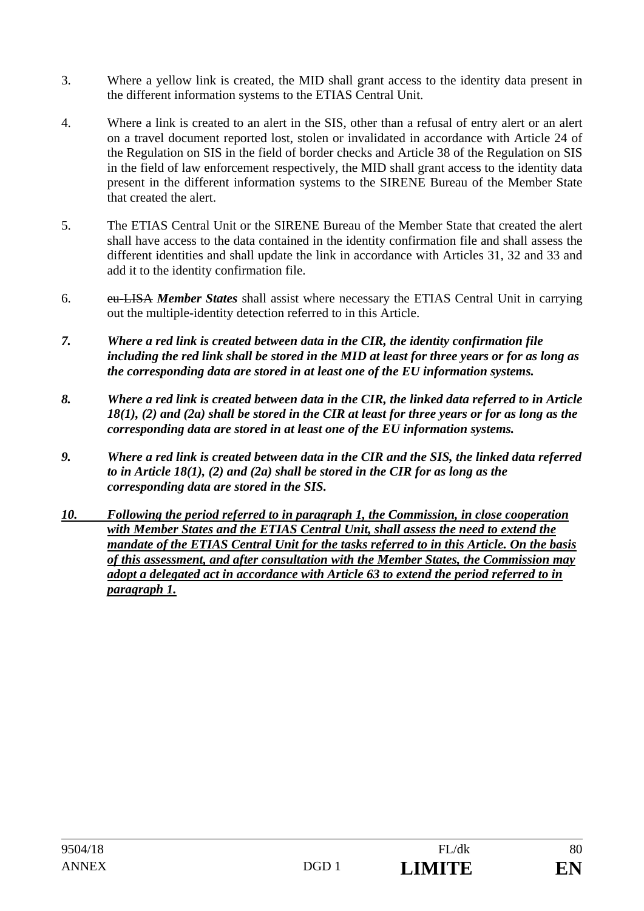3. Where a yellow link is created, the MID shall grant access to the identity data present in the different information systems to the ETIAS Central Unit.

4. Where a link is created to an alert in the SIS, other than a refusal of entry alert or an alert on a travel document reported lost, stolen or invalidated in accordance with Article 24 of the Regulation on SIS in the field of border checks and Article 38 of the Regulation on SIS in the field of law enforcement respectively, the MID shall grant access to the identity data present in the different information systems to the SIRENE Bureau of the Member State that created the alert.

5. The ETIAS Central Unit or the SIRENE Bureau of the Member State that created the alert shall have access to the data contained in the identity confirmation file and shall assess the different identities and shall update the link in accordance with Articles 31, 32 and 33 and add it to the identity confirmation file.

6. ~~eu-LISA~~ ***Member States*** shall assist where necessary the ETIAS Central Unit in carrying out the multiple-identity detection referred to in this Article.

***7. Where a red link is created between data in the CIR, the identity confirmation file including the red link shall be stored in the MID at least for three years or for as long as the corresponding data are stored in at least one of the EU information systems.***

***8. Where a red link is created between data in the CIR, the linked data referred to in Article 18(1), (2) and (2a) shall be stored in the CIR at least for three years or for as long as the corresponding data are stored in at least one of the EU information systems.***

***9. Where a red link is created between data in the CIR and the SIS, the linked data referred to in Article 18(1), (2) and (2a) shall be stored in the CIR for as long as the corresponding data are stored in the SIS.***

***<u>10. Following the period referred to in paragraph 1, the Commission, in close cooperation with Member States and the ETIAS Central Unit, shall assess the need to extend the mandate of the ETIAS Central Unit for the tasks referred to in this Article. On the basis of this assessment, and after consultation with the Member States, the Commission may adopt a delegated act in accordance with Article 63 to extend the period referred to in paragraph 1.</u>***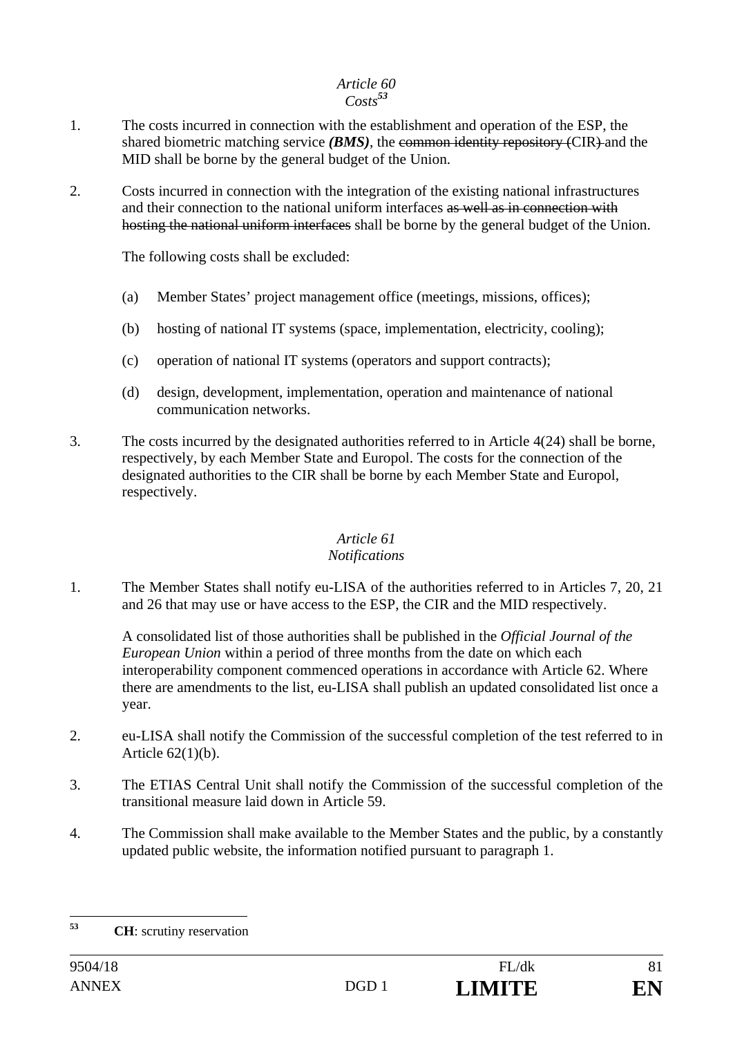*Article 60*
*Costs*[53]

1. The costs incurred in connection with the establishment and operation of the ESP, the shared biometric matching service ***(BMS)***, the ~~common identity repository (~~CIR~~)~~ and the MID shall be borne by the general budget of the Union.

2. Costs incurred in connection with the integration of the existing national infrastructures and their connection to the national uniform interfaces ~~as well as in connection with hosting the national uniform interfaces~~ shall be borne by the general budget of the Union.

   The following costs shall be excluded:

   (a) Member States' project management office (meetings, missions, offices);

   (b) hosting of national IT systems (space, implementation, electricity, cooling);

   (c) operation of national IT systems (operators and support contracts);

   (d) design, development, implementation, operation and maintenance of national communication networks.

3. The costs incurred by the designated authorities referred to in Article 4(24) shall be borne, respectively, by each Member State and Europol. The costs for the connection of the designated authorities to the CIR shall be borne by each Member State and Europol, respectively.

*Article 61*
*Notifications*

1. The Member States shall notify eu-LISA of the authorities referred to in Articles 7, 20, 21 and 26 that may use or have access to the ESP, the CIR and the MID respectively.

   A consolidated list of those authorities shall be published in the *Official Journal of the European Union* within a period of three months from the date on which each interoperability component commenced operations in accordance with Article 62. Where there are amendments to the list, eu-LISA shall publish an updated consolidated list once a year.

2. eu-LISA shall notify the Commission of the successful completion of the test referred to in Article 62(1)(b).

3. The ETIAS Central Unit shall notify the Commission of the successful completion of the transitional measure laid down in Article 59.

4. The Commission shall make available to the Member States and the public, by a constantly updated public website, the information notified pursuant to paragraph 1.

---

[53] **CH**: scrutiny reservation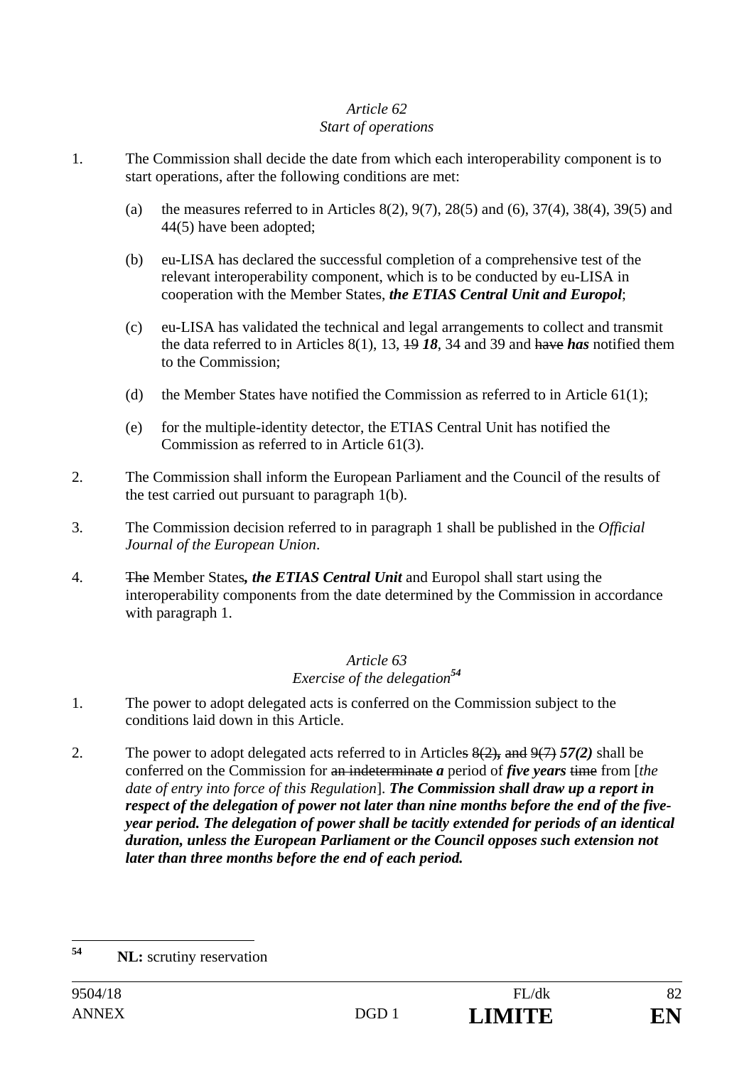*Article 62*
*Start of operations*

1. The Commission shall decide the date from which each interoperability component is to start operations, after the following conditions are met:

   (a) the measures referred to in Articles 8(2), 9(7), 28(5) and (6), 37(4), 38(4), 39(5) and 44(5) have been adopted;

   (b) eu-LISA has declared the successful completion of a comprehensive test of the relevant interoperability component, which is to be conducted by eu-LISA in cooperation with the Member States, ***the ETIAS Central Unit and Europol***;

   (c) eu-LISA has validated the technical and legal arrangements to collect and transmit the data referred to in Articles 8(1), 13, ~~19~~ ***18***, 34 and 39 and ~~have~~ ***has*** notified them to the Commission;

   (d) the Member States have notified the Commission as referred to in Article 61(1);

   (e) for the multiple-identity detector, the ETIAS Central Unit has notified the Commission as referred to in Article 61(3).

2. The Commission shall inform the European Parliament and the Council of the results of the test carried out pursuant to paragraph 1(b).

3. The Commission decision referred to in paragraph 1 shall be published in the *Official Journal of the European Union*.

4. ~~The~~ Member States***, the ETIAS Central Unit*** and Europol shall start using the interoperability components from the date determined by the Commission in accordance with paragraph 1.

*Article 63*
*Exercise of the delegation*[54]

1. The power to adopt delegated acts is conferred on the Commission subject to the conditions laid down in this Article.

2. The power to adopt delegated acts referred to in Article~~s~~ ~~8(2), and 9(7)~~ ***57(2)*** shall be conferred on the Commission for ~~an indeterminate~~ ***a*** period of ***five years*** ~~time~~ from [*the date of entry into force of this Regulation*]. ***The Commission shall draw up a report in respect of the delegation of power not later than nine months before the end of the five-year period. The delegation of power shall be tacitly extended for periods of an identical duration, unless the European Parliament or the Council opposes such extension not later than three months before the end of each period.***

[54] **NL:** scrutiny reservation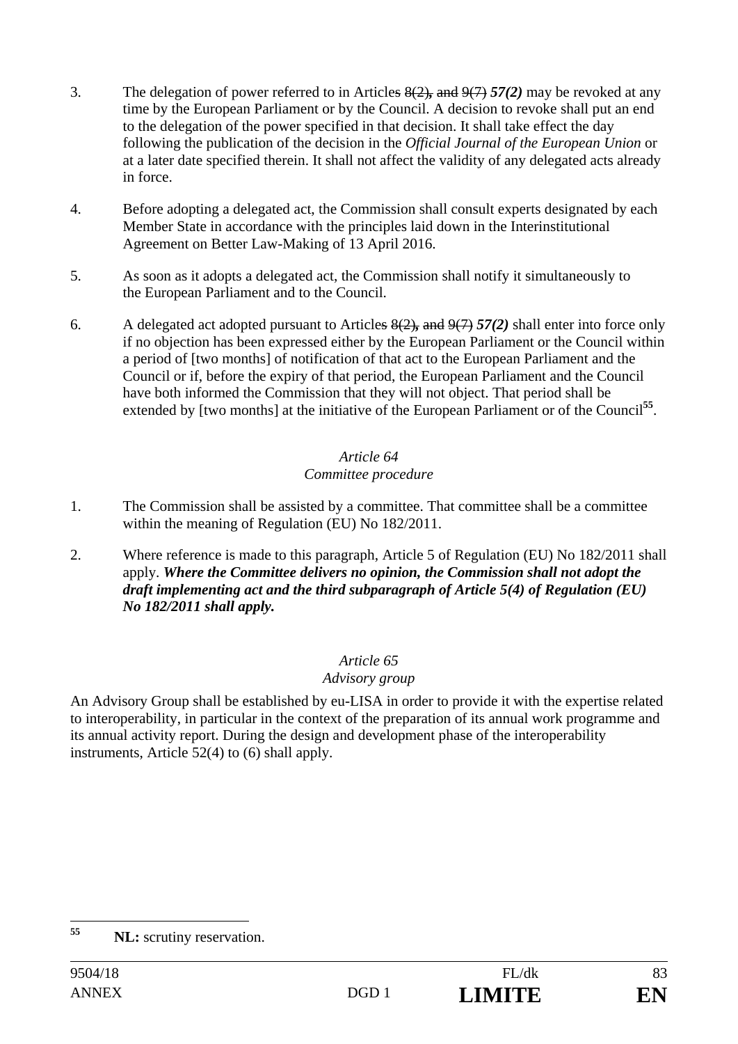3. The delegation of power referred to in Article~~s~~ ~~8(2)~~, ~~and~~ ~~9(7)~~ ***57(2)*** may be revoked at any time by the European Parliament or by the Council. A decision to revoke shall put an end to the delegation of the power specified in that decision. It shall take effect the day following the publication of the decision in the *Official Journal of the European Union* or at a later date specified therein. It shall not affect the validity of any delegated acts already in force.

4. Before adopting a delegated act, the Commission shall consult experts designated by each Member State in accordance with the principles laid down in the Interinstitutional Agreement on Better Law-Making of 13 April 2016.

5. As soon as it adopts a delegated act, the Commission shall notify it simultaneously to the European Parliament and to the Council.

6. A delegated act adopted pursuant to Article~~s~~ ~~8(2)~~, ~~and~~ ~~9(7)~~ ***57(2)*** shall enter into force only if no objection has been expressed either by the European Parliament or the Council within a period of [two months] of notification of that act to the European Parliament and the Council or if, before the expiry of that period, the European Parliament and the Council have both informed the Commission that they will not object. That period shall be extended by [two months] at the initiative of the European Parliament or of the Council[55].

*Article 64*
*Committee procedure*

1. The Commission shall be assisted by a committee. That committee shall be a committee within the meaning of Regulation (EU) No 182/2011.

2. Where reference is made to this paragraph, Article 5 of Regulation (EU) No 182/2011 shall apply. ***Where the Committee delivers no opinion, the Commission shall not adopt the draft implementing act and the third subparagraph of Article 5(4) of Regulation (EU) No 182/2011 shall apply.***

*Article 65*
*Advisory group*

An Advisory Group shall be established by eu-LISA in order to provide it with the expertise related to interoperability, in particular in the context of the preparation of its annual work programme and its annual activity report. During the design and development phase of the interoperability instruments, Article 52(4) to (6) shall apply.

[55] **NL:** scrutiny reservation.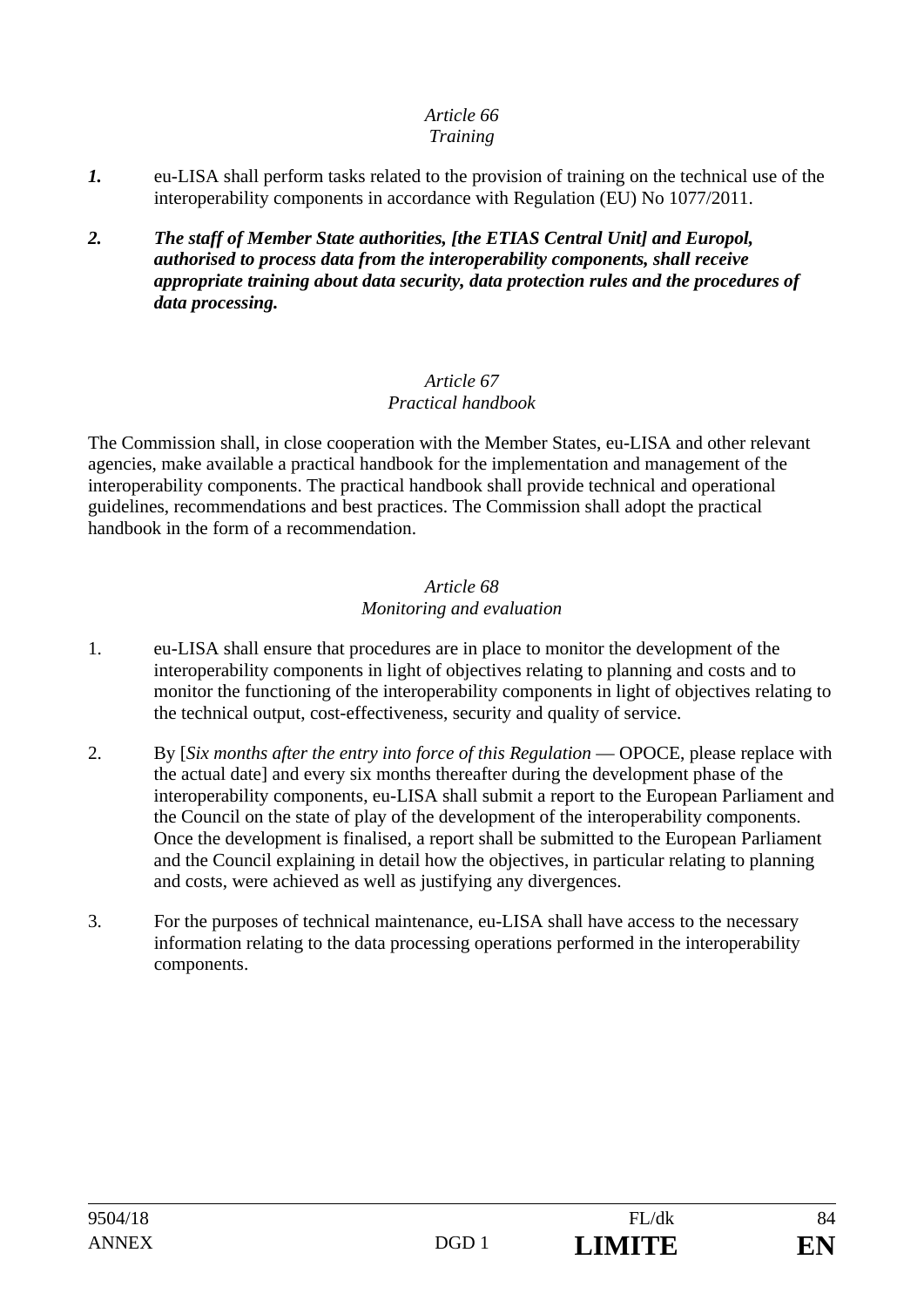*Article 66*
*Training*

***1.*** eu-LISA shall perform tasks related to the provision of training on the technical use of the interoperability components in accordance with Regulation (EU) No 1077/2011.

***2.*** ***The staff of Member State authorities, [the ETIAS Central Unit] and Europol, authorised to process data from the interoperability components, shall receive appropriate training about data security, data protection rules and the procedures of data processing.***

*Article 67*
*Practical handbook*

The Commission shall, in close cooperation with the Member States, eu-LISA and other relevant agencies, make available a practical handbook for the implementation and management of the interoperability components. The practical handbook shall provide technical and operational guidelines, recommendations and best practices. The Commission shall adopt the practical handbook in the form of a recommendation.

*Article 68*
*Monitoring and evaluation*

1. eu-LISA shall ensure that procedures are in place to monitor the development of the interoperability components in light of objectives relating to planning and costs and to monitor the functioning of the interoperability components in light of objectives relating to the technical output, cost-effectiveness, security and quality of service.

2. By [*Six months after the entry into force of this Regulation* — OPOCE, please replace with the actual date] and every six months thereafter during the development phase of the interoperability components, eu-LISA shall submit a report to the European Parliament and the Council on the state of play of the development of the interoperability components. Once the development is finalised, a report shall be submitted to the European Parliament and the Council explaining in detail how the objectives, in particular relating to planning and costs, were achieved as well as justifying any divergences.

3. For the purposes of technical maintenance, eu-LISA shall have access to the necessary information relating to the data processing operations performed in the interoperability components.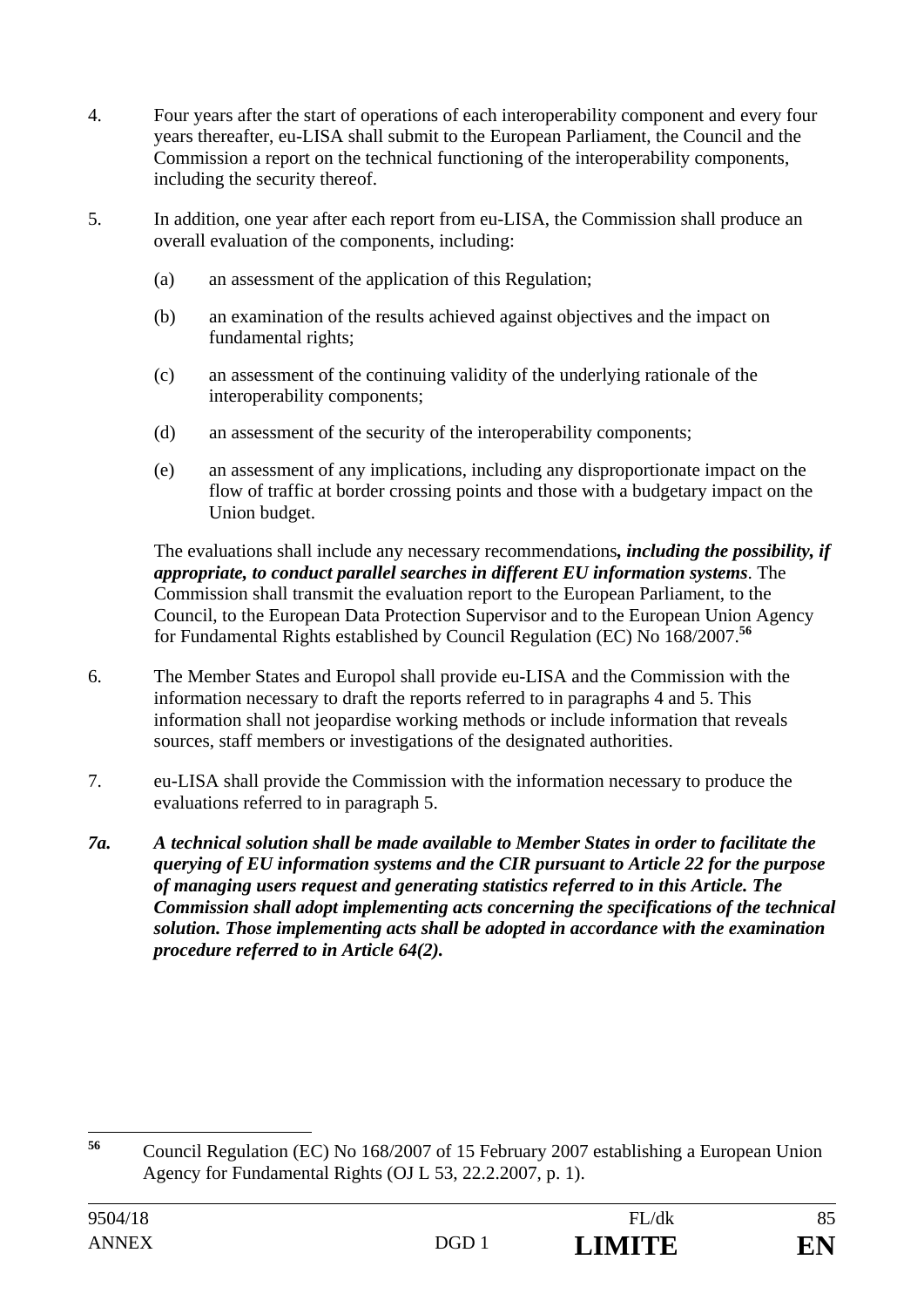4. Four years after the start of operations of each interoperability component and every four years thereafter, eu-LISA shall submit to the European Parliament, the Council and the Commission a report on the technical functioning of the interoperability components, including the security thereof.

5. In addition, one year after each report from eu-LISA, the Commission shall produce an overall evaluation of the components, including:

   (a) an assessment of the application of this Regulation;

   (b) an examination of the results achieved against objectives and the impact on fundamental rights;

   (c) an assessment of the continuing validity of the underlying rationale of the interoperability components;

   (d) an assessment of the security of the interoperability components;

   (e) an assessment of any implications, including any disproportionate impact on the flow of traffic at border crossing points and those with a budgetary impact on the Union budget.

   The evaluations shall include any necessary recommendations***, including the possibility, if appropriate, to conduct parallel searches in different EU information systems***. The Commission shall transmit the evaluation report to the European Parliament, to the Council, to the European Data Protection Supervisor and to the European Union Agency for Fundamental Rights established by Council Regulation (EC) No 168/2007.[56]

6. The Member States and Europol shall provide eu-LISA and the Commission with the information necessary to draft the reports referred to in paragraphs 4 and 5. This information shall not jeopardise working methods or include information that reveals sources, staff members or investigations of the designated authorities.

7. eu-LISA shall provide the Commission with the information necessary to produce the evaluations referred to in paragraph 5.

***7a. A technical solution shall be made available to Member States in order to facilitate the querying of EU information systems and the CIR pursuant to Article 22 for the purpose of managing users request and generating statistics referred to in this Article. The Commission shall adopt implementing acts concerning the specifications of the technical solution. Those implementing acts shall be adopted in accordance with the examination procedure referred to in Article 64(2).***

---

[56] Council Regulation (EC) No 168/2007 of 15 February 2007 establishing a European Union Agency for Fundamental Rights (OJ L 53, 22.2.2007, p. 1).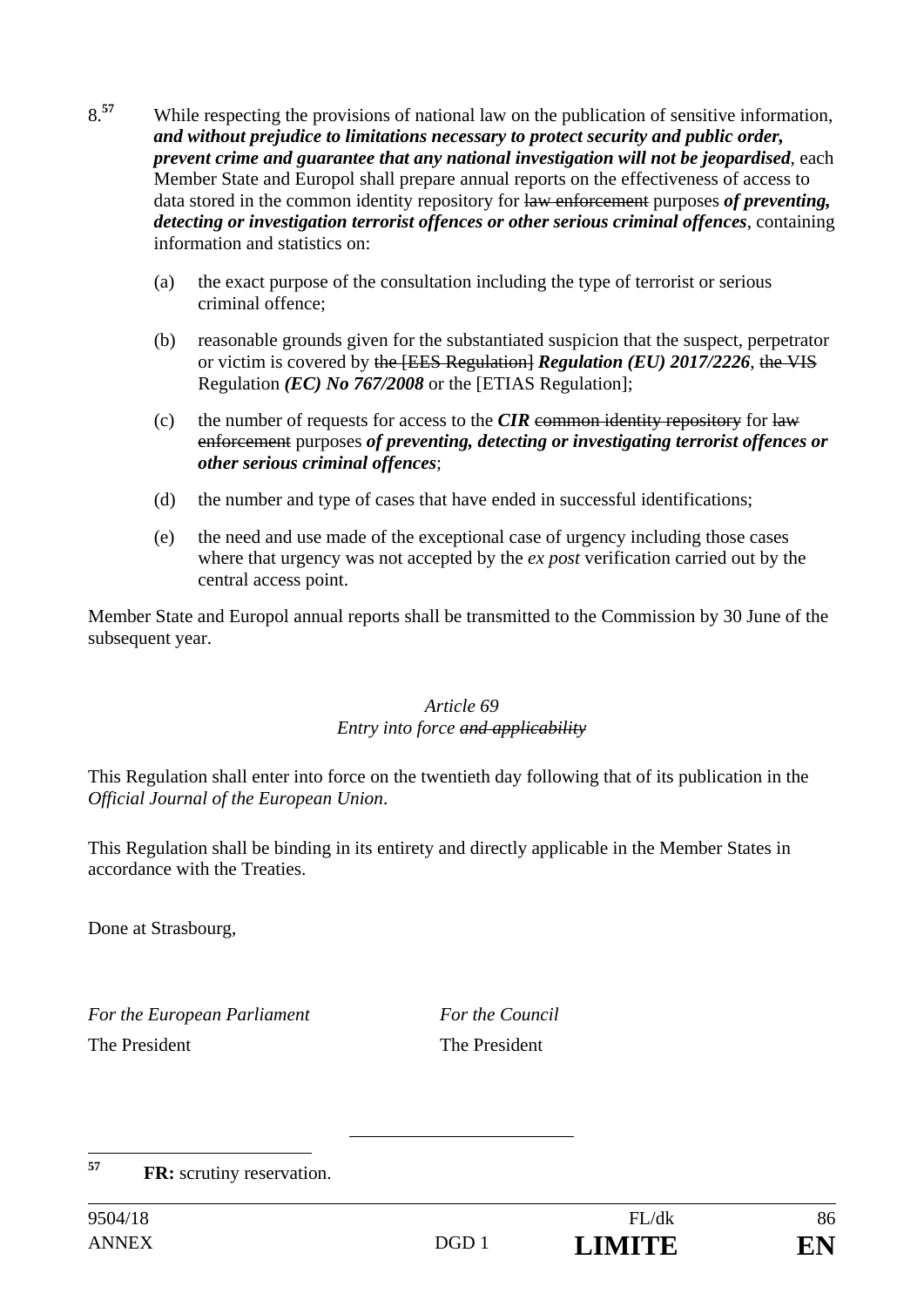8.[57] While respecting the provisions of national law on the publication of sensitive information, ***and without prejudice to limitations necessary to protect security and public order, prevent crime and guarantee that any national investigation will not be jeopardised***, each Member State and Europol shall prepare annual reports on the effectiveness of access to data stored in the common identity repository for ~~law enforcement~~ purposes ***of preventing, detecting or investigation terrorist offences or other serious criminal offences***, containing information and statistics on:

(a) the exact purpose of the consultation including the type of terrorist or serious criminal offence;

(b) reasonable grounds given for the substantiated suspicion that the suspect, perpetrator or victim is covered by ~~the [EES Regulation]~~ ***Regulation (EU) 2017/2226***, ~~the VIS~~ Regulation ***(EC) No 767/2008*** or the [ETIAS Regulation];

(c) the number of requests for access to the ***CIR*** ~~common identity repository~~ for ~~law enforcement~~ purposes ***of preventing, detecting or investigating terrorist offences or other serious criminal offences***;

(d) the number and type of cases that have ended in successful identifications;

(e) the need and use made of the exceptional case of urgency including those cases where that urgency was not accepted by the *ex post* verification carried out by the central access point.

Member State and Europol annual reports shall be transmitted to the Commission by 30 June of the subsequent year.

*Article 69*

*Entry into force ~~and applicability~~*

This Regulation shall enter into force on the twentieth day following that of its publication in the *Official Journal of the European Union*.

This Regulation shall be binding in its entirety and directly applicable in the Member States in accordance with the Treaties.

Done at Strasbourg,

| | |
|---|---|
| *For the European Parliament* | *For the Council* |
| The President | The President |

[57] **FR:** scrutiny reservation.